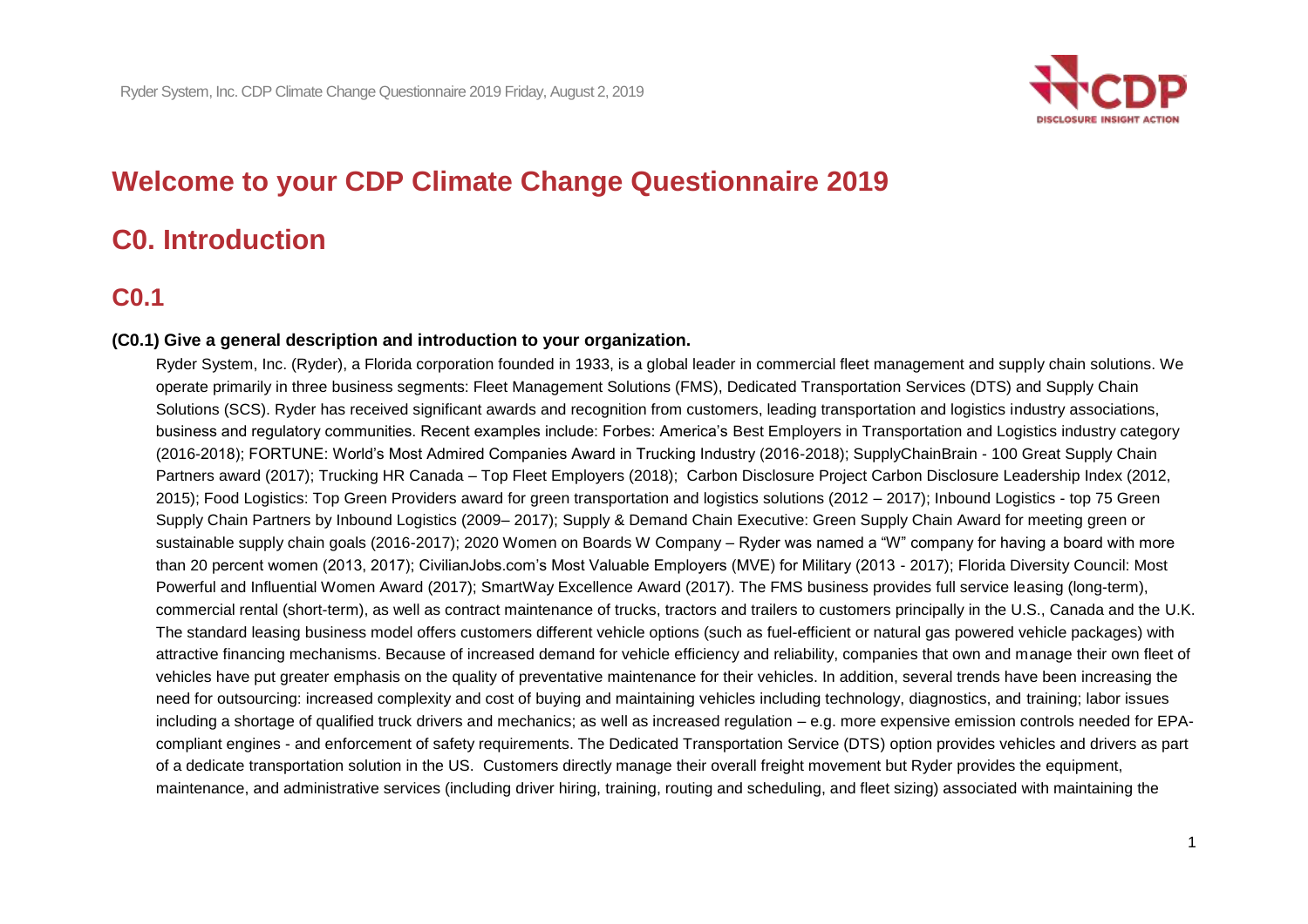# Welcome to your CDP Climate Change Questionnaire 2019

## C0. Introduction

### C0.1

**(C0.1) Give a general description and introduction to your organization.**

Ryder System, Inc. (Ryder), a Florida corporation founded in 1933, is a global leader in commercial fleet management and supply chain solutions. We operate primarily in three business segments: Fleet Management Solutions (FMS), Dedicated Transportation Services (DTS) and Supply Chain Solutions (SCS). Ryder has received significant awards and recognition from customers, leading transportation and logistics industry associations, business and regulatory communities. Recent examples include: Forbes: America's Best Employers in Transportation and Logistics industry category (2016-2018); FORTUNE: World's Most Admired Companies Award in Trucking Industry (2016-2018); SupplyChainBrain - 100 Great Supply Chain Partners award (2017); Trucking HR Canada – Top Fleet Employers (2018); Carbon Disclosure Project Carbon Disclosure Leadership Index (2012, 2015); Food Logistics: Top Green Providers award for green transportation and logistics solutions (2012 – 2017); Inbound Logistics - top 75 Green Supply Chain Partners by Inbound Logistics (2009– 2017); Supply & Demand Chain Executive: Green Supply Chain Award for meeting green or sustainable supply chain goals (2016-2017); 2020 Women on Boards W Company – Ryder was named a "W" company for having a board with more than 20 percent women (2013, 2017); CivilianJobs.com's Most Valuable Employers (MVE) for Military (2013 - 2017); Florida Diversity Council: Most Powerful and Influential Women Award (2017); SmartWay Excellence Award (2017). The FMS business provides full service leasing (long-term), commercial rental (short-term), as well as contract maintenance of trucks, tractors and trailers to customers principally in the U.S., Canada and the U.K. The standard leasing business model offers customers different vehicle options (such as fuel-efficient or natural gas powered vehicle packages) with attractive financing mechanisms. Because of increased demand for vehicle efficiency and reliability, companies that own and manage their own fleet of vehicles have put greater emphasis on the quality of preventative maintenance for their vehicles. In addition, several trends have been increasing the need for outsourcing: increased complexity and cost of buying and maintaining vehicles including technology, diagnostics, and training; labor issues including a shortage of qualified truck drivers and mechanics; as well as increased regulation – e.g. more expensive emission controls needed for EPA-compliant engines - and enforcement of safety requirements. The Dedicated Transportation Service (DTS) option provides vehicles and drivers as part of a dedicate transportation solution in the US. Customers directly manage their overall freight movement but Ryder provides the equipment, maintenance, and administrative services (including driver hiring, training, routing and scheduling, and fleet sizing) associated with maintaining the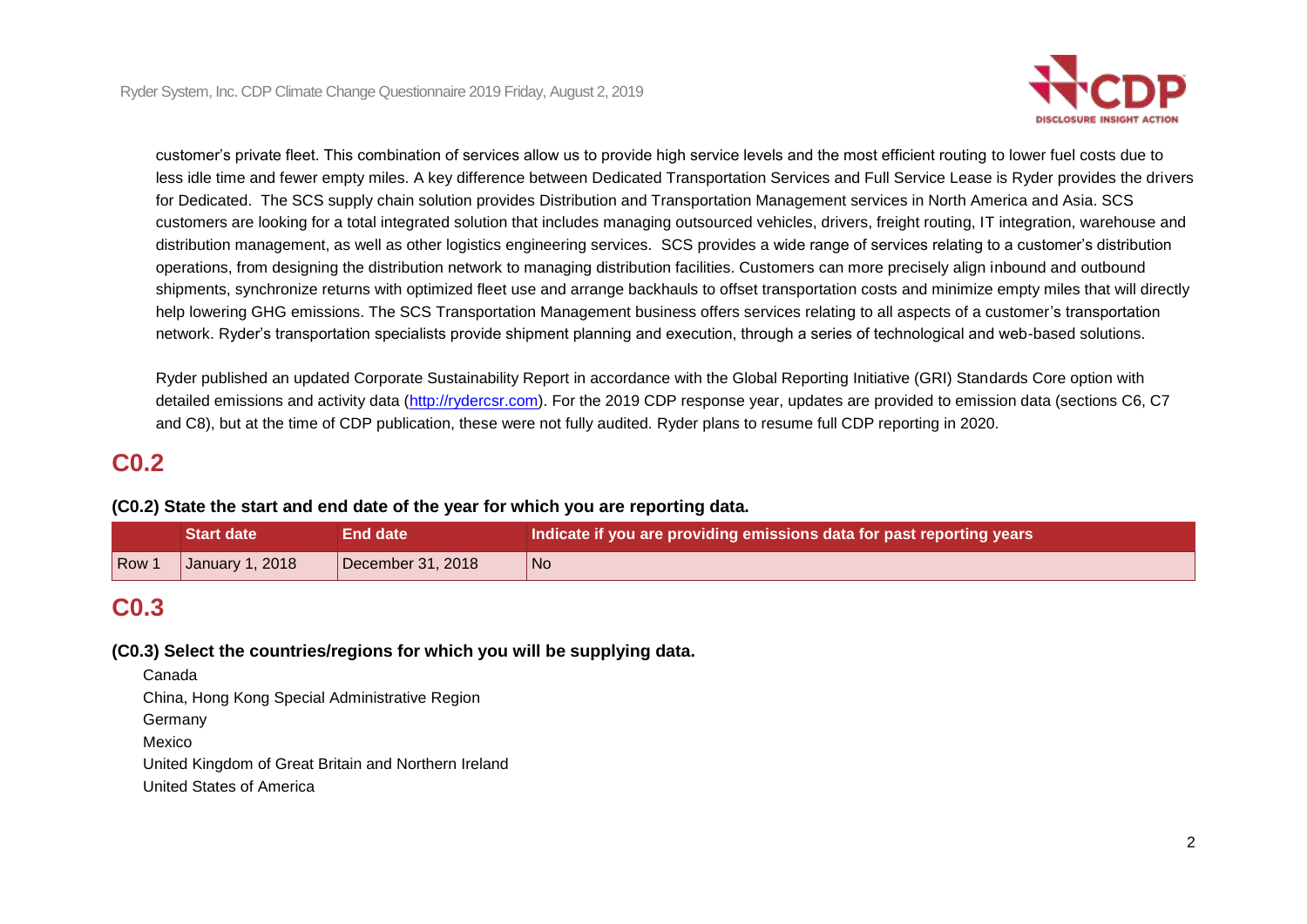customer's private fleet. This combination of services allow us to provide high service levels and the most efficient routing to lower fuel costs due to less idle time and fewer empty miles. A key difference between Dedicated Transportation Services and Full Service Lease is Ryder provides the drivers for Dedicated. The SCS supply chain solution provides Distribution and Transportation Management services in North America and Asia. SCS customers are looking for a total integrated solution that includes managing outsourced vehicles, drivers, freight routing, IT integration, warehouse and distribution management, as well as other logistics engineering services. SCS provides a wide range of services relating to a customer's distribution operations, from designing the distribution network to managing distribution facilities. Customers can more precisely align inbound and outbound shipments, synchronize returns with optimized fleet use and arrange backhauls to offset transportation costs and minimize empty miles that will directly help lowering GHG emissions. The SCS Transportation Management business offers services relating to all aspects of a customer's transportation network. Ryder's transportation specialists provide shipment planning and execution, through a series of technological and web-based solutions.

Ryder published an updated Corporate Sustainability Report in accordance with the Global Reporting Initiative (GRI) Standards Core option with detailed emissions and activity data (http://rydercsr.com). For the 2019 CDP response year, updates are provided to emission data (sections C6, C7 and C8), but at the time of CDP publication, these were not fully audited. Ryder plans to resume full CDP reporting in 2020.

# C0.2

**(C0.2) State the start and end date of the year for which you are reporting data.**

| | Start date | End date | Indicate if you are providing emissions data for past reporting years |
|---|---|---|---|
| Row 1 | January 1, 2018 | December 31, 2018 | No |

# C0.3

**(C0.3) Select the countries/regions for which you will be supplying data.**

Canada
China, Hong Kong Special Administrative Region
Germany
Mexico
United Kingdom of Great Britain and Northern Ireland
United States of America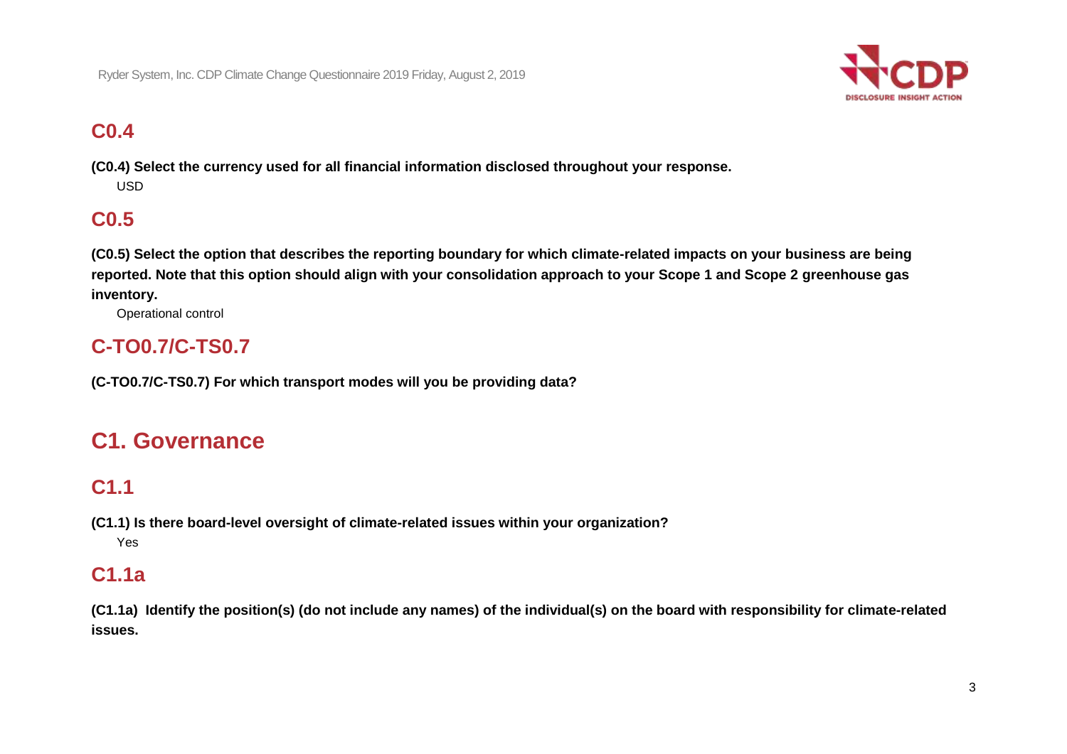## C0.4

**(C0.4) Select the currency used for all financial information disclosed throughout your response.**

USD

## C0.5

**(C0.5) Select the option that describes the reporting boundary for which climate-related impacts on your business are being reported. Note that this option should align with your consolidation approach to your Scope 1 and Scope 2 greenhouse gas inventory.**

Operational control

## C-TO0.7/C-TS0.7

**(C-TO0.7/C-TS0.7) For which transport modes will you be providing data?**

# C1. Governance

## C1.1

**(C1.1) Is there board-level oversight of climate-related issues within your organization?**

Yes

## C1.1a

**(C1.1a) Identify the position(s) (do not include any names) of the individual(s) on the board with responsibility for climate-related issues.**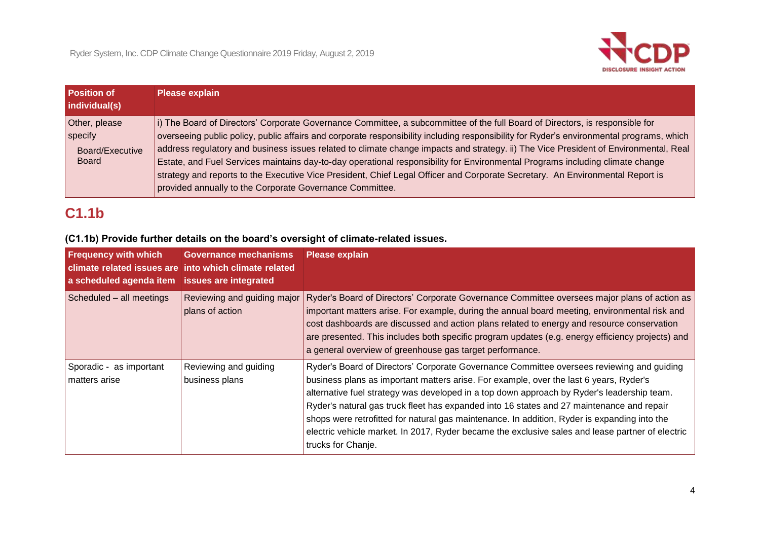| Position of individual(s) | Please explain |
|---|---|
| Other, please specify<br>Board/Executive Board | i) The Board of Directors' Corporate Governance Committee, a subcommittee of the full Board of Directors, is responsible for overseeing public policy, public affairs and corporate responsibility including responsibility for Ryder's environmental programs, which address regulatory and business issues related to climate change impacts and strategy. ii) The Vice President of Environmental, Real Estate, and Fuel Services maintains day-to-day operational responsibility for Environmental Programs including climate change strategy and reports to the Executive Vice President, Chief Legal Officer and Corporate Secretary. An Environmental Report is provided annually to the Corporate Governance Committee. |

## C1.1b

**(C1.1b) Provide further details on the board's oversight of climate-related issues.**

| Frequency with which climate related issues are a scheduled agenda item | Governance mechanisms into which climate related issues are integrated | Please explain |
|---|---|---|
| Scheduled – all meetings | Reviewing and guiding major plans of action | Ryder's Board of Directors' Corporate Governance Committee oversees major plans of action as important matters arise. For example, during the annual board meeting, environmental risk and cost dashboards are discussed and action plans related to energy and resource conservation are presented. This includes both specific program updates (e.g. energy efficiency projects) and a general overview of greenhouse gas target performance. |
| Sporadic - as important matters arise | Reviewing and guiding business plans | Ryder's Board of Directors' Corporate Governance Committee oversees reviewing and guiding business plans as important matters arise. For example, over the last 6 years, Ryder's alternative fuel strategy was developed in a top down approach by Ryder's leadership team. Ryder's natural gas truck fleet has expanded into 16 states and 27 maintenance and repair shops were retrofitted for natural gas maintenance. In addition, Ryder is expanding into the electric vehicle market. In 2017, Ryder became the exclusive sales and lease partner of electric trucks for Chanje. |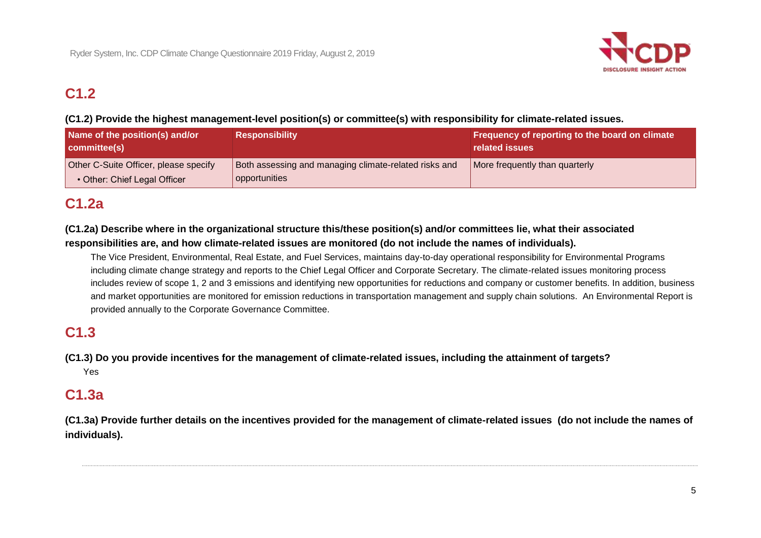## C1.2

**(C1.2) Provide the highest management-level position(s) or committee(s) with responsibility for climate-related issues.**

| Name of the position(s) and/or committee(s) | Responsibility | Frequency of reporting to the board on climate related issues |
|---|---|---|
| Other C-Suite Officer, please specify<br>• Other: Chief Legal Officer | Both assessing and managing climate-related risks and opportunities | More frequently than quarterly |

## C1.2a

**(C1.2a) Describe where in the organizational structure this/these position(s) and/or committees lie, what their associated responsibilities are, and how climate-related issues are monitored (do not include the names of individuals).**

The Vice President, Environmental, Real Estate, and Fuel Services, maintains day-to-day operational responsibility for Environmental Programs including climate change strategy and reports to the Chief Legal Officer and Corporate Secretary. The climate-related issues monitoring process includes review of scope 1, 2 and 3 emissions and identifying new opportunities for reductions and company or customer benefits. In addition, business and market opportunities are monitored for emission reductions in transportation management and supply chain solutions. An Environmental Report is provided annually to the Corporate Governance Committee.

## C1.3

**(C1.3) Do you provide incentives for the management of climate-related issues, including the attainment of targets?**

Yes

## C1.3a

**(C1.3a) Provide further details on the incentives provided for the management of climate-related issues (do not include the names of individuals).**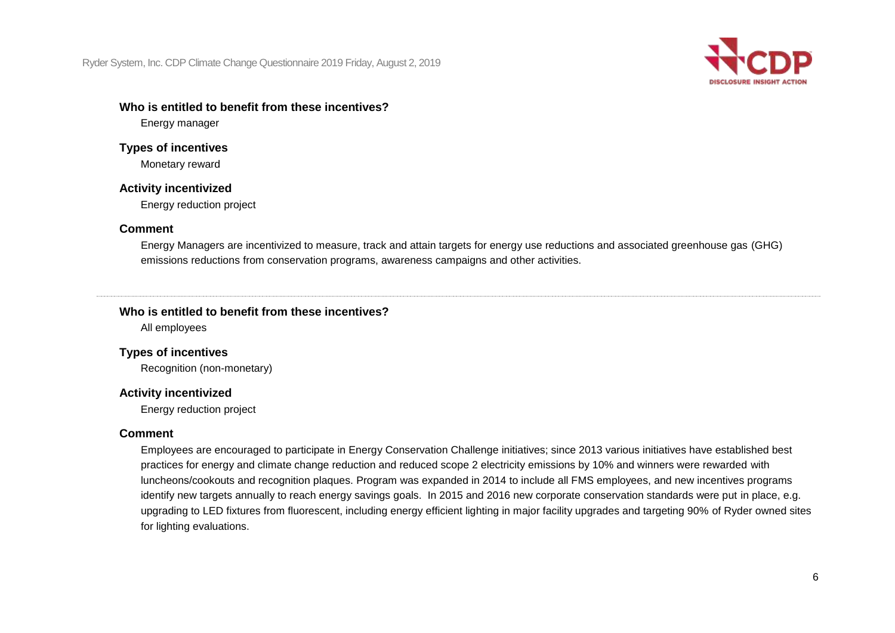**Who is entitled to benefit from these incentives?**

Energy manager

**Types of incentives**

Monetary reward

**Activity incentivized**

Energy reduction project

**Comment**

Energy Managers are incentivized to measure, track and attain targets for energy use reductions and associated greenhouse gas (GHG) emissions reductions from conservation programs, awareness campaigns and other activities.

---

**Who is entitled to benefit from these incentives?**

All employees

**Types of incentives**

Recognition (non-monetary)

**Activity incentivized**

Energy reduction project

**Comment**

Employees are encouraged to participate in Energy Conservation Challenge initiatives; since 2013 various initiatives have established best practices for energy and climate change reduction and reduced scope 2 electricity emissions by 10% and winners were rewarded with luncheons/cookouts and recognition plaques. Program was expanded in 2014 to include all FMS employees, and new incentives programs identify new targets annually to reach energy savings goals. In 2015 and 2016 new corporate conservation standards were put in place, e.g. upgrading to LED fixtures from fluorescent, including energy efficient lighting in major facility upgrades and targeting 90% of Ryder owned sites for lighting evaluations.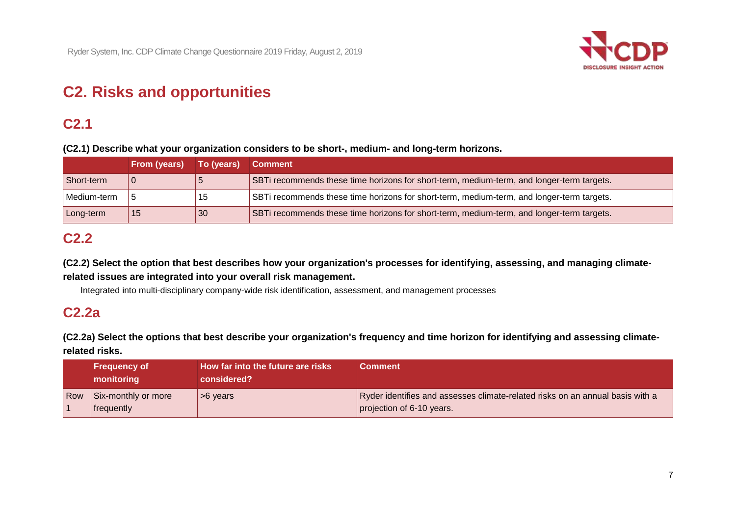# C2. Risks and opportunities

## C2.1

**(C2.1) Describe what your organization considers to be short-, medium- and long-term horizons.**

| | From (years) | To (years) | Comment |
|---|---|---|---|
| Short-term | 0 | 5 | SBTi recommends these time horizons for short-term, medium-term, and longer-term targets. |
| Medium-term | 5 | 15 | SBTi recommends these time horizons for short-term, medium-term, and longer-term targets. |
| Long-term | 15 | 30 | SBTi recommends these time horizons for short-term, medium-term, and longer-term targets. |

## C2.2

**(C2.2) Select the option that best describes how your organization's processes for identifying, assessing, and managing climate-related issues are integrated into your overall risk management.**

Integrated into multi-disciplinary company-wide risk identification, assessment, and management processes

## C2.2a

**(C2.2a) Select the options that best describe your organization's frequency and time horizon for identifying and assessing climate-related risks.**

| | Frequency of monitoring | How far into the future are risks considered? | Comment |
|---|---|---|---|
| Row 1 | Six-monthly or more frequently | >6 years | Ryder identifies and assesses climate-related risks on an annual basis with a projection of 6-10 years. |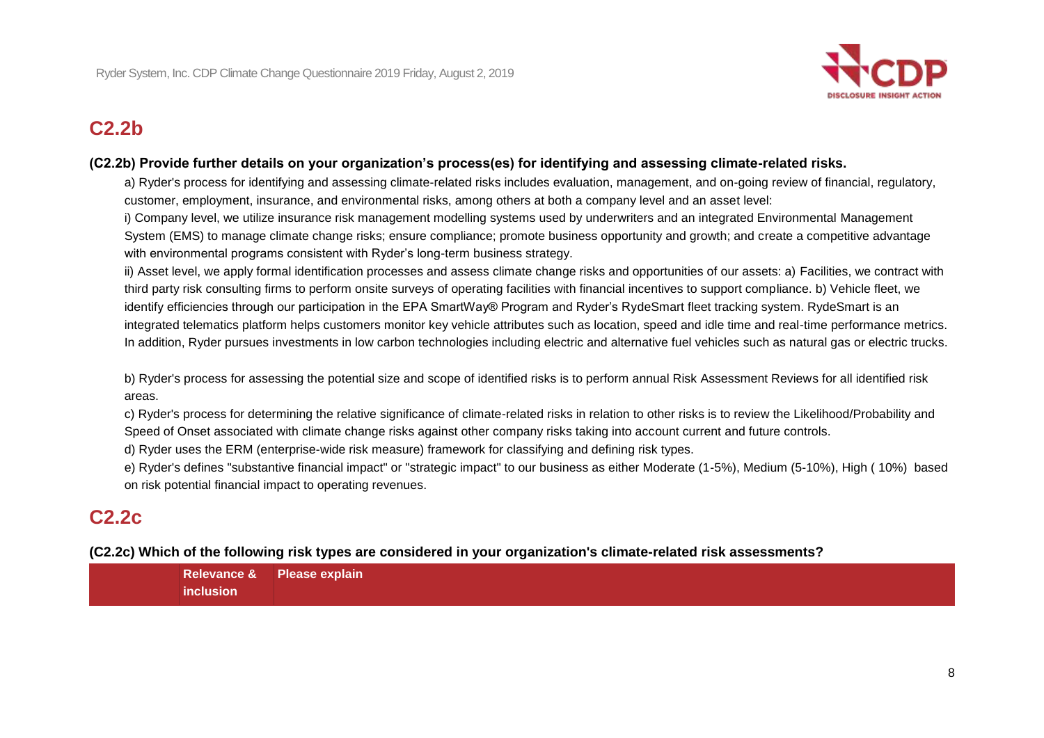## C2.2b

**(C2.2b) Provide further details on your organization's process(es) for identifying and assessing climate-related risks.**

a) Ryder's process for identifying and assessing climate-related risks includes evaluation, management, and on-going review of financial, regulatory, customer, employment, insurance, and environmental risks, among others at both a company level and an asset level:

i) Company level, we utilize insurance risk management modelling systems used by underwriters and an integrated Environmental Management System (EMS) to manage climate change risks; ensure compliance; promote business opportunity and growth; and create a competitive advantage with environmental programs consistent with Ryder's long-term business strategy.

ii) Asset level, we apply formal identification processes and assess climate change risks and opportunities of our assets: a) Facilities, we contract with third party risk consulting firms to perform onsite surveys of operating facilities with financial incentives to support compliance. b) Vehicle fleet, we identify efficiencies through our participation in the EPA SmartWay® Program and Ryder's RydeSmart fleet tracking system. RydeSmart is an integrated telematics platform helps customers monitor key vehicle attributes such as location, speed and idle time and real-time performance metrics. In addition, Ryder pursues investments in low carbon technologies including electric and alternative fuel vehicles such as natural gas or electric trucks.

b) Ryder's process for assessing the potential size and scope of identified risks is to perform annual Risk Assessment Reviews for all identified risk areas.

c) Ryder's process for determining the relative significance of climate-related risks in relation to other risks is to review the Likelihood/Probability and Speed of Onset associated with climate change risks against other company risks taking into account current and future controls.

d) Ryder uses the ERM (enterprise-wide risk measure) framework for classifying and defining risk types.

e) Ryder's defines "substantive financial impact" or "strategic impact" to our business as either Moderate (1-5%), Medium (5-10%), High ( 10%) based on risk potential financial impact to operating revenues.

## C2.2c

**(C2.2c) Which of the following risk types are considered in your organization's climate-related risk assessments?**

| | Relevance & inclusion | Please explain |
|---|---|---|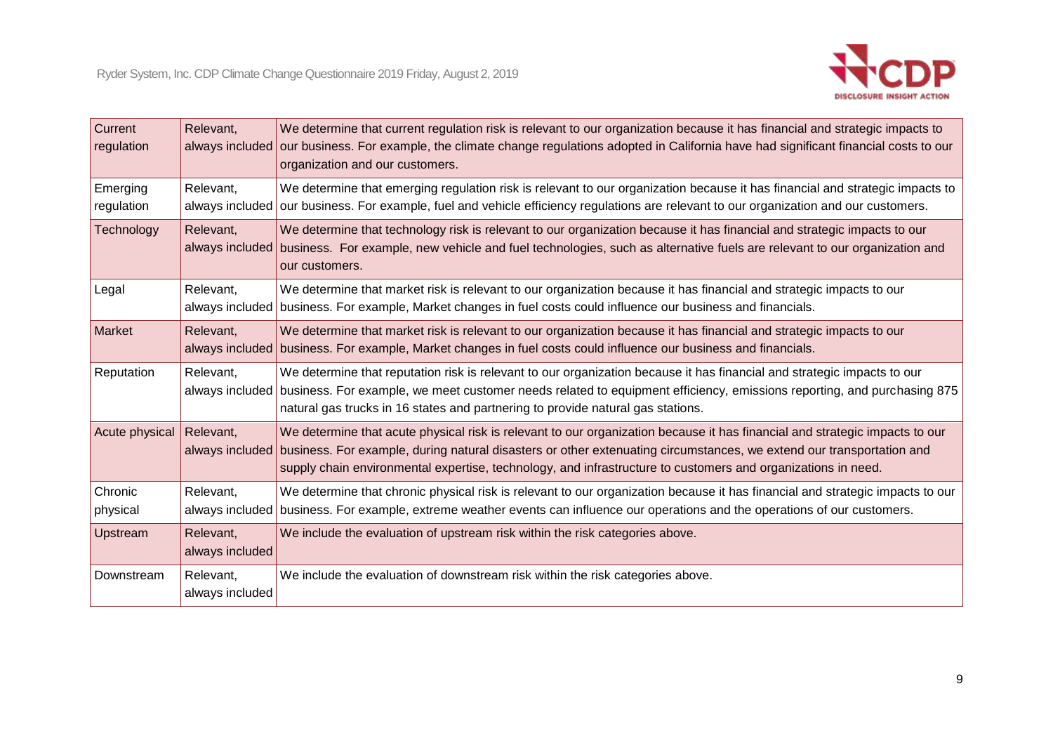| Current regulation | Relevant, always included | We determine that current regulation risk is relevant to our organization because it has financial and strategic impacts to our business. For example, the climate change regulations adopted in California have had significant financial costs to our organization and our customers. |
|---|---|---|
| Emerging regulation | Relevant, always included | We determine that emerging regulation risk is relevant to our organization because it has financial and strategic impacts to our business. For example, fuel and vehicle efficiency regulations are relevant to our organization and our customers. |
| Technology | Relevant, always included | We determine that technology risk is relevant to our organization because it has financial and strategic impacts to our business. For example, new vehicle and fuel technologies, such as alternative fuels are relevant to our organization and our customers. |
| Legal | Relevant, always included | We determine that market risk is relevant to our organization because it has financial and strategic impacts to our business. For example, Market changes in fuel costs could influence our business and financials. |
| Market | Relevant, always included | We determine that market risk is relevant to our organization because it has financial and strategic impacts to our business. For example, Market changes in fuel costs could influence our business and financials. |
| Reputation | Relevant, always included | We determine that reputation risk is relevant to our organization because it has financial and strategic impacts to our business. For example, we meet customer needs related to equipment efficiency, emissions reporting, and purchasing 875 natural gas trucks in 16 states and partnering to provide natural gas stations. |
| Acute physical | Relevant, always included | We determine that acute physical risk is relevant to our organization because it has financial and strategic impacts to our business. For example, during natural disasters or other extenuating circumstances, we extend our transportation and supply chain environmental expertise, technology, and infrastructure to customers and organizations in need. |
| Chronic physical | Relevant, always included | We determine that chronic physical risk is relevant to our organization because it has financial and strategic impacts to our business. For example, extreme weather events can influence our operations and the operations of our customers. |
| Upstream | Relevant, always included | We include the evaluation of upstream risk within the risk categories above. |
| Downstream | Relevant, always included | We include the evaluation of downstream risk within the risk categories above. |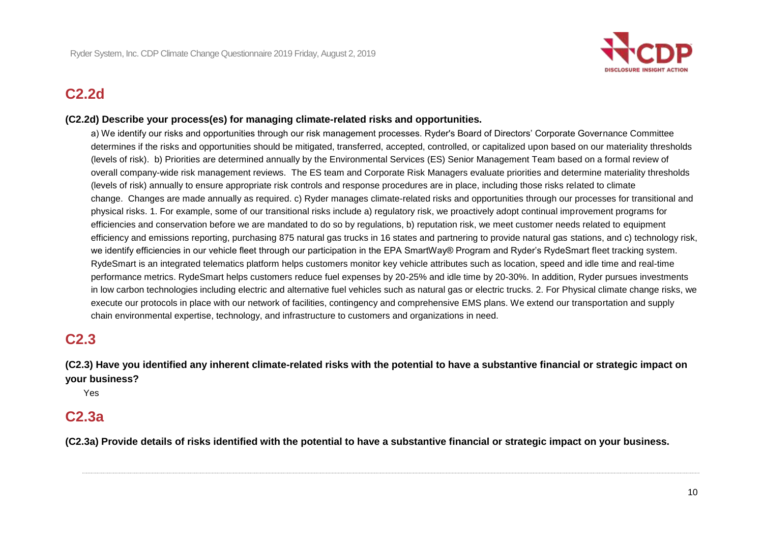## C2.2d

**(C2.2d) Describe your process(es) for managing climate-related risks and opportunities.**

a) We identify our risks and opportunities through our risk management processes. Ryder's Board of Directors' Corporate Governance Committee determines if the risks and opportunities should be mitigated, transferred, accepted, controlled, or capitalized upon based on our materiality thresholds (levels of risk). b) Priorities are determined annually by the Environmental Services (ES) Senior Management Team based on a formal review of overall company-wide risk management reviews. The ES team and Corporate Risk Managers evaluate priorities and determine materiality thresholds (levels of risk) annually to ensure appropriate risk controls and response procedures are in place, including those risks related to climate change. Changes are made annually as required. c) Ryder manages climate-related risks and opportunities through our processes for transitional and physical risks. 1. For example, some of our transitional risks include a) regulatory risk, we proactively adopt continual improvement programs for efficiencies and conservation before we are mandated to do so by regulations, b) reputation risk, we meet customer needs related to equipment efficiency and emissions reporting, purchasing 875 natural gas trucks in 16 states and partnering to provide natural gas stations, and c) technology risk, we identify efficiencies in our vehicle fleet through our participation in the EPA SmartWay® Program and Ryder's RydeSmart fleet tracking system. RydeSmart is an integrated telematics platform helps customers monitor key vehicle attributes such as location, speed and idle time and real-time performance metrics. RydeSmart helps customers reduce fuel expenses by 20-25% and idle time by 20-30%. In addition, Ryder pursues investments in low carbon technologies including electric and alternative fuel vehicles such as natural gas or electric trucks. 2. For Physical climate change risks, we execute our protocols in place with our network of facilities, contingency and comprehensive EMS plans. We extend our transportation and supply chain environmental expertise, technology, and infrastructure to customers and organizations in need.

## C2.3

**(C2.3) Have you identified any inherent climate-related risks with the potential to have a substantive financial or strategic impact on your business?**

Yes

## C2.3a

**(C2.3a) Provide details of risks identified with the potential to have a substantive financial or strategic impact on your business.**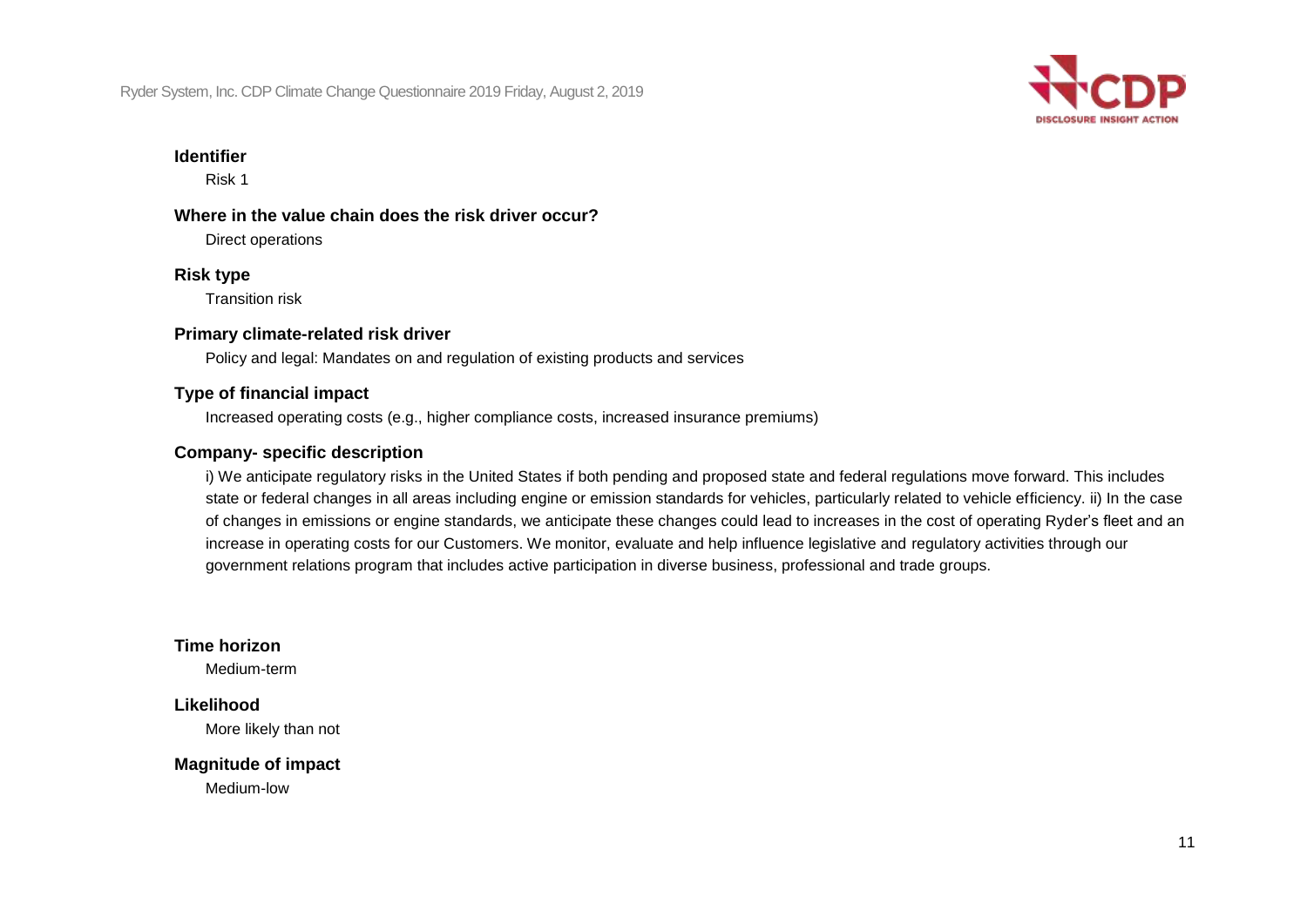**Identifier**

Risk 1

**Where in the value chain does the risk driver occur?**

Direct operations

**Risk type**

Transition risk

**Primary climate-related risk driver**

Policy and legal: Mandates on and regulation of existing products and services

**Type of financial impact**

Increased operating costs (e.g., higher compliance costs, increased insurance premiums)

**Company- specific description**

i) We anticipate regulatory risks in the United States if both pending and proposed state and federal regulations move forward. This includes state or federal changes in all areas including engine or emission standards for vehicles, particularly related to vehicle efficiency. ii) In the case of changes in emissions or engine standards, we anticipate these changes could lead to increases in the cost of operating Ryder's fleet and an increase in operating costs for our Customers. We monitor, evaluate and help influence legislative and regulatory activities through our government relations program that includes active participation in diverse business, professional and trade groups.

**Time horizon**

Medium-term

**Likelihood**

More likely than not

**Magnitude of impact**

Medium-low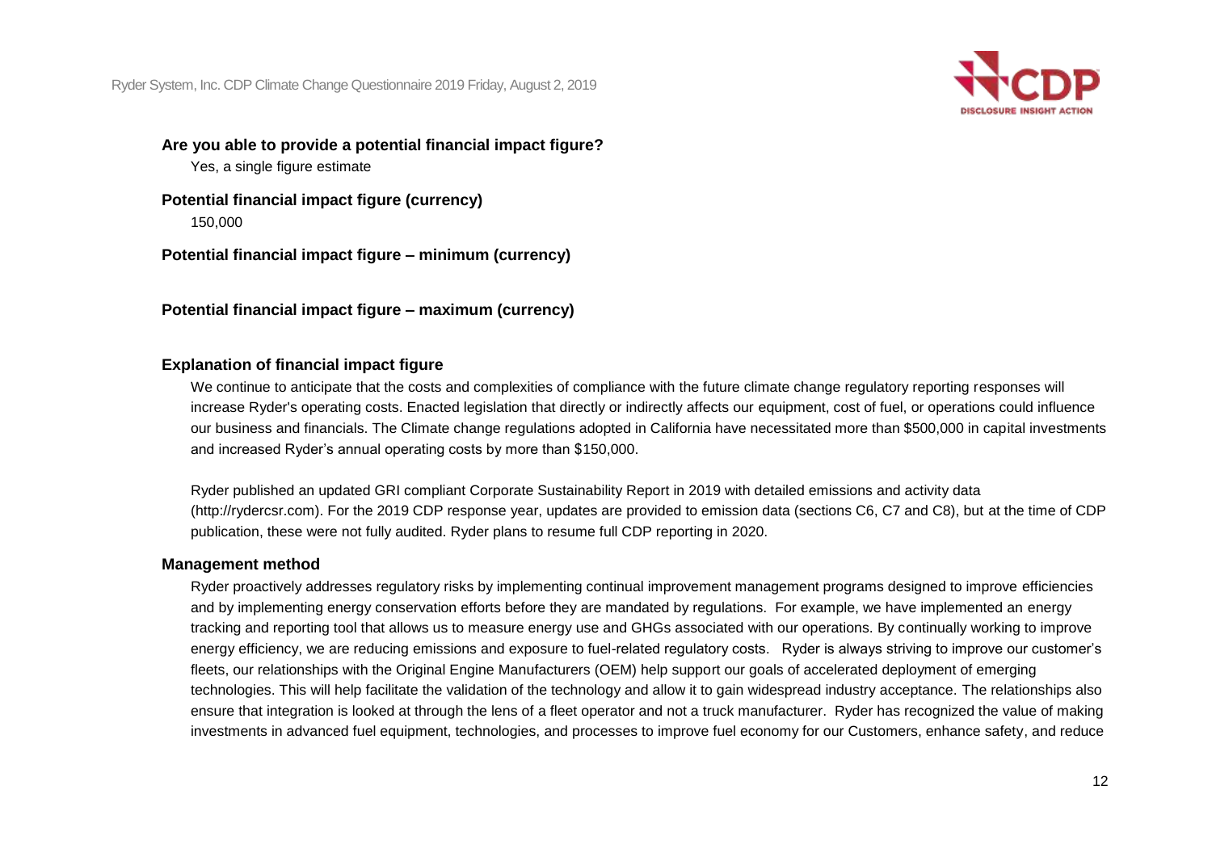**Are you able to provide a potential financial impact figure?**

Yes, a single figure estimate

**Potential financial impact figure (currency)**

150,000

**Potential financial impact figure – minimum (currency)**

**Potential financial impact figure – maximum (currency)**

**Explanation of financial impact figure**

We continue to anticipate that the costs and complexities of compliance with the future climate change regulatory reporting responses will increase Ryder's operating costs. Enacted legislation that directly or indirectly affects our equipment, cost of fuel, or operations could influence our business and financials. The Climate change regulations adopted in California have necessitated more than $500,000 in capital investments and increased Ryder's annual operating costs by more than $150,000.

Ryder published an updated GRI compliant Corporate Sustainability Report in 2019 with detailed emissions and activity data (http://rydercsr.com). For the 2019 CDP response year, updates are provided to emission data (sections C6, C7 and C8), but at the time of CDP publication, these were not fully audited. Ryder plans to resume full CDP reporting in 2020.

**Management method**

Ryder proactively addresses regulatory risks by implementing continual improvement management programs designed to improve efficiencies and by implementing energy conservation efforts before they are mandated by regulations. For example, we have implemented an energy tracking and reporting tool that allows us to measure energy use and GHGs associated with our operations. By continually working to improve energy efficiency, we are reducing emissions and exposure to fuel-related regulatory costs. Ryder is always striving to improve our customer's fleets, our relationships with the Original Engine Manufacturers (OEM) help support our goals of accelerated deployment of emerging technologies. This will help facilitate the validation of the technology and allow it to gain widespread industry acceptance. The relationships also ensure that integration is looked at through the lens of a fleet operator and not a truck manufacturer. Ryder has recognized the value of making investments in advanced fuel equipment, technologies, and processes to improve fuel economy for our Customers, enhance safety, and reduce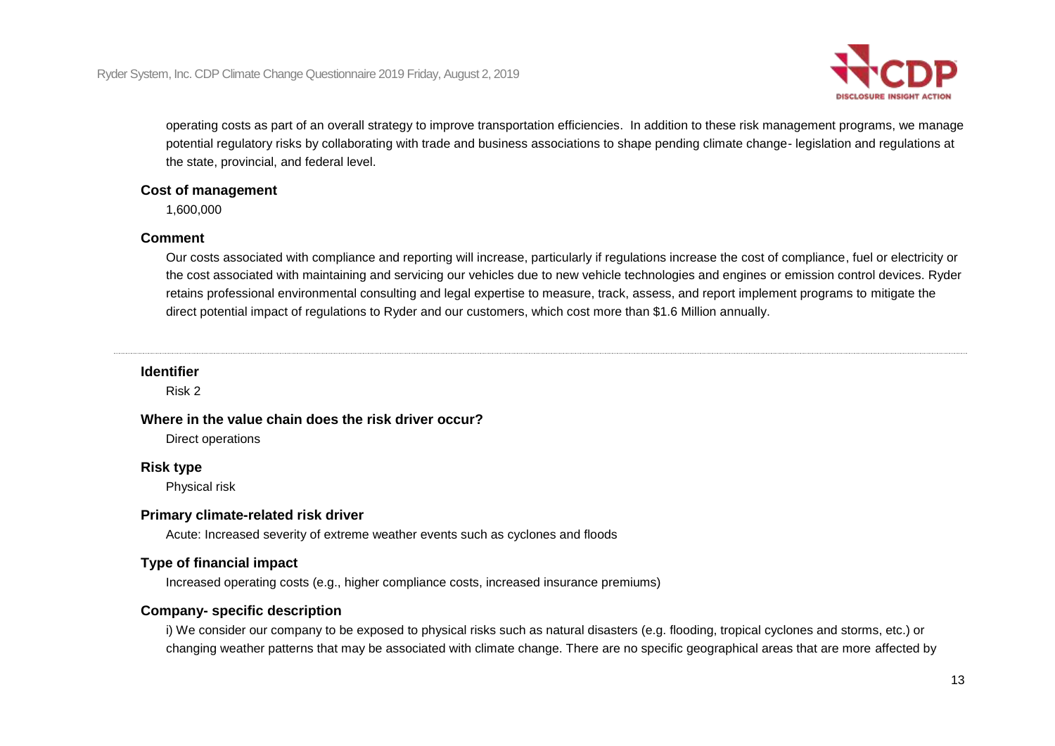operating costs as part of an overall strategy to improve transportation efficiencies. In addition to these risk management programs, we manage potential regulatory risks by collaborating with trade and business associations to shape pending climate change- legislation and regulations at the state, provincial, and federal level.

**Cost of management**

1,600,000

**Comment**

Our costs associated with compliance and reporting will increase, particularly if regulations increase the cost of compliance, fuel or electricity or the cost associated with maintaining and servicing our vehicles due to new vehicle technologies and engines or emission control devices. Ryder retains professional environmental consulting and legal expertise to measure, track, assess, and report implement programs to mitigate the direct potential impact of regulations to Ryder and our customers, which cost more than $1.6 Million annually.

---

**Identifier**

Risk 2

**Where in the value chain does the risk driver occur?**

Direct operations

**Risk type**

Physical risk

**Primary climate-related risk driver**

Acute: Increased severity of extreme weather events such as cyclones and floods

**Type of financial impact**

Increased operating costs (e.g., higher compliance costs, increased insurance premiums)

**Company- specific description**

i) We consider our company to be exposed to physical risks such as natural disasters (e.g. flooding, tropical cyclones and storms, etc.) or changing weather patterns that may be associated with climate change. There are no specific geographical areas that are more affected by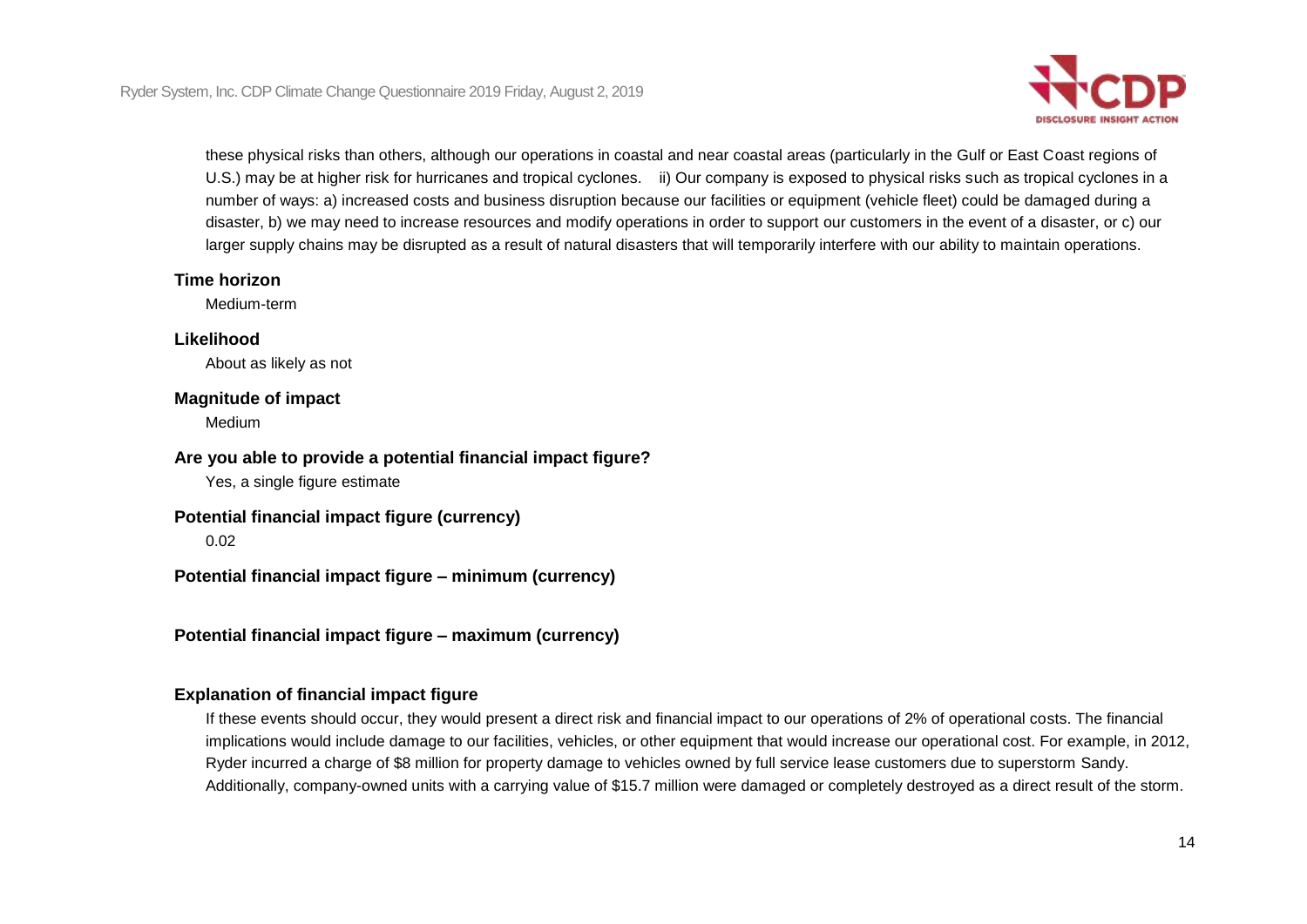these physical risks than others, although our operations in coastal and near coastal areas (particularly in the Gulf or East Coast regions of U.S.) may be at higher risk for hurricanes and tropical cyclones.   ii) Our company is exposed to physical risks such as tropical cyclones in a number of ways: a) increased costs and business disruption because our facilities or equipment (vehicle fleet) could be damaged during a disaster, b) we may need to increase resources and modify operations in order to support our customers in the event of a disaster, or c) our larger supply chains may be disrupted as a result of natural disasters that will temporarily interfere with our ability to maintain operations.

**Time horizon**

Medium-term

**Likelihood**

About as likely as not

**Magnitude of impact**

Medium

**Are you able to provide a potential financial impact figure?**

Yes, a single figure estimate

**Potential financial impact figure (currency)**

0.02

**Potential financial impact figure – minimum (currency)**

**Potential financial impact figure – maximum (currency)**

**Explanation of financial impact figure**

If these events should occur, they would present a direct risk and financial impact to our operations of 2% of operational costs. The financial implications would include damage to our facilities, vehicles, or other equipment that would increase our operational cost. For example, in 2012, Ryder incurred a charge of $8 million for property damage to vehicles owned by full service lease customers due to superstorm Sandy. Additionally, company-owned units with a carrying value of $15.7 million were damaged or completely destroyed as a direct result of the storm.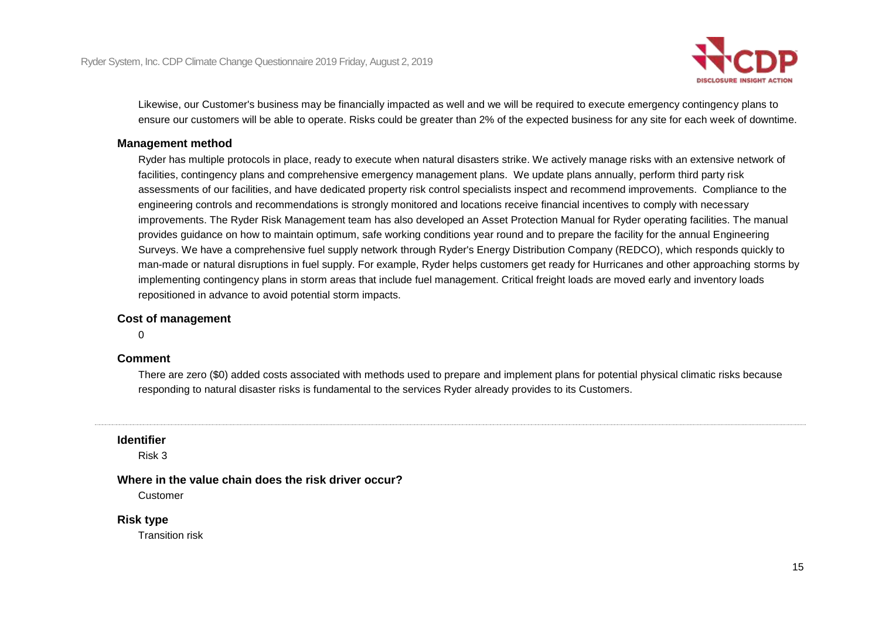Likewise, our Customer's business may be financially impacted as well and we will be required to execute emergency contingency plans to ensure our customers will be able to operate. Risks could be greater than 2% of the expected business for any site for each week of downtime.

**Management method**

Ryder has multiple protocols in place, ready to execute when natural disasters strike. We actively manage risks with an extensive network of facilities, contingency plans and comprehensive emergency management plans. We update plans annually, perform third party risk assessments of our facilities, and have dedicated property risk control specialists inspect and recommend improvements. Compliance to the engineering controls and recommendations is strongly monitored and locations receive financial incentives to comply with necessary improvements. The Ryder Risk Management team has also developed an Asset Protection Manual for Ryder operating facilities. The manual provides guidance on how to maintain optimum, safe working conditions year round and to prepare the facility for the annual Engineering Surveys. We have a comprehensive fuel supply network through Ryder's Energy Distribution Company (REDCO), which responds quickly to man-made or natural disruptions in fuel supply. For example, Ryder helps customers get ready for Hurricanes and other approaching storms by implementing contingency plans in storm areas that include fuel management. Critical freight loads are moved early and inventory loads repositioned in advance to avoid potential storm impacts.

**Cost of management**

0

**Comment**

There are zero ($0) added costs associated with methods used to prepare and implement plans for potential physical climatic risks because responding to natural disaster risks is fundamental to the services Ryder already provides to its Customers.

---

**Identifier**

Risk 3

**Where in the value chain does the risk driver occur?**

Customer

**Risk type**

Transition risk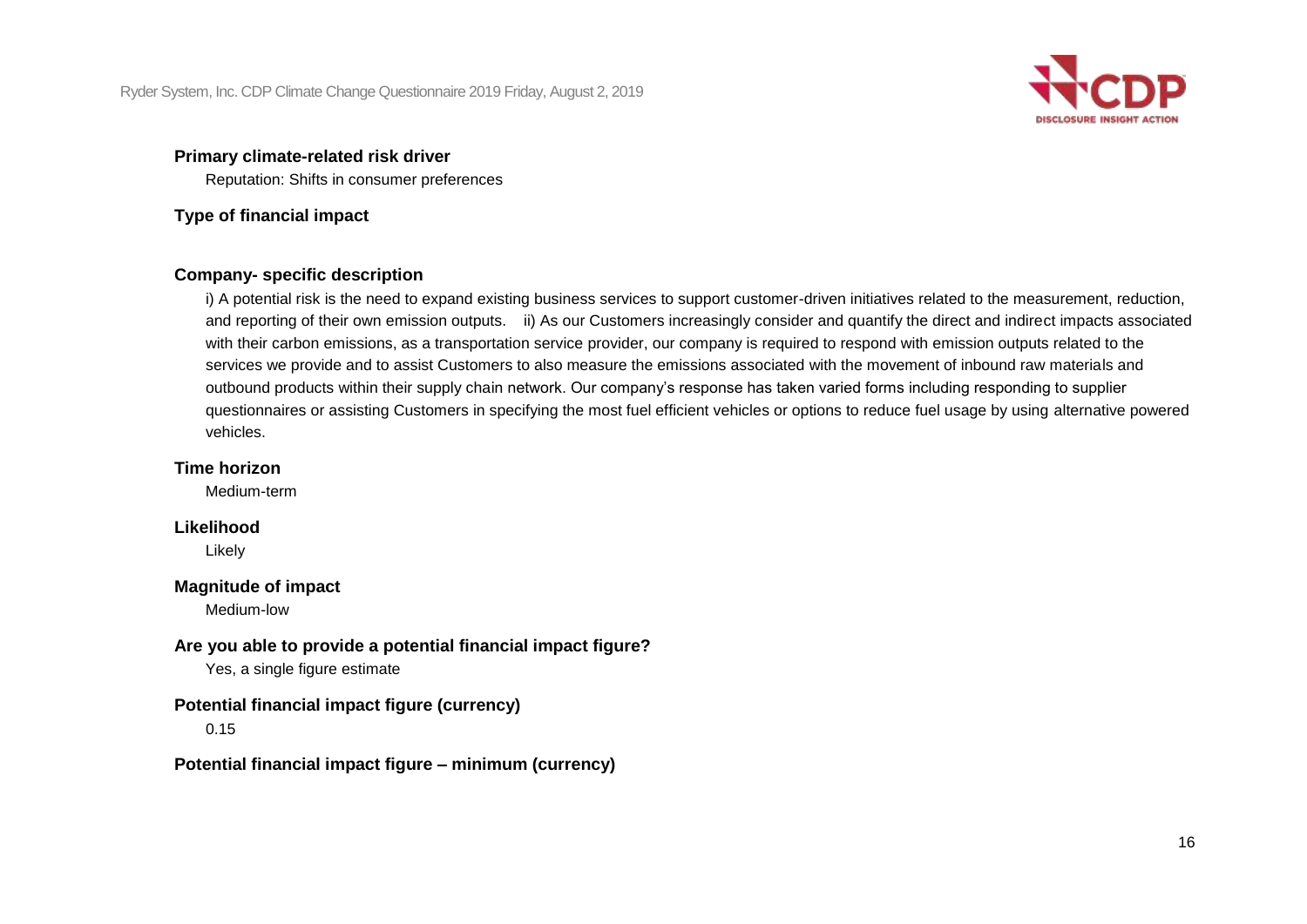**Primary climate-related risk driver**

Reputation: Shifts in consumer preferences

**Type of financial impact**

**Company- specific description**

i) A potential risk is the need to expand existing business services to support customer-driven initiatives related to the measurement, reduction, and reporting of their own emission outputs. ii) As our Customers increasingly consider and quantify the direct and indirect impacts associated with their carbon emissions, as a transportation service provider, our company is required to respond with emission outputs related to the services we provide and to assist Customers to also measure the emissions associated with the movement of inbound raw materials and outbound products within their supply chain network. Our company's response has taken varied forms including responding to supplier questionnaires or assisting Customers in specifying the most fuel efficient vehicles or options to reduce fuel usage by using alternative powered vehicles.

**Time horizon**

Medium-term

**Likelihood**

Likely

**Magnitude of impact**

Medium-low

**Are you able to provide a potential financial impact figure?**

Yes, a single figure estimate

**Potential financial impact figure (currency)**

0.15

**Potential financial impact figure – minimum (currency)**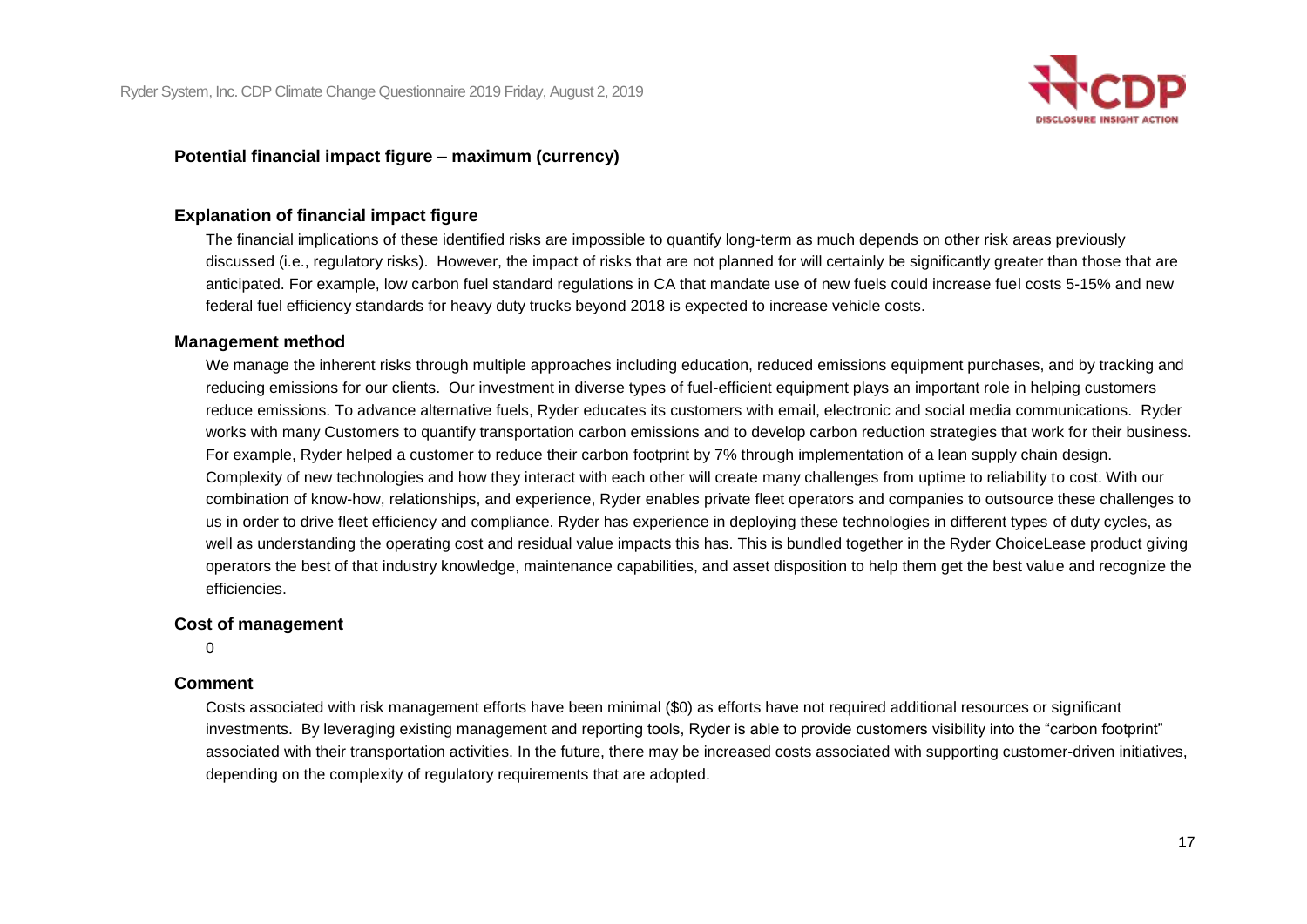**Potential financial impact figure – maximum (currency)**

**Explanation of financial impact figure**

The financial implications of these identified risks are impossible to quantify long-term as much depends on other risk areas previously discussed (i.e., regulatory risks). However, the impact of risks that are not planned for will certainly be significantly greater than those that are anticipated. For example, low carbon fuel standard regulations in CA that mandate use of new fuels could increase fuel costs 5-15% and new federal fuel efficiency standards for heavy duty trucks beyond 2018 is expected to increase vehicle costs.

**Management method**

We manage the inherent risks through multiple approaches including education, reduced emissions equipment purchases, and by tracking and reducing emissions for our clients. Our investment in diverse types of fuel-efficient equipment plays an important role in helping customers reduce emissions. To advance alternative fuels, Ryder educates its customers with email, electronic and social media communications. Ryder works with many Customers to quantify transportation carbon emissions and to develop carbon reduction strategies that work for their business. For example, Ryder helped a customer to reduce their carbon footprint by 7% through implementation of a lean supply chain design. Complexity of new technologies and how they interact with each other will create many challenges from uptime to reliability to cost. With our combination of know-how, relationships, and experience, Ryder enables private fleet operators and companies to outsource these challenges to us in order to drive fleet efficiency and compliance. Ryder has experience in deploying these technologies in different types of duty cycles, as well as understanding the operating cost and residual value impacts this has. This is bundled together in the Ryder ChoiceLease product giving operators the best of that industry knowledge, maintenance capabilities, and asset disposition to help them get the best value and recognize the efficiencies.

**Cost of management**

0

**Comment**

Costs associated with risk management efforts have been minimal ($0) as efforts have not required additional resources or significant investments. By leveraging existing management and reporting tools, Ryder is able to provide customers visibility into the "carbon footprint" associated with their transportation activities. In the future, there may be increased costs associated with supporting customer-driven initiatives, depending on the complexity of regulatory requirements that are adopted.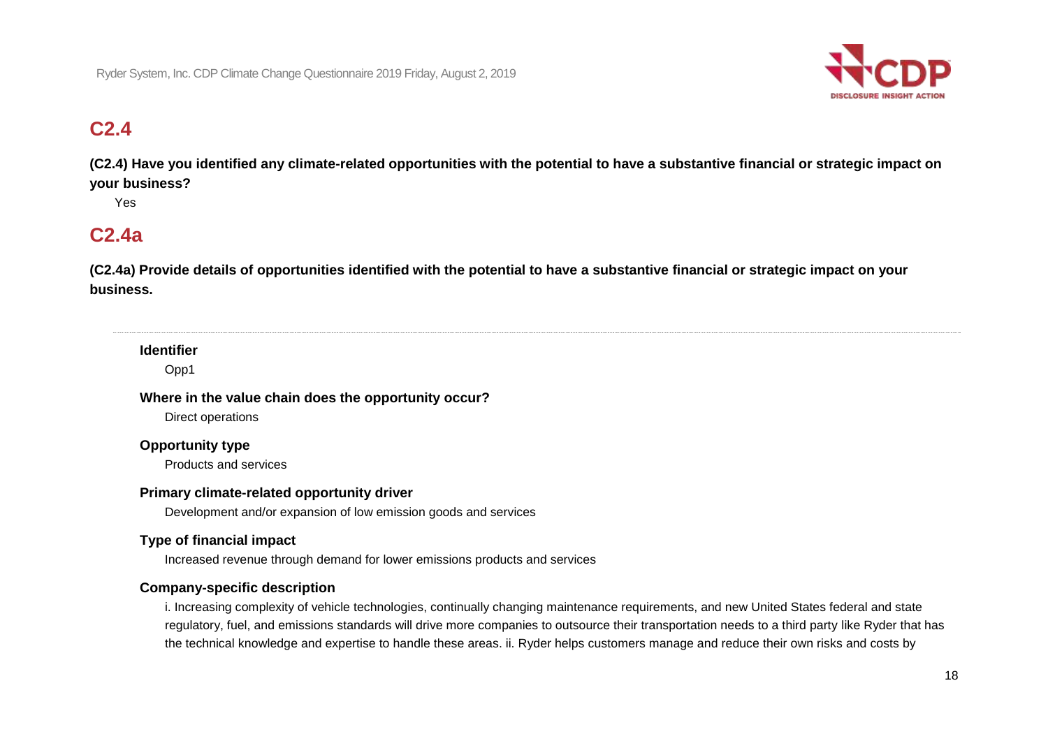## C2.4

**(C2.4) Have you identified any climate-related opportunities with the potential to have a substantive financial or strategic impact on your business?**

Yes

## C2.4a

**(C2.4a) Provide details of opportunities identified with the potential to have a substantive financial or strategic impact on your business.**

---

**Identifier**

Opp1

**Where in the value chain does the opportunity occur?**

Direct operations

**Opportunity type**

Products and services

**Primary climate-related opportunity driver**

Development and/or expansion of low emission goods and services

**Type of financial impact**

Increased revenue through demand for lower emissions products and services

**Company-specific description**

i. Increasing complexity of vehicle technologies, continually changing maintenance requirements, and new United States federal and state regulatory, fuel, and emissions standards will drive more companies to outsource their transportation needs to a third party like Ryder that has the technical knowledge and expertise to handle these areas. ii. Ryder helps customers manage and reduce their own risks and costs by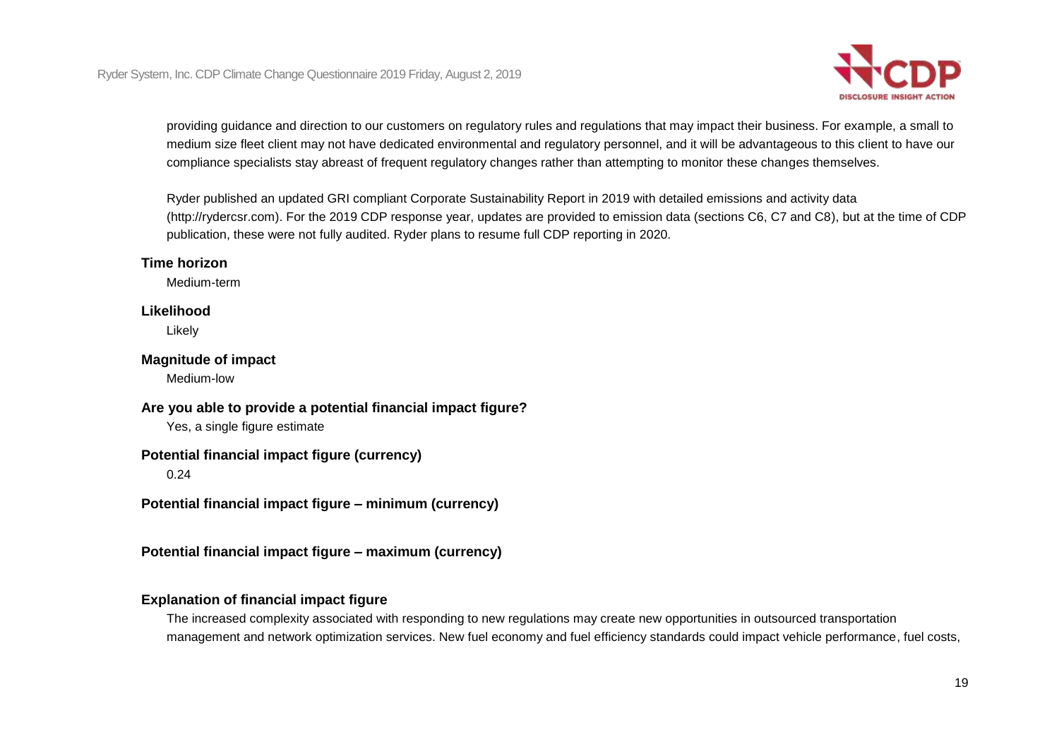providing guidance and direction to our customers on regulatory rules and regulations that may impact their business. For example, a small to medium size fleet client may not have dedicated environmental and regulatory personnel, and it will be advantageous to this client to have our compliance specialists stay abreast of frequent regulatory changes rather than attempting to monitor these changes themselves.

Ryder published an updated GRI compliant Corporate Sustainability Report in 2019 with detailed emissions and activity data (http://rydercsr.com). For the 2019 CDP response year, updates are provided to emission data (sections C6, C7 and C8), but at the time of CDP publication, these were not fully audited. Ryder plans to resume full CDP reporting in 2020.

**Time horizon**

Medium-term

**Likelihood**

Likely

**Magnitude of impact**

Medium-low

**Are you able to provide a potential financial impact figure?**

Yes, a single figure estimate

**Potential financial impact figure (currency)**

0.24

**Potential financial impact figure – minimum (currency)**

**Potential financial impact figure – maximum (currency)**

**Explanation of financial impact figure**

The increased complexity associated with responding to new regulations may create new opportunities in outsourced transportation management and network optimization services. New fuel economy and fuel efficiency standards could impact vehicle performance, fuel costs,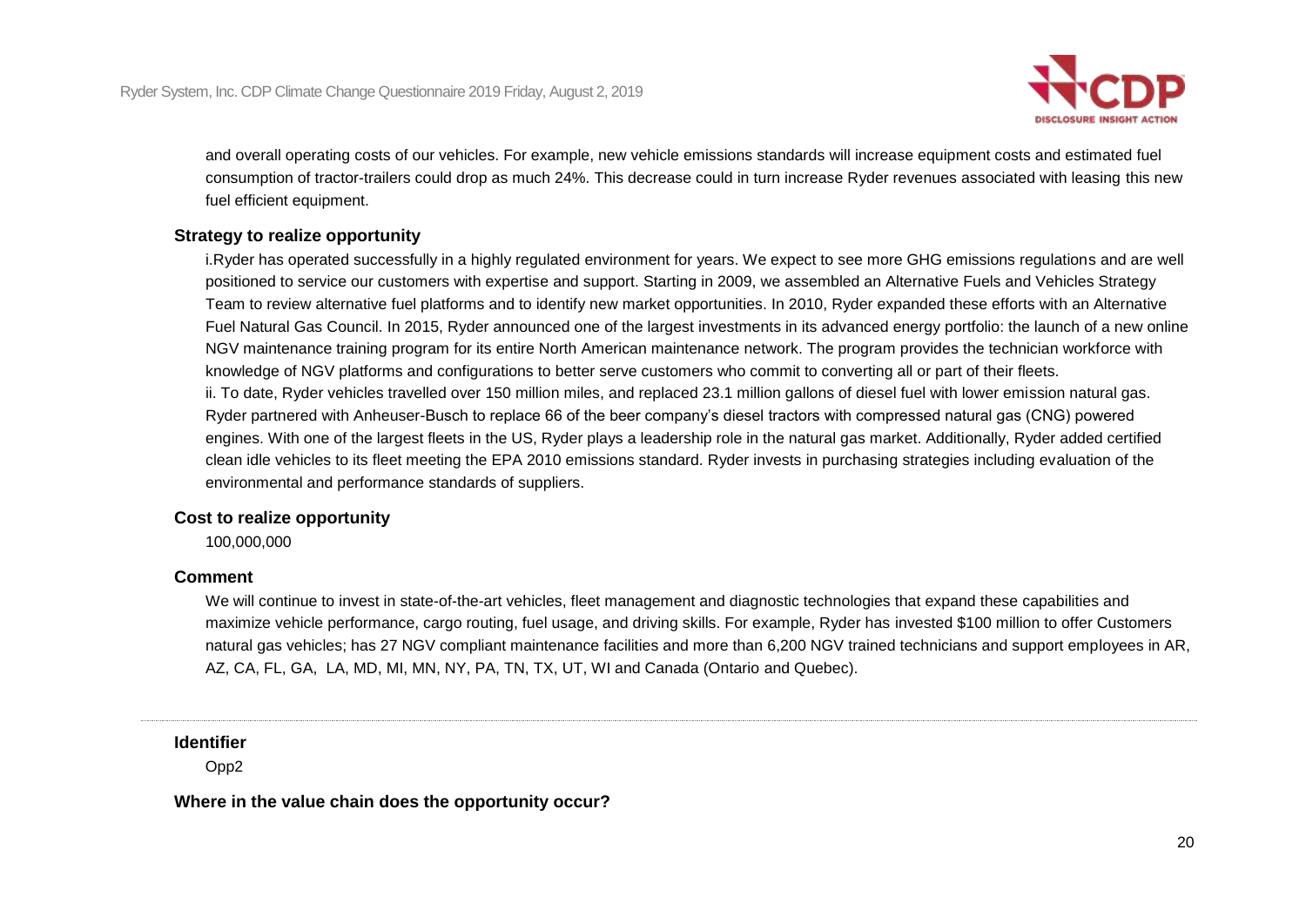and overall operating costs of our vehicles. For example, new vehicle emissions standards will increase equipment costs and estimated fuel consumption of tractor-trailers could drop as much 24%. This decrease could in turn increase Ryder revenues associated with leasing this new fuel efficient equipment.

**Strategy to realize opportunity**

i.Ryder has operated successfully in a highly regulated environment for years. We expect to see more GHG emissions regulations and are well positioned to service our customers with expertise and support. Starting in 2009, we assembled an Alternative Fuels and Vehicles Strategy Team to review alternative fuel platforms and to identify new market opportunities. In 2010, Ryder expanded these efforts with an Alternative Fuel Natural Gas Council. In 2015, Ryder announced one of the largest investments in its advanced energy portfolio: the launch of a new online NGV maintenance training program for its entire North American maintenance network. The program provides the technician workforce with knowledge of NGV platforms and configurations to better serve customers who commit to converting all or part of their fleets.
ii. To date, Ryder vehicles travelled over 150 million miles, and replaced 23.1 million gallons of diesel fuel with lower emission natural gas. Ryder partnered with Anheuser-Busch to replace 66 of the beer company's diesel tractors with compressed natural gas (CNG) powered engines. With one of the largest fleets in the US, Ryder plays a leadership role in the natural gas market. Additionally, Ryder added certified clean idle vehicles to its fleet meeting the EPA 2010 emissions standard. Ryder invests in purchasing strategies including evaluation of the environmental and performance standards of suppliers.

**Cost to realize opportunity**

100,000,000

**Comment**

We will continue to invest in state-of-the-art vehicles, fleet management and diagnostic technologies that expand these capabilities and maximize vehicle performance, cargo routing, fuel usage, and driving skills. For example, Ryder has invested $100 million to offer Customers natural gas vehicles; has 27 NGV compliant maintenance facilities and more than 6,200 NGV trained technicians and support employees in AR, AZ, CA, FL, GA, LA, MD, MI, MN, NY, PA, TN, TX, UT, WI and Canada (Ontario and Quebec).

---

**Identifier**

Opp2

**Where in the value chain does the opportunity occur?**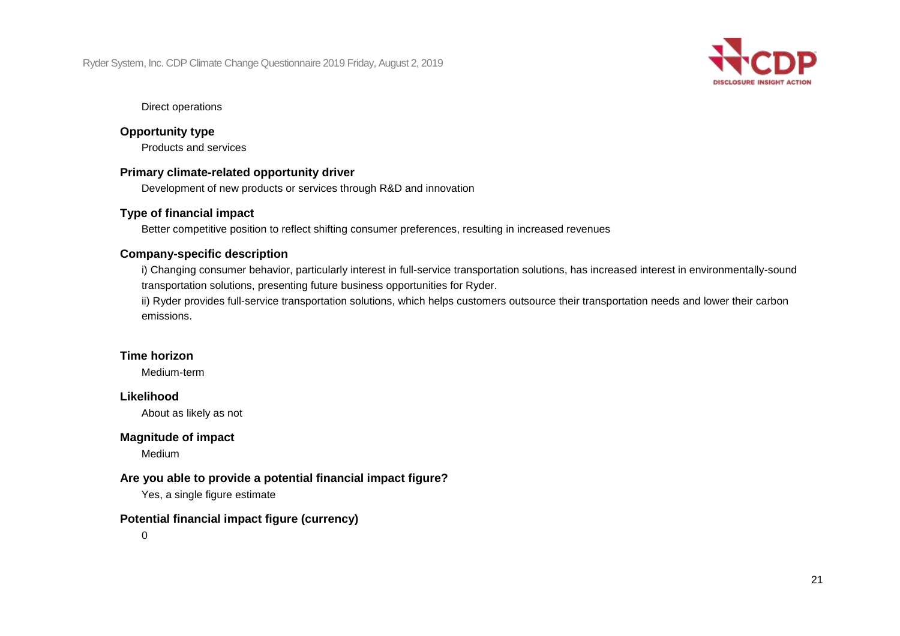Direct operations

**Opportunity type**

Products and services

**Primary climate-related opportunity driver**

Development of new products or services through R&D and innovation

**Type of financial impact**

Better competitive position to reflect shifting consumer preferences, resulting in increased revenues

**Company-specific description**

i) Changing consumer behavior, particularly interest in full-service transportation solutions, has increased interest in environmentally-sound transportation solutions, presenting future business opportunities for Ryder.
ii) Ryder provides full-service transportation solutions, which helps customers outsource their transportation needs and lower their carbon emissions.

**Time horizon**

Medium-term

**Likelihood**

About as likely as not

**Magnitude of impact**

Medium

**Are you able to provide a potential financial impact figure?**

Yes, a single figure estimate

**Potential financial impact figure (currency)**

0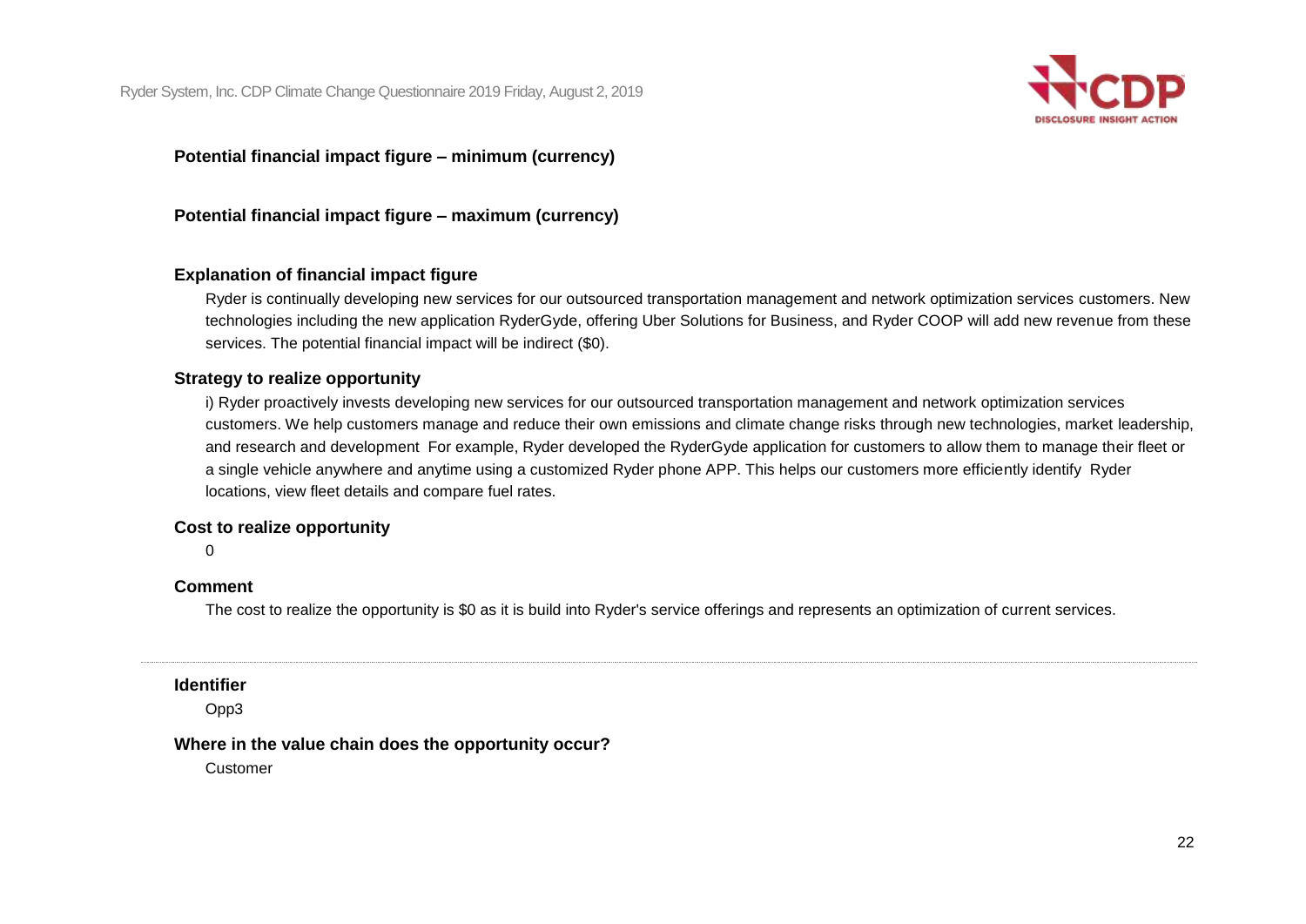**Potential financial impact figure – minimum (currency)**

**Potential financial impact figure – maximum (currency)**

**Explanation of financial impact figure**

Ryder is continually developing new services for our outsourced transportation management and network optimization services customers. New technologies including the new application RyderGyde, offering Uber Solutions for Business, and Ryder COOP will add new revenue from these services. The potential financial impact will be indirect ($0).

**Strategy to realize opportunity**

i) Ryder proactively invests developing new services for our outsourced transportation management and network optimization services customers. We help customers manage and reduce their own emissions and climate change risks through new technologies, market leadership, and research and development For example, Ryder developed the RyderGyde application for customers to allow them to manage their fleet or a single vehicle anywhere and anytime using a customized Ryder phone APP. This helps our customers more efficiently identify Ryder locations, view fleet details and compare fuel rates.

**Cost to realize opportunity**

0

**Comment**

The cost to realize the opportunity is $0 as it is build into Ryder's service offerings and represents an optimization of current services.

---

**Identifier**

Opp3

**Where in the value chain does the opportunity occur?**

Customer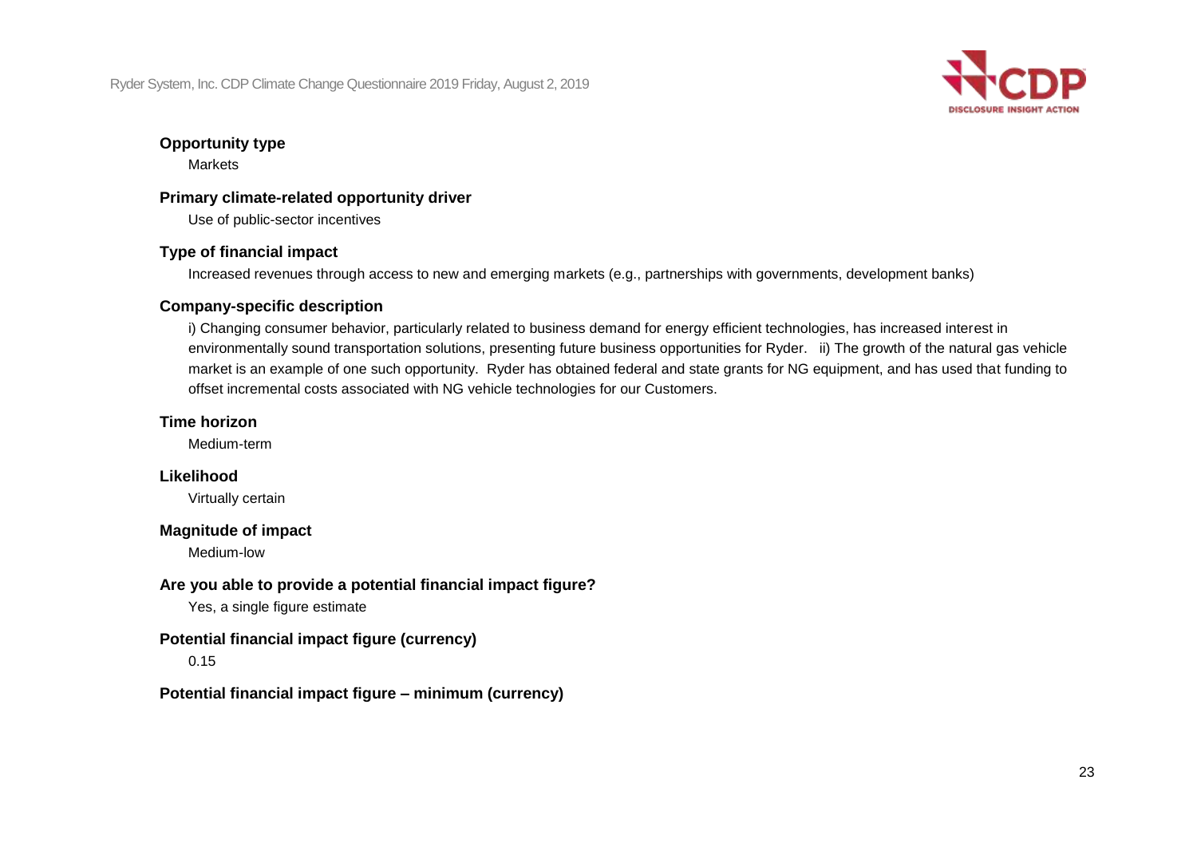**Opportunity type**

Markets

**Primary climate-related opportunity driver**

Use of public-sector incentives

**Type of financial impact**

Increased revenues through access to new and emerging markets (e.g., partnerships with governments, development banks)

**Company-specific description**

i) Changing consumer behavior, particularly related to business demand for energy efficient technologies, has increased interest in environmentally sound transportation solutions, presenting future business opportunities for Ryder. ii) The growth of the natural gas vehicle market is an example of one such opportunity. Ryder has obtained federal and state grants for NG equipment, and has used that funding to offset incremental costs associated with NG vehicle technologies for our Customers.

**Time horizon**

Medium-term

**Likelihood**

Virtually certain

**Magnitude of impact**

Medium-low

**Are you able to provide a potential financial impact figure?**

Yes, a single figure estimate

**Potential financial impact figure (currency)**

0.15

**Potential financial impact figure – minimum (currency)**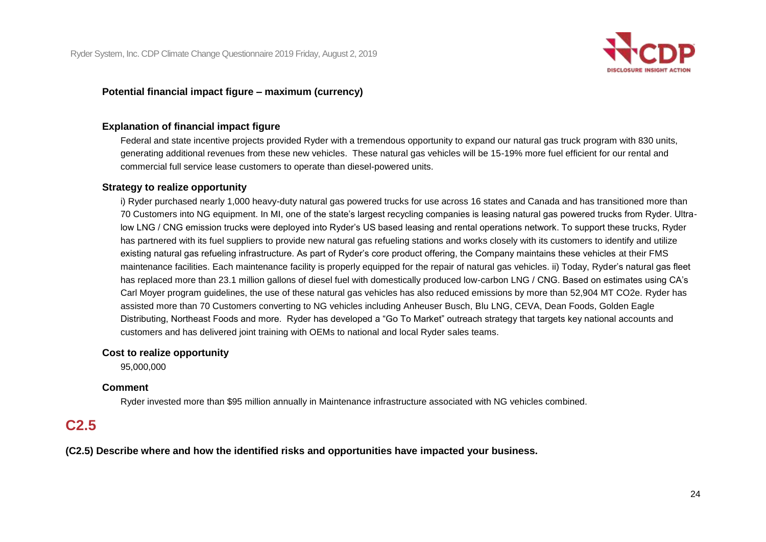**Potential financial impact figure – maximum (currency)**

**Explanation of financial impact figure**

Federal and state incentive projects provided Ryder with a tremendous opportunity to expand our natural gas truck program with 830 units, generating additional revenues from these new vehicles. These natural gas vehicles will be 15-19% more fuel efficient for our rental and commercial full service lease customers to operate than diesel-powered units.

**Strategy to realize opportunity**

i) Ryder purchased nearly 1,000 heavy-duty natural gas powered trucks for use across 16 states and Canada and has transitioned more than 70 Customers into NG equipment. In MI, one of the state's largest recycling companies is leasing natural gas powered trucks from Ryder. Ultra-low LNG / CNG emission trucks were deployed into Ryder's US based leasing and rental operations network. To support these trucks, Ryder has partnered with its fuel suppliers to provide new natural gas refueling stations and works closely with its customers to identify and utilize existing natural gas refueling infrastructure. As part of Ryder's core product offering, the Company maintains these vehicles at their FMS maintenance facilities. Each maintenance facility is properly equipped for the repair of natural gas vehicles. ii) Today, Ryder's natural gas fleet has replaced more than 23.1 million gallons of diesel fuel with domestically produced low-carbon LNG / CNG. Based on estimates using CA's Carl Moyer program guidelines, the use of these natural gas vehicles has also reduced emissions by more than 52,904 MT CO2e. Ryder has assisted more than 70 Customers converting to NG vehicles including Anheuser Busch, Blu LNG, CEVA, Dean Foods, Golden Eagle Distributing, Northeast Foods and more. Ryder has developed a "Go To Market" outreach strategy that targets key national accounts and customers and has delivered joint training with OEMs to national and local Ryder sales teams.

**Cost to realize opportunity**

95,000,000

**Comment**

Ryder invested more than $95 million annually in Maintenance infrastructure associated with NG vehicles combined.

## C2.5

**(C2.5) Describe where and how the identified risks and opportunities have impacted your business.**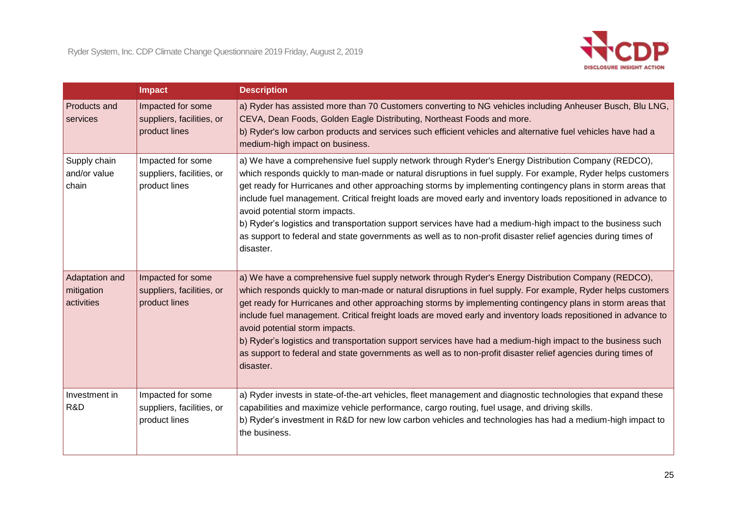| | Impact | Description |
|---|---|---|
| Products and services | Impacted for some suppliers, facilities, or product lines | a) Ryder has assisted more than 70 Customers converting to NG vehicles including Anheuser Busch, Blu LNG, CEVA, Dean Foods, Golden Eagle Distributing, Northeast Foods and more.<br>b) Ryder's low carbon products and services such efficient vehicles and alternative fuel vehicles have had a medium-high impact on business. |
| Supply chain and/or value chain | Impacted for some suppliers, facilities, or product lines | a) We have a comprehensive fuel supply network through Ryder's Energy Distribution Company (REDCO), which responds quickly to man-made or natural disruptions in fuel supply. For example, Ryder helps customers get ready for Hurricanes and other approaching storms by implementing contingency plans in storm areas that include fuel management. Critical freight loads are moved early and inventory loads repositioned in advance to avoid potential storm impacts.<br>b) Ryder's logistics and transportation support services have had a medium-high impact to the business such as support to federal and state governments as well as to non-profit disaster relief agencies during times of disaster. |
| Adaptation and mitigation activities | Impacted for some suppliers, facilities, or product lines | a) We have a comprehensive fuel supply network through Ryder's Energy Distribution Company (REDCO), which responds quickly to man-made or natural disruptions in fuel supply. For example, Ryder helps customers get ready for Hurricanes and other approaching storms by implementing contingency plans in storm areas that include fuel management. Critical freight loads are moved early and inventory loads repositioned in advance to avoid potential storm impacts.<br>b) Ryder's logistics and transportation support services have had a medium-high impact to the business such as support to federal and state governments as well as to non-profit disaster relief agencies during times of disaster. |
| Investment in R&D | Impacted for some suppliers, facilities, or product lines | a) Ryder invests in state-of-the-art vehicles, fleet management and diagnostic technologies that expand these capabilities and maximize vehicle performance, cargo routing, fuel usage, and driving skills.<br>b) Ryder's investment in R&D for new low carbon vehicles and technologies has had a medium-high impact to the business. |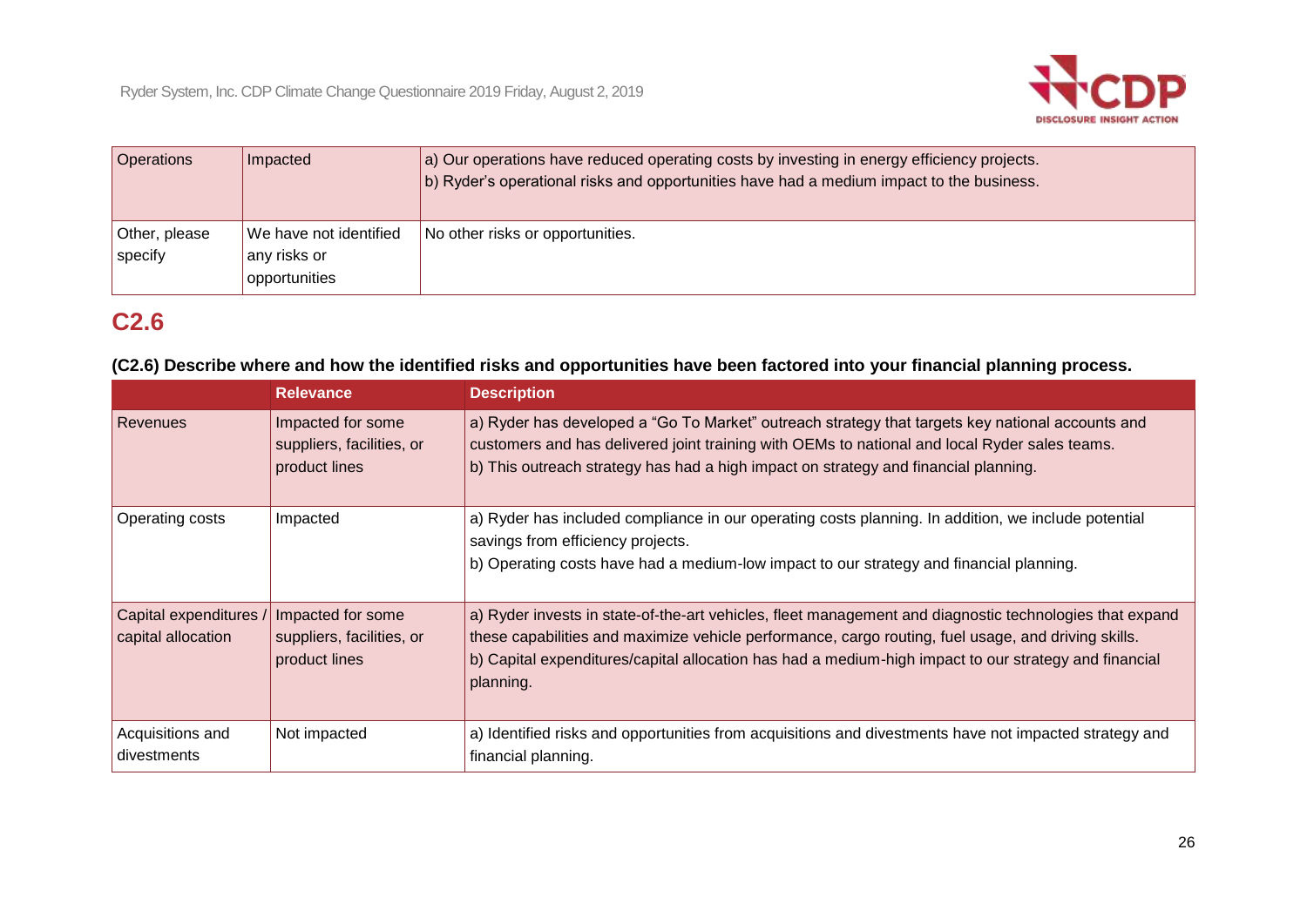| | | |
|---|---|---|
| Operations | Impacted | a) Our operations have reduced operating costs by investing in energy efficiency projects.<br>b) Ryder's operational risks and opportunities have had a medium impact to the business. |
| Other, please specify | We have not identified any risks or opportunities | No other risks or opportunities. |

## C2.6

**(C2.6) Describe where and how the identified risks and opportunities have been factored into your financial planning process.**

| | Relevance | Description |
|---|---|---|
| Revenues | Impacted for some suppliers, facilities, or product lines | a) Ryder has developed a "Go To Market" outreach strategy that targets key national accounts and customers and has delivered joint training with OEMs to national and local Ryder sales teams.<br>b) This outreach strategy has had a high impact on strategy and financial planning. |
| Operating costs | Impacted | a) Ryder has included compliance in our operating costs planning. In addition, we include potential savings from efficiency projects.<br>b) Operating costs have had a medium-low impact to our strategy and financial planning. |
| Capital expenditures / capital allocation | Impacted for some suppliers, facilities, or product lines | a) Ryder invests in state-of-the-art vehicles, fleet management and diagnostic technologies that expand these capabilities and maximize vehicle performance, cargo routing, fuel usage, and driving skills.<br>b) Capital expenditures/capital allocation has had a medium-high impact to our strategy and financial planning. |
| Acquisitions and divestments | Not impacted | a) Identified risks and opportunities from acquisitions and divestments have not impacted strategy and financial planning. |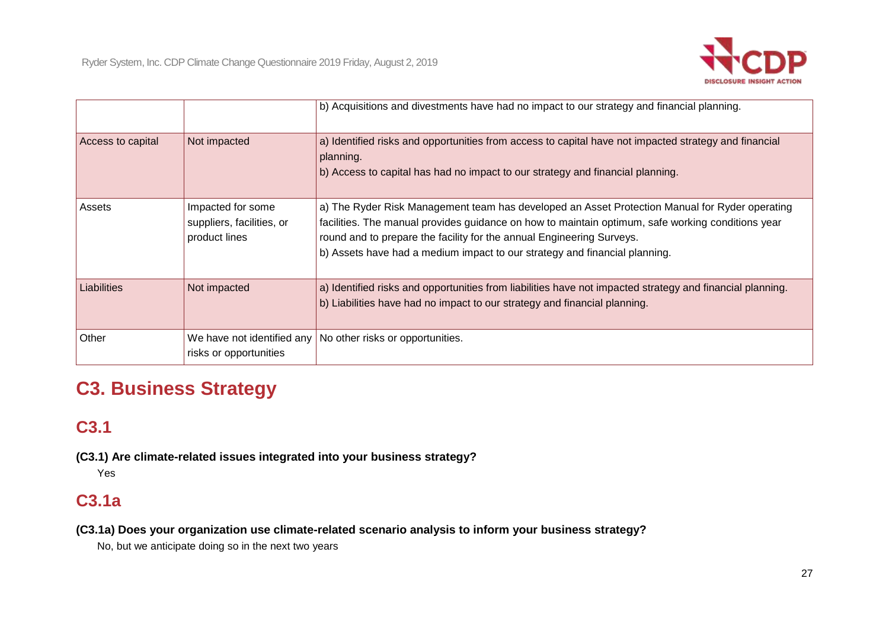|  |  | b) Acquisitions and divestments have had no impact to our strategy and financial planning. |
|---|---|---|
| Access to capital | Not impacted | a) Identified risks and opportunities from access to capital have not impacted strategy and financial planning.<br>b) Access to capital has had no impact to our strategy and financial planning. |
| Assets | Impacted for some suppliers, facilities, or product lines | a) The Ryder Risk Management team has developed an Asset Protection Manual for Ryder operating facilities. The manual provides guidance on how to maintain optimum, safe working conditions year round and to prepare the facility for the annual Engineering Surveys.<br>b) Assets have had a medium impact to our strategy and financial planning. |
| Liabilities | Not impacted | a) Identified risks and opportunities from liabilities have not impacted strategy and financial planning.<br>b) Liabilities have had no impact to our strategy and financial planning. |
| Other | We have not identified any risks or opportunities | No other risks or opportunities. |

# C3. Business Strategy

## C3.1

**(C3.1) Are climate-related issues integrated into your business strategy?**

Yes

## C3.1a

**(C3.1a) Does your organization use climate-related scenario analysis to inform your business strategy?**

No, but we anticipate doing so in the next two years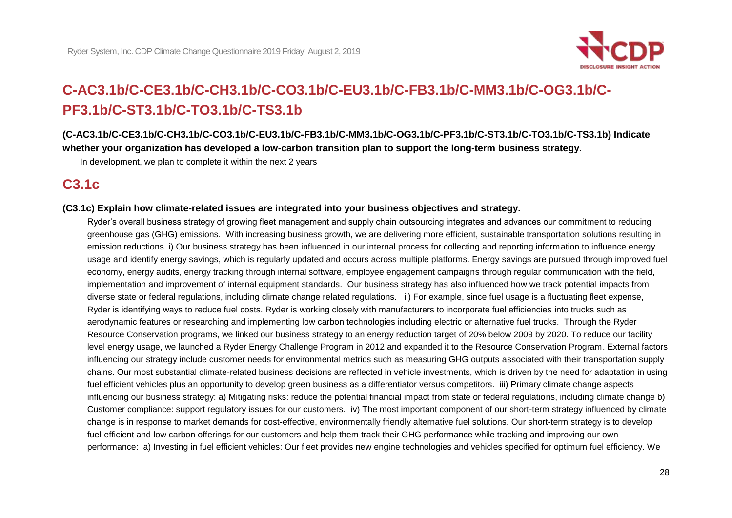## C-AC3.1b/C-CE3.1b/C-CH3.1b/C-CO3.1b/C-EU3.1b/C-FB3.1b/C-MM3.1b/C-OG3.1b/C-PF3.1b/C-ST3.1b/C-TO3.1b/C-TS3.1b

**(C-AC3.1b/C-CE3.1b/C-CH3.1b/C-CO3.1b/C-EU3.1b/C-FB3.1b/C-MM3.1b/C-OG3.1b/C-PF3.1b/C-ST3.1b/C-TO3.1b/C-TS3.1b) Indicate whether your organization has developed a low-carbon transition plan to support the long-term business strategy.**

In development, we plan to complete it within the next 2 years

## C3.1c

**(C3.1c) Explain how climate-related issues are integrated into your business objectives and strategy.**

Ryder's overall business strategy of growing fleet management and supply chain outsourcing integrates and advances our commitment to reducing greenhouse gas (GHG) emissions. With increasing business growth, we are delivering more efficient, sustainable transportation solutions resulting in emission reductions. i) Our business strategy has been influenced in our internal process for collecting and reporting information to influence energy usage and identify energy savings, which is regularly updated and occurs across multiple platforms. Energy savings are pursued through improved fuel economy, energy audits, energy tracking through internal software, employee engagement campaigns through regular communication with the field, implementation and improvement of internal equipment standards. Our business strategy has also influenced how we track potential impacts from diverse state or federal regulations, including climate change related regulations. ii) For example, since fuel usage is a fluctuating fleet expense, Ryder is identifying ways to reduce fuel costs. Ryder is working closely with manufacturers to incorporate fuel efficiencies into trucks such as aerodynamic features or researching and implementing low carbon technologies including electric or alternative fuel trucks. Through the Ryder Resource Conservation programs, we linked our business strategy to an energy reduction target of 20% below 2009 by 2020. To reduce our facility level energy usage, we launched a Ryder Energy Challenge Program in 2012 and expanded it to the Resource Conservation Program. External factors influencing our strategy include customer needs for environmental metrics such as measuring GHG outputs associated with their transportation supply chains. Our most substantial climate-related business decisions are reflected in vehicle investments, which is driven by the need for adaptation in using fuel efficient vehicles plus an opportunity to develop green business as a differentiator versus competitors. iii) Primary climate change aspects influencing our business strategy: a) Mitigating risks: reduce the potential financial impact from state or federal regulations, including climate change b) Customer compliance: support regulatory issues for our customers. iv) The most important component of our short-term strategy influenced by climate change is in response to market demands for cost-effective, environmentally friendly alternative fuel solutions. Our short-term strategy is to develop fuel-efficient and low carbon offerings for our customers and help them track their GHG performance while tracking and improving our own performance: a) Investing in fuel efficient vehicles: Our fleet provides new engine technologies and vehicles specified for optimum fuel efficiency. We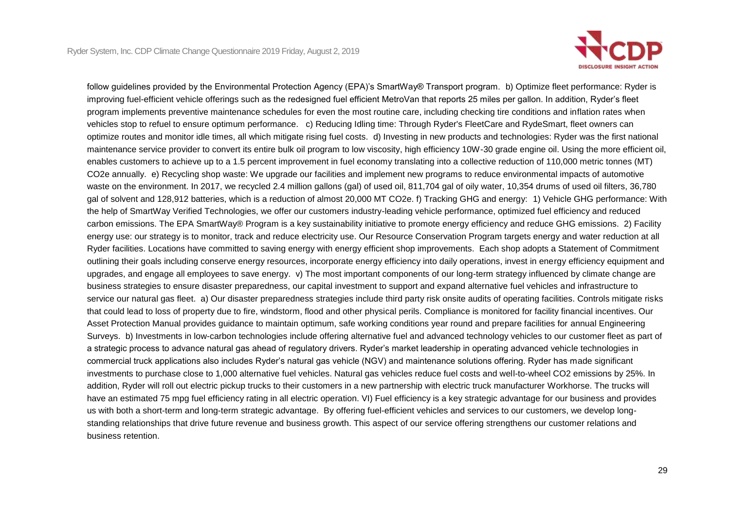follow guidelines provided by the Environmental Protection Agency (EPA)'s SmartWay® Transport program. b) Optimize fleet performance: Ryder is improving fuel-efficient vehicle offerings such as the redesigned fuel efficient MetroVan that reports 25 miles per gallon. In addition, Ryder's fleet program implements preventive maintenance schedules for even the most routine care, including checking tire conditions and inflation rates when vehicles stop to refuel to ensure optimum performance. c) Reducing Idling time: Through Ryder's FleetCare and RydeSmart, fleet owners can optimize routes and monitor idle times, all which mitigate rising fuel costs. d) Investing in new products and technologies: Ryder was the first national maintenance service provider to convert its entire bulk oil program to low viscosity, high efficiency 10W-30 grade engine oil. Using the more efficient oil, enables customers to achieve up to a 1.5 percent improvement in fuel economy translating into a collective reduction of 110,000 metric tonnes (MT) CO2e annually. e) Recycling shop waste: We upgrade our facilities and implement new programs to reduce environmental impacts of automotive waste on the environment. In 2017, we recycled 2.4 million gallons (gal) of used oil, 811,704 gal of oily water, 10,354 drums of used oil filters, 36,780 gal of solvent and 128,912 batteries, which is a reduction of almost 20,000 MT CO2e. f) Tracking GHG and energy: 1) Vehicle GHG performance: With the help of SmartWay Verified Technologies, we offer our customers industry-leading vehicle performance, optimized fuel efficiency and reduced carbon emissions. The EPA SmartWay® Program is a key sustainability initiative to promote energy efficiency and reduce GHG emissions. 2) Facility energy use: our strategy is to monitor, track and reduce electricity use. Our Resource Conservation Program targets energy and water reduction at all Ryder facilities. Locations have committed to saving energy with energy efficient shop improvements. Each shop adopts a Statement of Commitment outlining their goals including conserve energy resources, incorporate energy efficiency into daily operations, invest in energy efficiency equipment and upgrades, and engage all employees to save energy. v) The most important components of our long-term strategy influenced by climate change are business strategies to ensure disaster preparedness, our capital investment to support and expand alternative fuel vehicles and infrastructure to service our natural gas fleet. a) Our disaster preparedness strategies include third party risk onsite audits of operating facilities. Controls mitigate risks that could lead to loss of property due to fire, windstorm, flood and other physical perils. Compliance is monitored for facility financial incentives. Our Asset Protection Manual provides guidance to maintain optimum, safe working conditions year round and prepare facilities for annual Engineering Surveys. b) Investments in low-carbon technologies include offering alternative fuel and advanced technology vehicles to our customer fleet as part of a strategic process to advance natural gas ahead of regulatory drivers. Ryder's market leadership in operating advanced vehicle technologies in commercial truck applications also includes Ryder's natural gas vehicle (NGV) and maintenance solutions offering. Ryder has made significant investments to purchase close to 1,000 alternative fuel vehicles. Natural gas vehicles reduce fuel costs and well-to-wheel CO2 emissions by 25%. In addition, Ryder will roll out electric pickup trucks to their customers in a new partnership with electric truck manufacturer Workhorse. The trucks will have an estimated 75 mpg fuel efficiency rating in all electric operation. VI) Fuel efficiency is a key strategic advantage for our business and provides us with both a short-term and long-term strategic advantage. By offering fuel-efficient vehicles and services to our customers, we develop long-standing relationships that drive future revenue and business growth. This aspect of our service offering strengthens our customer relations and business retention.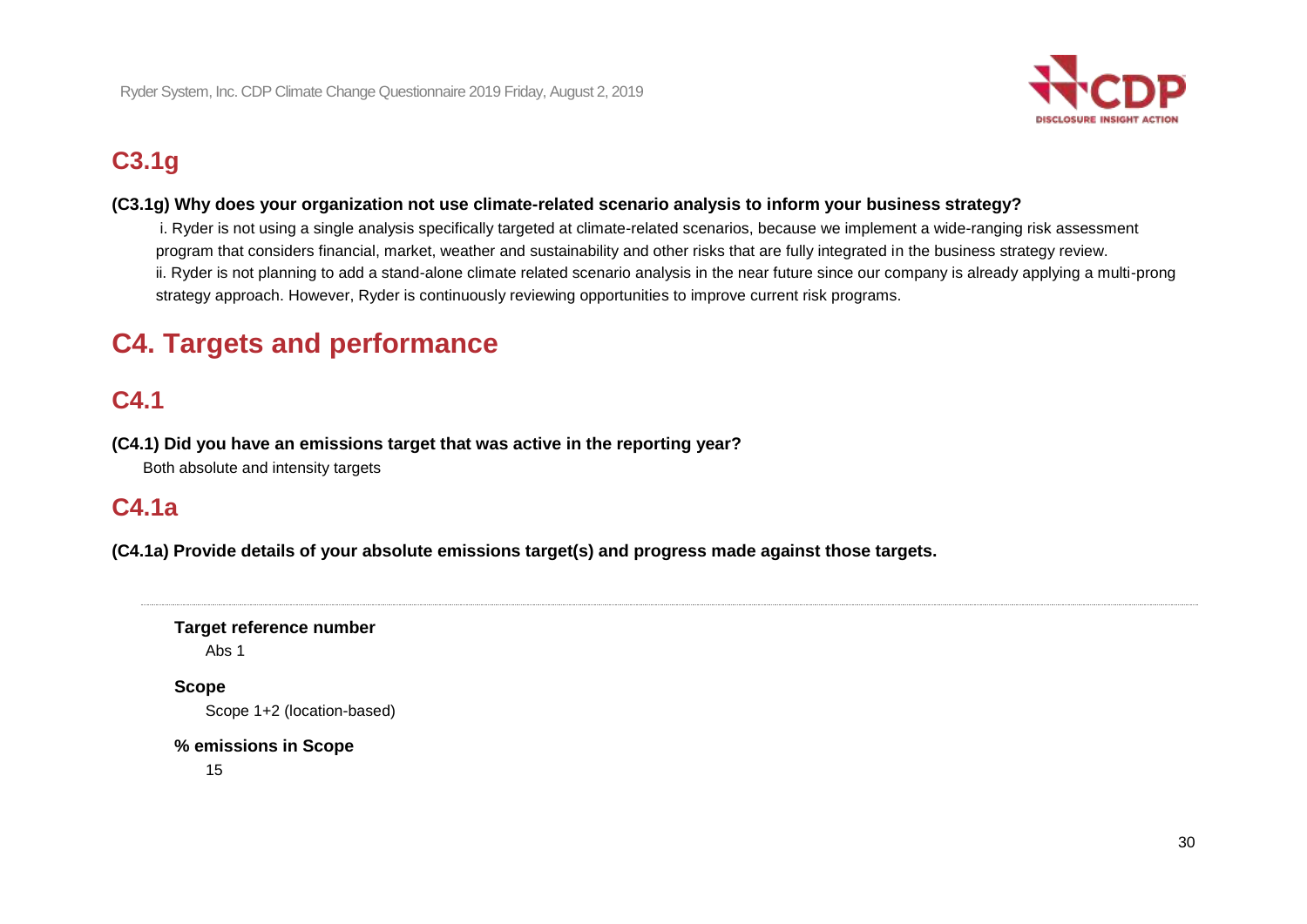## C3.1g

**(C3.1g) Why does your organization not use climate-related scenario analysis to inform your business strategy?**

i. Ryder is not using a single analysis specifically targeted at climate-related scenarios, because we implement a wide-ranging risk assessment program that considers financial, market, weather and sustainability and other risks that are fully integrated in the business strategy review.
ii. Ryder is not planning to add a stand-alone climate related scenario analysis in the near future since our company is already applying a multi-prong strategy approach. However, Ryder is continuously reviewing opportunities to improve current risk programs.

# C4. Targets and performance

## C4.1

**(C4.1) Did you have an emissions target that was active in the reporting year?**

Both absolute and intensity targets

## C4.1a

**(C4.1a) Provide details of your absolute emissions target(s) and progress made against those targets.**

---

**Target reference number**

Abs 1

**Scope**

Scope 1+2 (location-based)

**% emissions in Scope**

15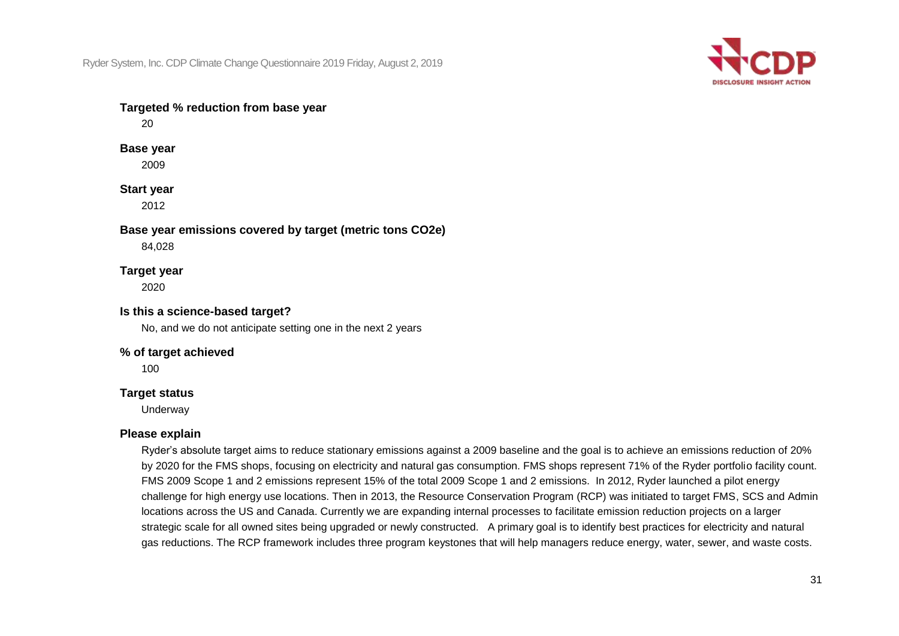**Targeted % reduction from base year**

20

**Base year**

2009

**Start year**

2012

**Base year emissions covered by target (metric tons CO2e)**

84,028

**Target year**

2020

**Is this a science-based target?**

No, and we do not anticipate setting one in the next 2 years

**% of target achieved**

100

**Target status**

Underway

**Please explain**

Ryder's absolute target aims to reduce stationary emissions against a 2009 baseline and the goal is to achieve an emissions reduction of 20% by 2020 for the FMS shops, focusing on electricity and natural gas consumption. FMS shops represent 71% of the Ryder portfolio facility count. FMS 2009 Scope 1 and 2 emissions represent 15% of the total 2009 Scope 1 and 2 emissions. In 2012, Ryder launched a pilot energy challenge for high energy use locations. Then in 2013, the Resource Conservation Program (RCP) was initiated to target FMS, SCS and Admin locations across the US and Canada. Currently we are expanding internal processes to facilitate emission reduction projects on a larger strategic scale for all owned sites being upgraded or newly constructed. A primary goal is to identify best practices for electricity and natural gas reductions. The RCP framework includes three program keystones that will help managers reduce energy, water, sewer, and waste costs.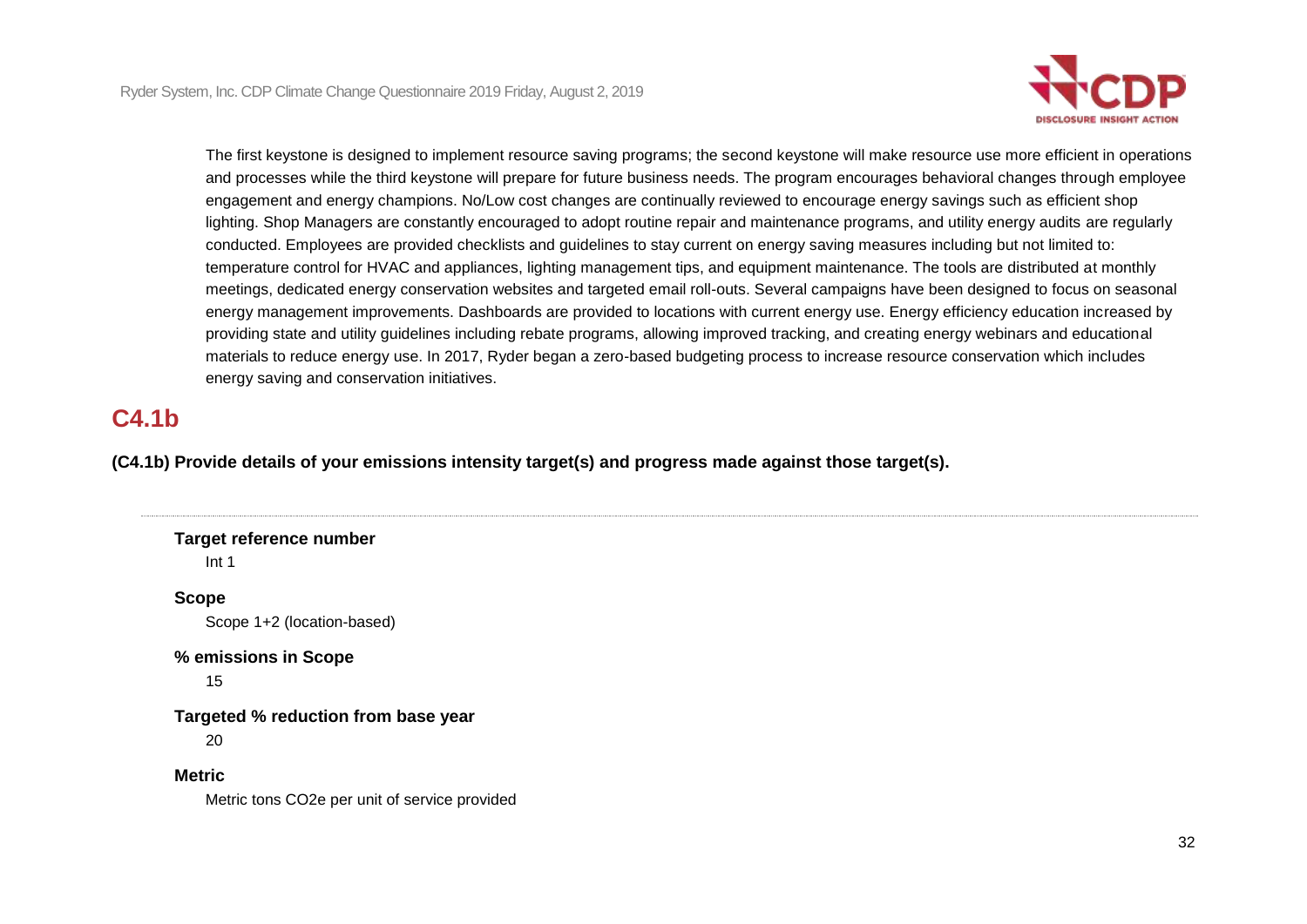The first keystone is designed to implement resource saving programs; the second keystone will make resource use more efficient in operations and processes while the third keystone will prepare for future business needs. The program encourages behavioral changes through employee engagement and energy champions. No/Low cost changes are continually reviewed to encourage energy savings such as efficient shop lighting. Shop Managers are constantly encouraged to adopt routine repair and maintenance programs, and utility energy audits are regularly conducted. Employees are provided checklists and guidelines to stay current on energy saving measures including but not limited to: temperature control for HVAC and appliances, lighting management tips, and equipment maintenance. The tools are distributed at monthly meetings, dedicated energy conservation websites and targeted email roll-outs. Several campaigns have been designed to focus on seasonal energy management improvements. Dashboards are provided to locations with current energy use. Energy efficiency education increased by providing state and utility guidelines including rebate programs, allowing improved tracking, and creating energy webinars and educational materials to reduce energy use. In 2017, Ryder began a zero-based budgeting process to increase resource conservation which includes energy saving and conservation initiatives.

## C4.1b

**(C4.1b) Provide details of your emissions intensity target(s) and progress made against those target(s).**

---

**Target reference number**

Int 1

**Scope**

Scope 1+2 (location-based)

**% emissions in Scope**

15

**Targeted % reduction from base year**

20

**Metric**

Metric tons CO2e per unit of service provided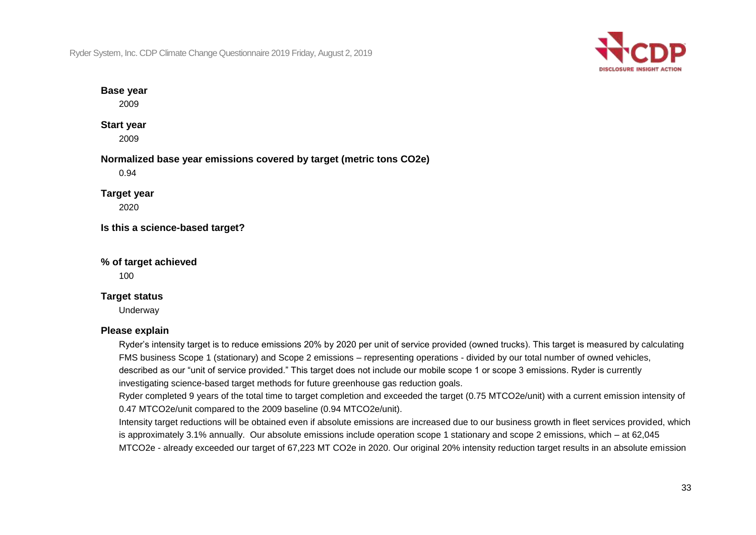**Base year**

2009

**Start year**

2009

**Normalized base year emissions covered by target (metric tons CO2e)**

0.94

**Target year**

2020

**Is this a science-based target?**

**% of target achieved**

100

**Target status**

Underway

**Please explain**

Ryder's intensity target is to reduce emissions 20% by 2020 per unit of service provided (owned trucks). This target is measured by calculating FMS business Scope 1 (stationary) and Scope 2 emissions – representing operations - divided by our total number of owned vehicles, described as our "unit of service provided." This target does not include our mobile scope 1 or scope 3 emissions. Ryder is currently investigating science-based target methods for future greenhouse gas reduction goals.

Ryder completed 9 years of the total time to target completion and exceeded the target (0.75 MTCO2e/unit) with a current emission intensity of 0.47 MTCO2e/unit compared to the 2009 baseline (0.94 MTCO2e/unit).

Intensity target reductions will be obtained even if absolute emissions are increased due to our business growth in fleet services provided, which is approximately 3.1% annually. Our absolute emissions include operation scope 1 stationary and scope 2 emissions, which – at 62,045 MTCO2e - already exceeded our target of 67,223 MT CO2e in 2020. Our original 20% intensity reduction target results in an absolute emission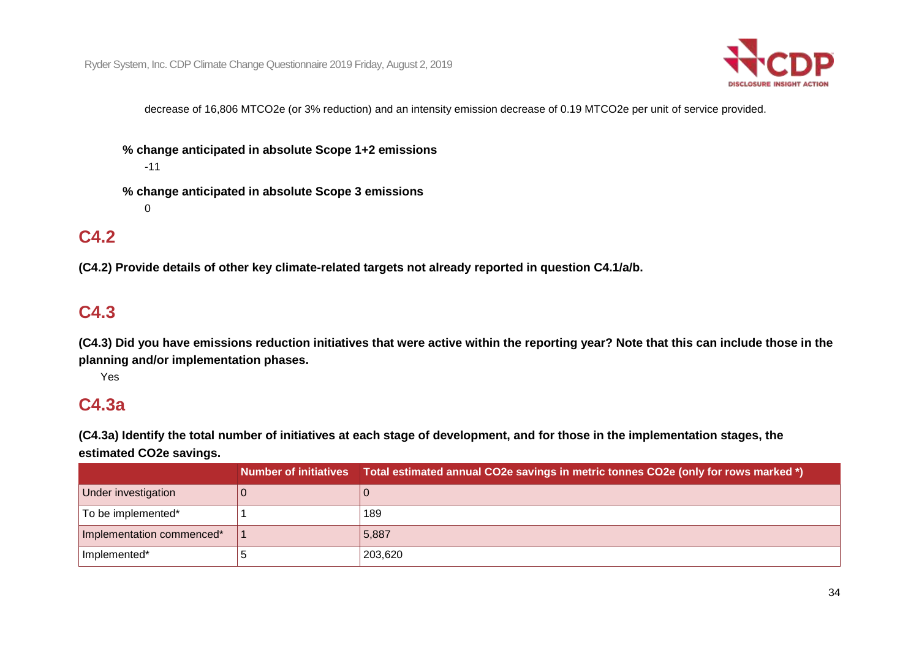decrease of 16,806 MTCO2e (or 3% reduction) and an intensity emission decrease of 0.19 MTCO2e per unit of service provided.

**% change anticipated in absolute Scope 1+2 emissions**

-11

**% change anticipated in absolute Scope 3 emissions**

0

## C4.2

**(C4.2) Provide details of other key climate-related targets not already reported in question C4.1/a/b.**

## C4.3

**(C4.3) Did you have emissions reduction initiatives that were active within the reporting year? Note that this can include those in the planning and/or implementation phases.**

Yes

## C4.3a

**(C4.3a) Identify the total number of initiatives at each stage of development, and for those in the implementation stages, the estimated CO2e savings.**

| | Number of initiatives | Total estimated annual CO2e savings in metric tonnes CO2e (only for rows marked *) |
|---|---|---|
| Under investigation | 0 | 0 |
| To be implemented* | 1 | 189 |
| Implementation commenced* | 1 | 5,887 |
| Implemented* | 5 | 203,620 |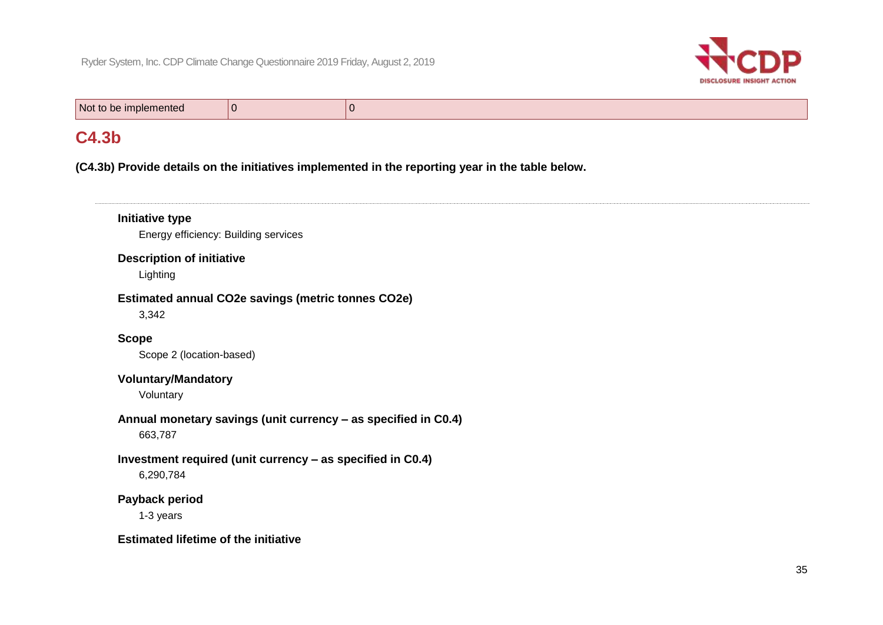| Not to be implemented | 0 | 0 |
|---|---|---|

## C4.3b

**(C4.3b) Provide details on the initiatives implemented in the reporting year in the table below.**

---

**Initiative type**

Energy efficiency: Building services

**Description of initiative**

Lighting

**Estimated annual CO2e savings (metric tonnes CO2e)**

3,342

**Scope**

Scope 2 (location-based)

**Voluntary/Mandatory**

Voluntary

**Annual monetary savings (unit currency – as specified in C0.4)**

663,787

**Investment required (unit currency – as specified in C0.4)**

6,290,784

**Payback period**

1-3 years

**Estimated lifetime of the initiative**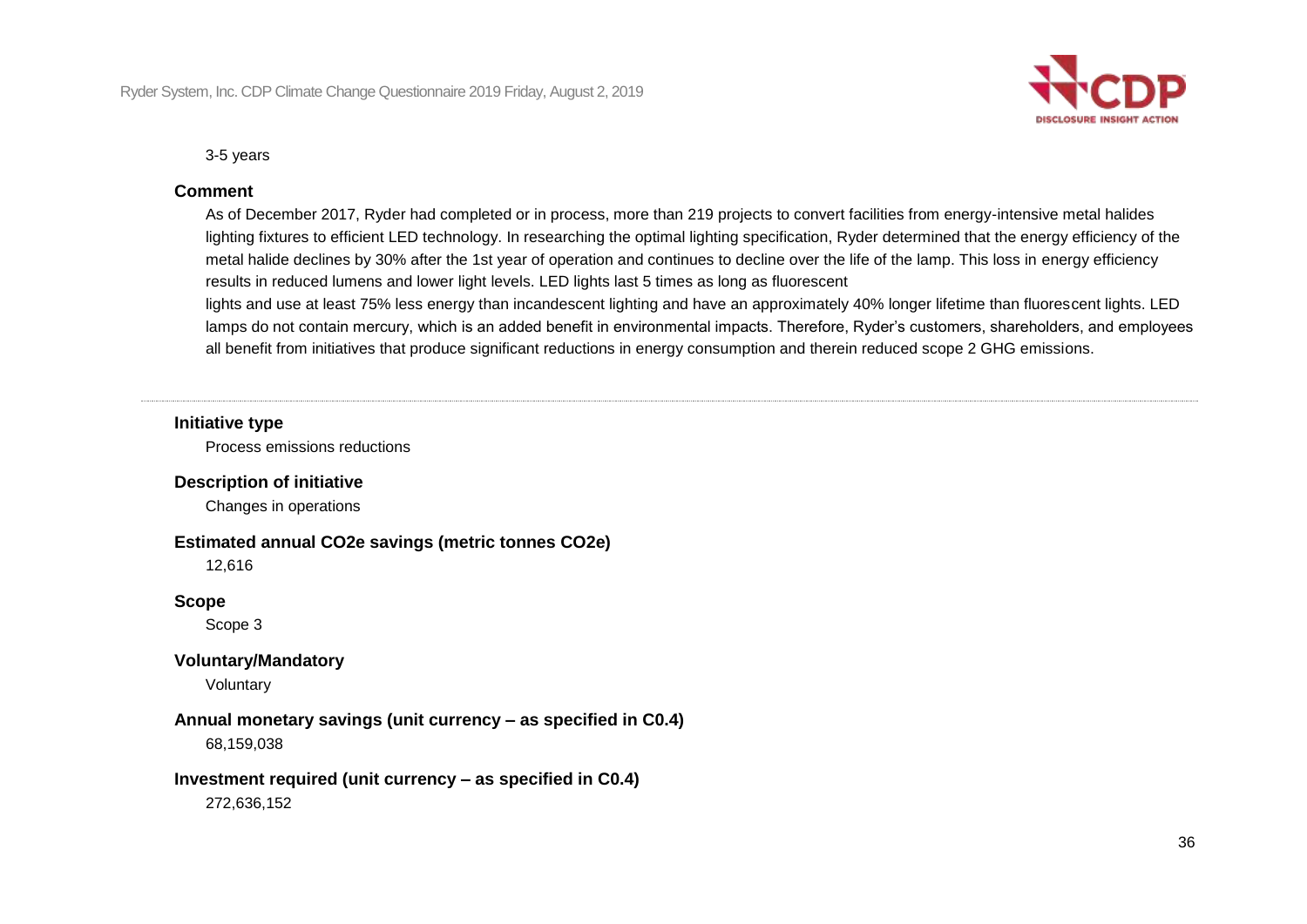3-5 years

**Comment**

As of December 2017, Ryder had completed or in process, more than 219 projects to convert facilities from energy-intensive metal halides lighting fixtures to efficient LED technology. In researching the optimal lighting specification, Ryder determined that the energy efficiency of the metal halide declines by 30% after the 1st year of operation and continues to decline over the life of the lamp. This loss in energy efficiency results in reduced lumens and lower light levels. LED lights last 5 times as long as fluorescent lights and use at least 75% less energy than incandescent lighting and have an approximately 40% longer lifetime than fluorescent lights. LED lamps do not contain mercury, which is an added benefit in environmental impacts. Therefore, Ryder's customers, shareholders, and employees all benefit from initiatives that produce significant reductions in energy consumption and therein reduced scope 2 GHG emissions.

---

**Initiative type**

Process emissions reductions

**Description of initiative**

Changes in operations

**Estimated annual CO2e savings (metric tonnes CO2e)**

12,616

**Scope**

Scope 3

**Voluntary/Mandatory**

Voluntary

**Annual monetary savings (unit currency – as specified in C0.4)**

68,159,038

**Investment required (unit currency – as specified in C0.4)**

272,636,152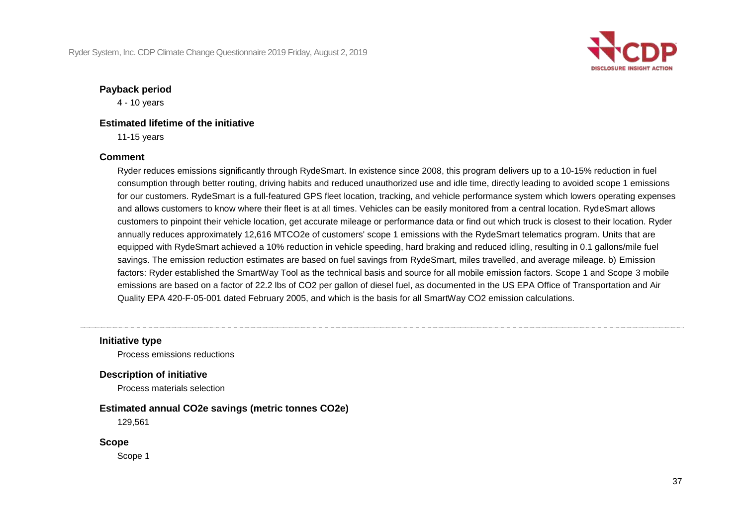**Payback period**

4 - 10 years

**Estimated lifetime of the initiative**

11-15 years

**Comment**

Ryder reduces emissions significantly through RydeSmart. In existence since 2008, this program delivers up to a 10-15% reduction in fuel consumption through better routing, driving habits and reduced unauthorized use and idle time, directly leading to avoided scope 1 emissions for our customers. RydeSmart is a full-featured GPS fleet location, tracking, and vehicle performance system which lowers operating expenses and allows customers to know where their fleet is at all times. Vehicles can be easily monitored from a central location. RydeSmart allows customers to pinpoint their vehicle location, get accurate mileage or performance data or find out which truck is closest to their location. Ryder annually reduces approximately 12,616 MTCO2e of customers' scope 1 emissions with the RydeSmart telematics program. Units that are equipped with RydeSmart achieved a 10% reduction in vehicle speeding, hard braking and reduced idling, resulting in 0.1 gallons/mile fuel savings. The emission reduction estimates are based on fuel savings from RydeSmart, miles travelled, and average mileage. b) Emission factors: Ryder established the SmartWay Tool as the technical basis and source for all mobile emission factors. Scope 1 and Scope 3 mobile emissions are based on a factor of 22.2 lbs of CO2 per gallon of diesel fuel, as documented in the US EPA Office of Transportation and Air Quality EPA 420-F-05-001 dated February 2005, and which is the basis for all SmartWay CO2 emission calculations.

---

**Initiative type**

Process emissions reductions

**Description of initiative**

Process materials selection

**Estimated annual CO2e savings (metric tonnes CO2e)**

129,561

**Scope**

Scope 1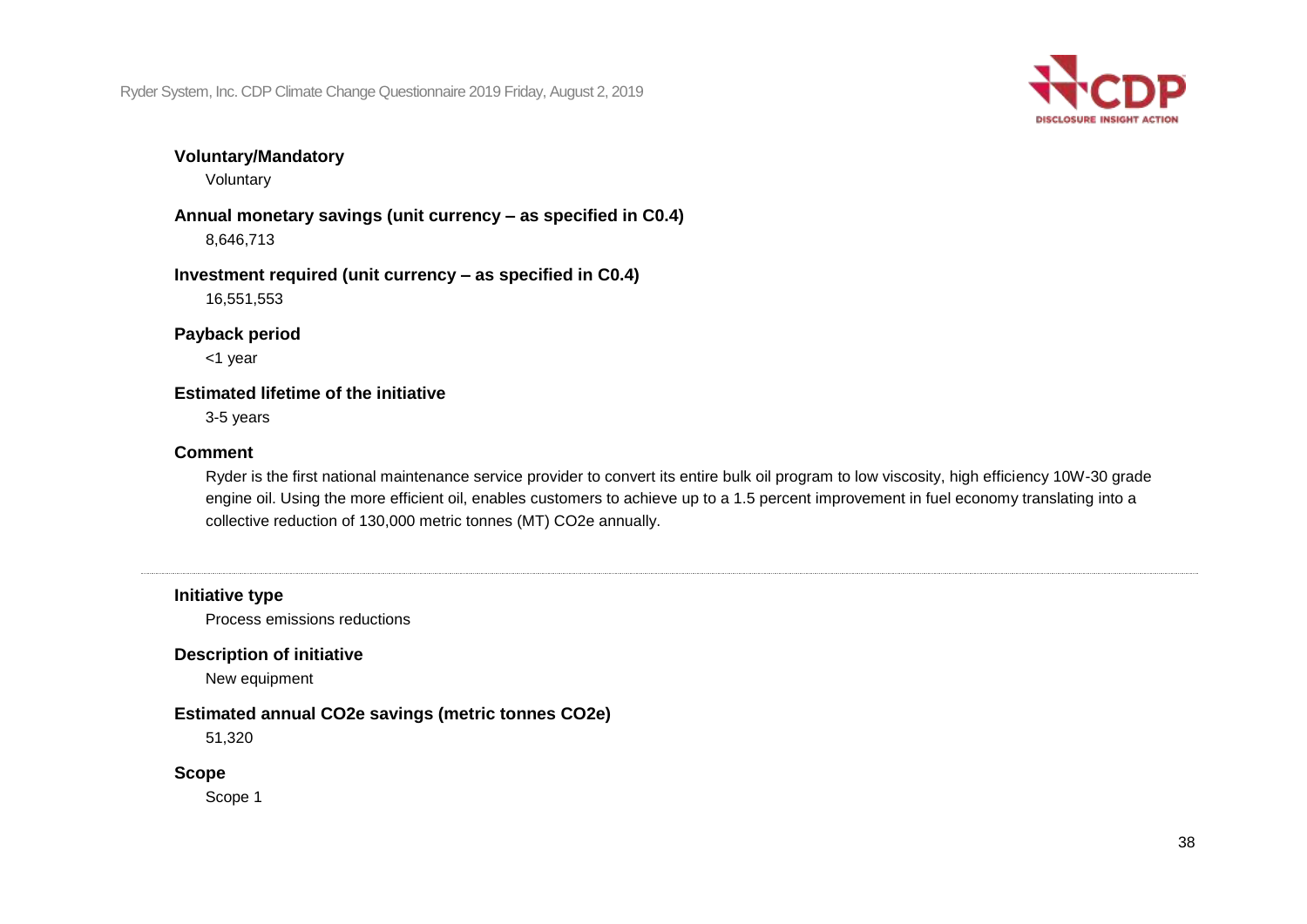**Voluntary/Mandatory**

Voluntary

**Annual monetary savings (unit currency – as specified in C0.4)**

8,646,713

**Investment required (unit currency – as specified in C0.4)**

16,551,553

**Payback period**

<1 year

**Estimated lifetime of the initiative**

3-5 years

**Comment**

Ryder is the first national maintenance service provider to convert its entire bulk oil program to low viscosity, high efficiency 10W-30 grade engine oil. Using the more efficient oil, enables customers to achieve up to a 1.5 percent improvement in fuel economy translating into a collective reduction of 130,000 metric tonnes (MT) CO2e annually.

---

**Initiative type**

Process emissions reductions

**Description of initiative**

New equipment

**Estimated annual CO2e savings (metric tonnes CO2e)**

51,320

**Scope**

Scope 1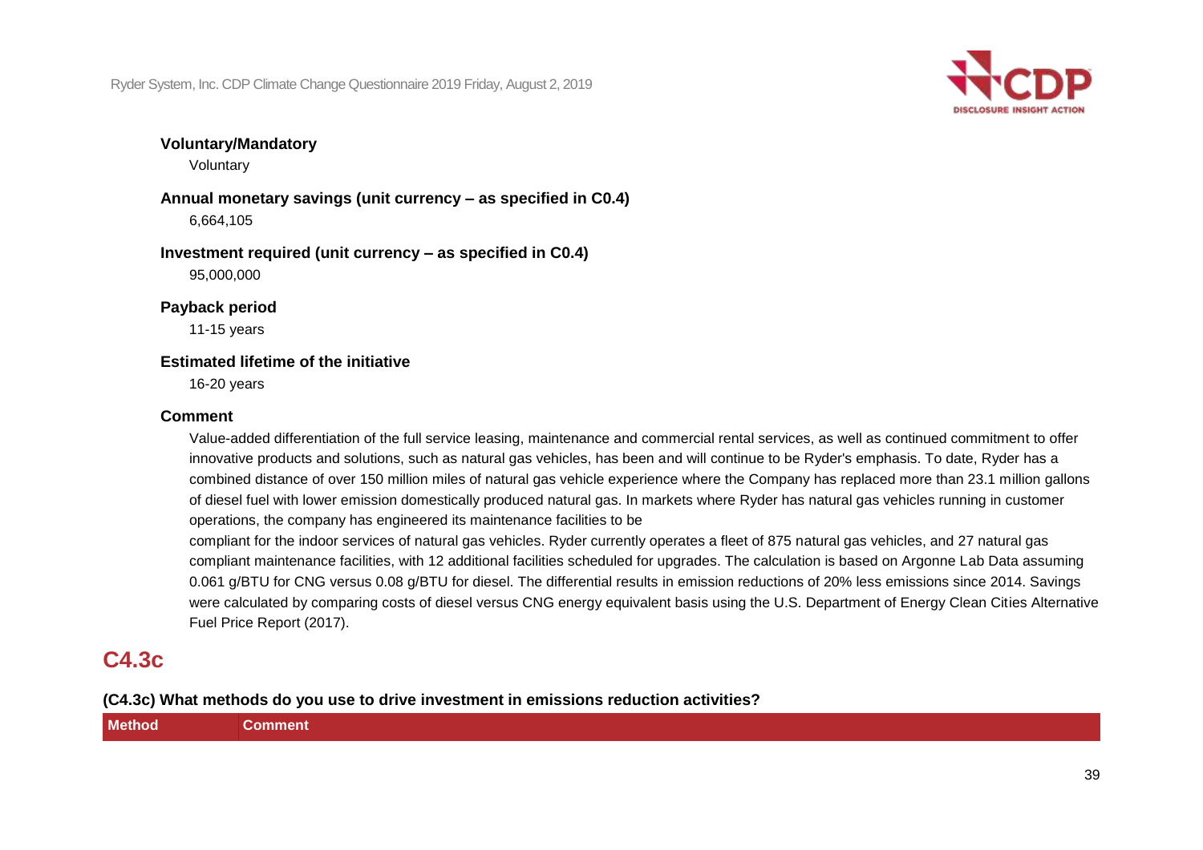**Voluntary/Mandatory**

Voluntary

**Annual monetary savings (unit currency – as specified in C0.4)**

6,664,105

**Investment required (unit currency – as specified in C0.4)**

95,000,000

**Payback period**

11-15 years

**Estimated lifetime of the initiative**

16-20 years

**Comment**

Value-added differentiation of the full service leasing, maintenance and commercial rental services, as well as continued commitment to offer innovative products and solutions, such as natural gas vehicles, has been and will continue to be Ryder's emphasis. To date, Ryder has a combined distance of over 150 million miles of natural gas vehicle experience where the Company has replaced more than 23.1 million gallons of diesel fuel with lower emission domestically produced natural gas. In markets where Ryder has natural gas vehicles running in customer operations, the company has engineered its maintenance facilities to be
compliant for the indoor services of natural gas vehicles. Ryder currently operates a fleet of 875 natural gas vehicles, and 27 natural gas compliant maintenance facilities, with 12 additional facilities scheduled for upgrades. The calculation is based on Argonne Lab Data assuming 0.061 g/BTU for CNG versus 0.08 g/BTU for diesel. The differential results in emission reductions of 20% less emissions since 2014. Savings were calculated by comparing costs of diesel versus CNG energy equivalent basis using the U.S. Department of Energy Clean Cities Alternative Fuel Price Report (2017).

## C4.3c

**(C4.3c) What methods do you use to drive investment in emissions reduction activities?**

| Method | Comment |
| --- | --- |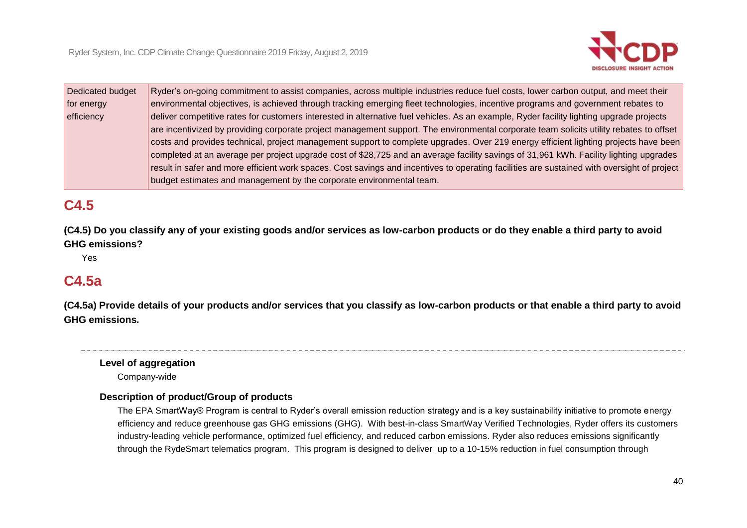| Dedicated budget for energy efficiency | Ryder's on-going commitment to assist companies, across multiple industries reduce fuel costs, lower carbon output, and meet their environmental objectives, is achieved through tracking emerging fleet technologies, incentive programs and government rebates to deliver competitive rates for customers interested in alternative fuel vehicles. As an example, Ryder facility lighting upgrade projects are incentivized by providing corporate project management support. The environmental corporate team solicits utility rebates to offset costs and provides technical, project management support to complete upgrades. Over 219 energy efficient lighting projects have been completed at an average per project upgrade cost of $28,725 and an average facility savings of 31,961 kWh. Facility lighting upgrades result in safer and more efficient work spaces. Cost savings and incentives to operating facilities are sustained with oversight of project budget estimates and management by the corporate environmental team. |
|---|---|

## C4.5

**(C4.5) Do you classify any of your existing goods and/or services as low-carbon products or do they enable a third party to avoid GHG emissions?**

Yes

## C4.5a

**(C4.5a) Provide details of your products and/or services that you classify as low-carbon products or that enable a third party to avoid GHG emissions.**

---

**Level of aggregation**

Company-wide

**Description of product/Group of products**

The EPA SmartWay® Program is central to Ryder's overall emission reduction strategy and is a key sustainability initiative to promote energy efficiency and reduce greenhouse gas GHG emissions (GHG). With best-in-class SmartWay Verified Technologies, Ryder offers its customers industry-leading vehicle performance, optimized fuel efficiency, and reduced carbon emissions. Ryder also reduces emissions significantly through the RydeSmart telematics program. This program is designed to deliver up to a 10-15% reduction in fuel consumption through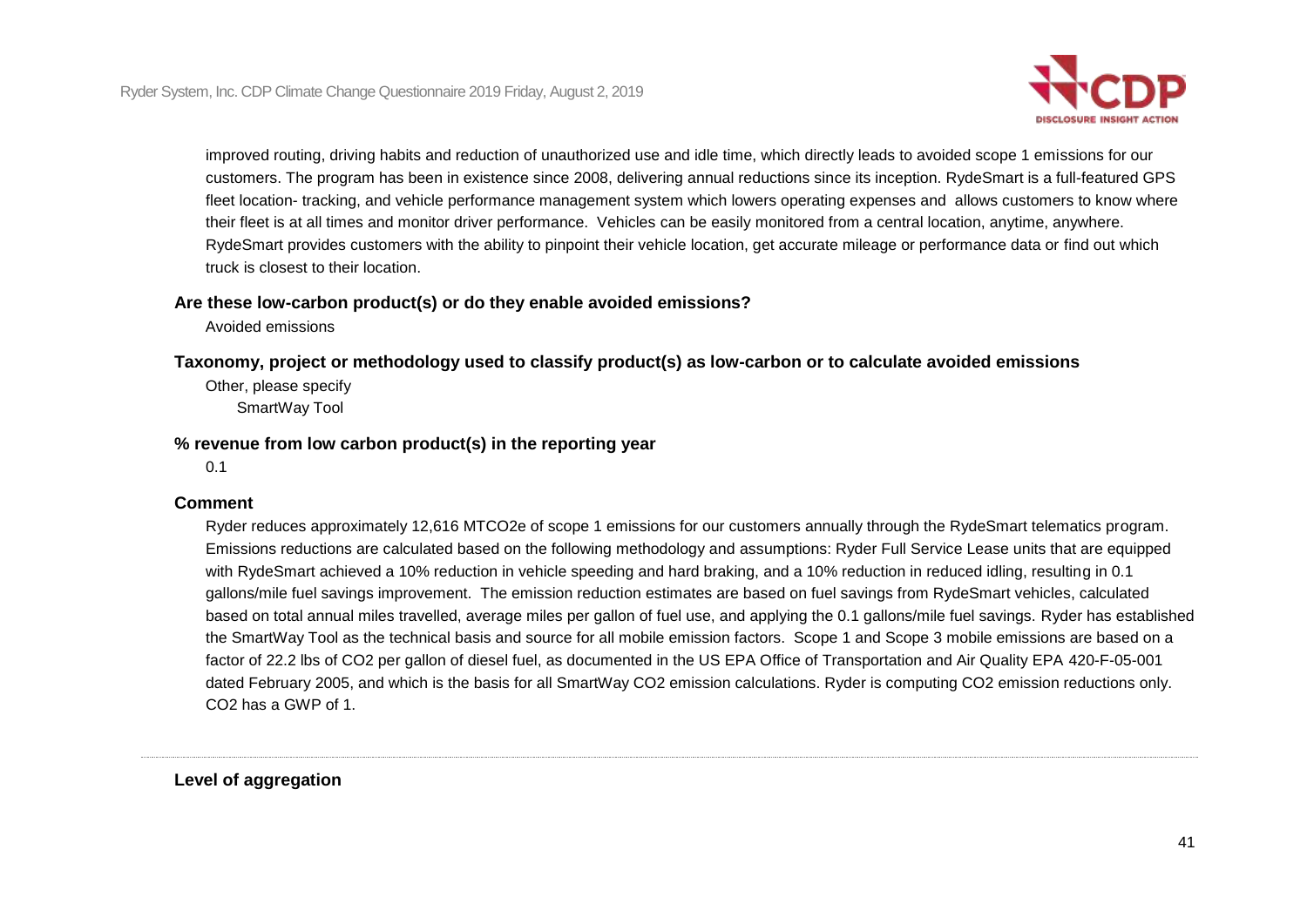improved routing, driving habits and reduction of unauthorized use and idle time, which directly leads to avoided scope 1 emissions for our customers. The program has been in existence since 2008, delivering annual reductions since its inception. RydeSmart is a full-featured GPS fleet location- tracking, and vehicle performance management system which lowers operating expenses and allows customers to know where their fleet is at all times and monitor driver performance. Vehicles can be easily monitored from a central location, anytime, anywhere. RydeSmart provides customers with the ability to pinpoint their vehicle location, get accurate mileage or performance data or find out which truck is closest to their location.

**Are these low-carbon product(s) or do they enable avoided emissions?**

Avoided emissions

**Taxonomy, project or methodology used to classify product(s) as low-carbon or to calculate avoided emissions**

Other, please specify

SmartWay Tool

**% revenue from low carbon product(s) in the reporting year**

0.1

**Comment**

Ryder reduces approximately 12,616 MTCO2e of scope 1 emissions for our customers annually through the RydeSmart telematics program. Emissions reductions are calculated based on the following methodology and assumptions: Ryder Full Service Lease units that are equipped with RydeSmart achieved a 10% reduction in vehicle speeding and hard braking, and a 10% reduction in reduced idling, resulting in 0.1 gallons/mile fuel savings improvement. The emission reduction estimates are based on fuel savings from RydeSmart vehicles, calculated based on total annual miles travelled, average miles per gallon of fuel use, and applying the 0.1 gallons/mile fuel savings. Ryder has established the SmartWay Tool as the technical basis and source for all mobile emission factors. Scope 1 and Scope 3 mobile emissions are based on a factor of 22.2 lbs of $CO_2$ per gallon of diesel fuel, as documented in the US EPA Office of Transportation and Air Quality EPA 420-F-05-001 dated February 2005, and which is the basis for all SmartWay $CO_2$ emission calculations. Ryder is computing $CO_2$ emission reductions only. $CO_2$ has a GWP of 1.

---

**Level of aggregation**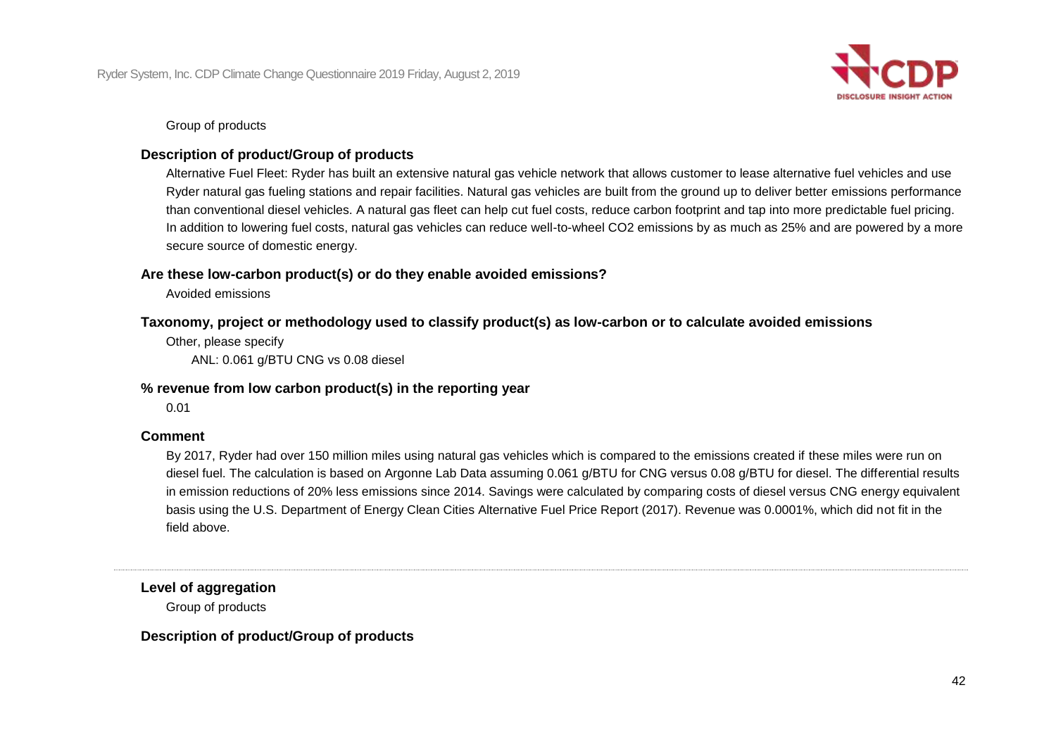Group of products

**Description of product/Group of products**

Alternative Fuel Fleet: Ryder has built an extensive natural gas vehicle network that allows customer to lease alternative fuel vehicles and use Ryder natural gas fueling stations and repair facilities. Natural gas vehicles are built from the ground up to deliver better emissions performance than conventional diesel vehicles. A natural gas fleet can help cut fuel costs, reduce carbon footprint and tap into more predictable fuel pricing. In addition to lowering fuel costs, natural gas vehicles can reduce well-to-wheel $CO_2$ emissions by as much as 25% and are powered by a more secure source of domestic energy.

**Are these low-carbon product(s) or do they enable avoided emissions?**

Avoided emissions

**Taxonomy, project or methodology used to classify product(s) as low-carbon or to calculate avoided emissions**

Other, please specify

ANL: 0.061 g/BTU CNG vs 0.08 diesel

**% revenue from low carbon product(s) in the reporting year**

0.01

**Comment**

By 2017, Ryder had over 150 million miles using natural gas vehicles which is compared to the emissions created if these miles were run on diesel fuel. The calculation is based on Argonne Lab Data assuming 0.061 g/BTU for CNG versus 0.08 g/BTU for diesel. The differential results in emission reductions of 20% less emissions since 2014. Savings were calculated by comparing costs of diesel versus CNG energy equivalent basis using the U.S. Department of Energy Clean Cities Alternative Fuel Price Report (2017). Revenue was 0.0001%, which did not fit in the field above.

---

**Level of aggregation**

Group of products

**Description of product/Group of products**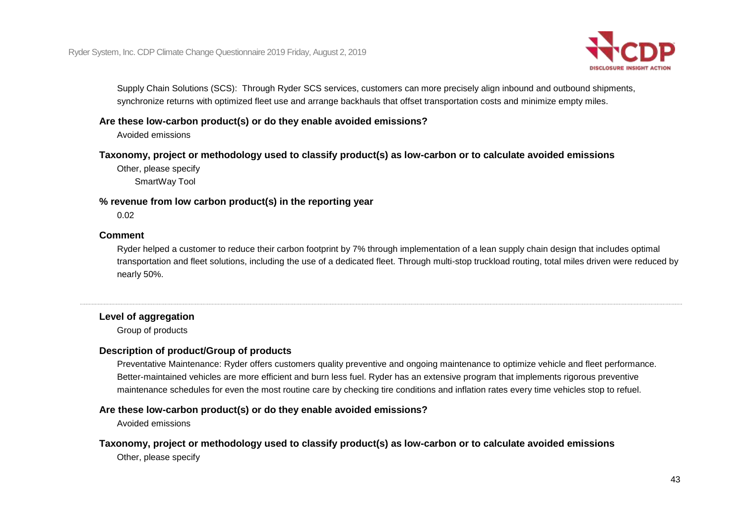Supply Chain Solutions (SCS): Through Ryder SCS services, customers can more precisely align inbound and outbound shipments, synchronize returns with optimized fleet use and arrange backhauls that offset transportation costs and minimize empty miles.

**Are these low-carbon product(s) or do they enable avoided emissions?**

Avoided emissions

**Taxonomy, project or methodology used to classify product(s) as low-carbon or to calculate avoided emissions**

Other, please specify

SmartWay Tool

**% revenue from low carbon product(s) in the reporting year**

0.02

**Comment**

Ryder helped a customer to reduce their carbon footprint by 7% through implementation of a lean supply chain design that includes optimal transportation and fleet solutions, including the use of a dedicated fleet. Through multi-stop truckload routing, total miles driven were reduced by nearly 50%.

---

**Level of aggregation**

Group of products

**Description of product/Group of products**

Preventative Maintenance: Ryder offers customers quality preventive and ongoing maintenance to optimize vehicle and fleet performance. Better-maintained vehicles are more efficient and burn less fuel. Ryder has an extensive program that implements rigorous preventive maintenance schedules for even the most routine care by checking tire conditions and inflation rates every time vehicles stop to refuel.

**Are these low-carbon product(s) or do they enable avoided emissions?**

Avoided emissions

**Taxonomy, project or methodology used to classify product(s) as low-carbon or to calculate avoided emissions**

Other, please specify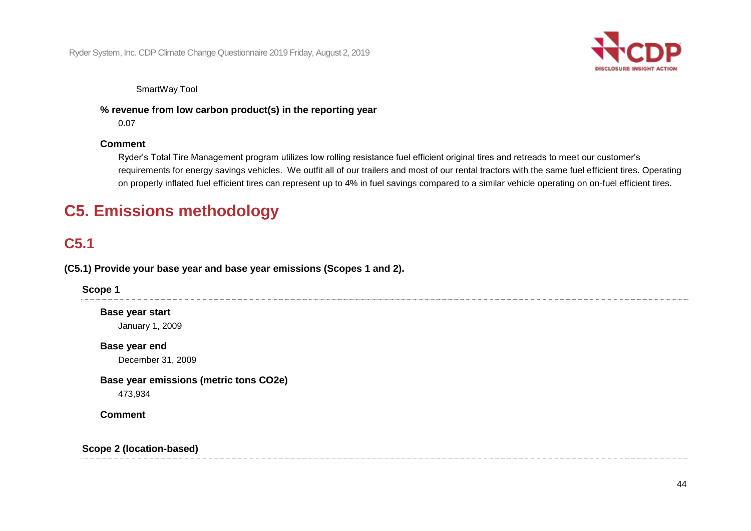SmartWay Tool

**% revenue from low carbon product(s) in the reporting year**

0.07

**Comment**

Ryder's Total Tire Management program utilizes low rolling resistance fuel efficient original tires and retreads to meet our customer's requirements for energy savings vehicles. We outfit all of our trailers and most of our rental tractors with the same fuel efficient tires. Operating on properly inflated fuel efficient tires can represent up to 4% in fuel savings compared to a similar vehicle operating on on-fuel efficient tires.

# C5. Emissions methodology

## C5.1

**(C5.1) Provide your base year and base year emissions (Scopes 1 and 2).**

### Scope 1

**Base year start**

January 1, 2009

**Base year end**

December 31, 2009

**Base year emissions (metric tons CO2e)**

473,934

**Comment**

### Scope 2 (location-based)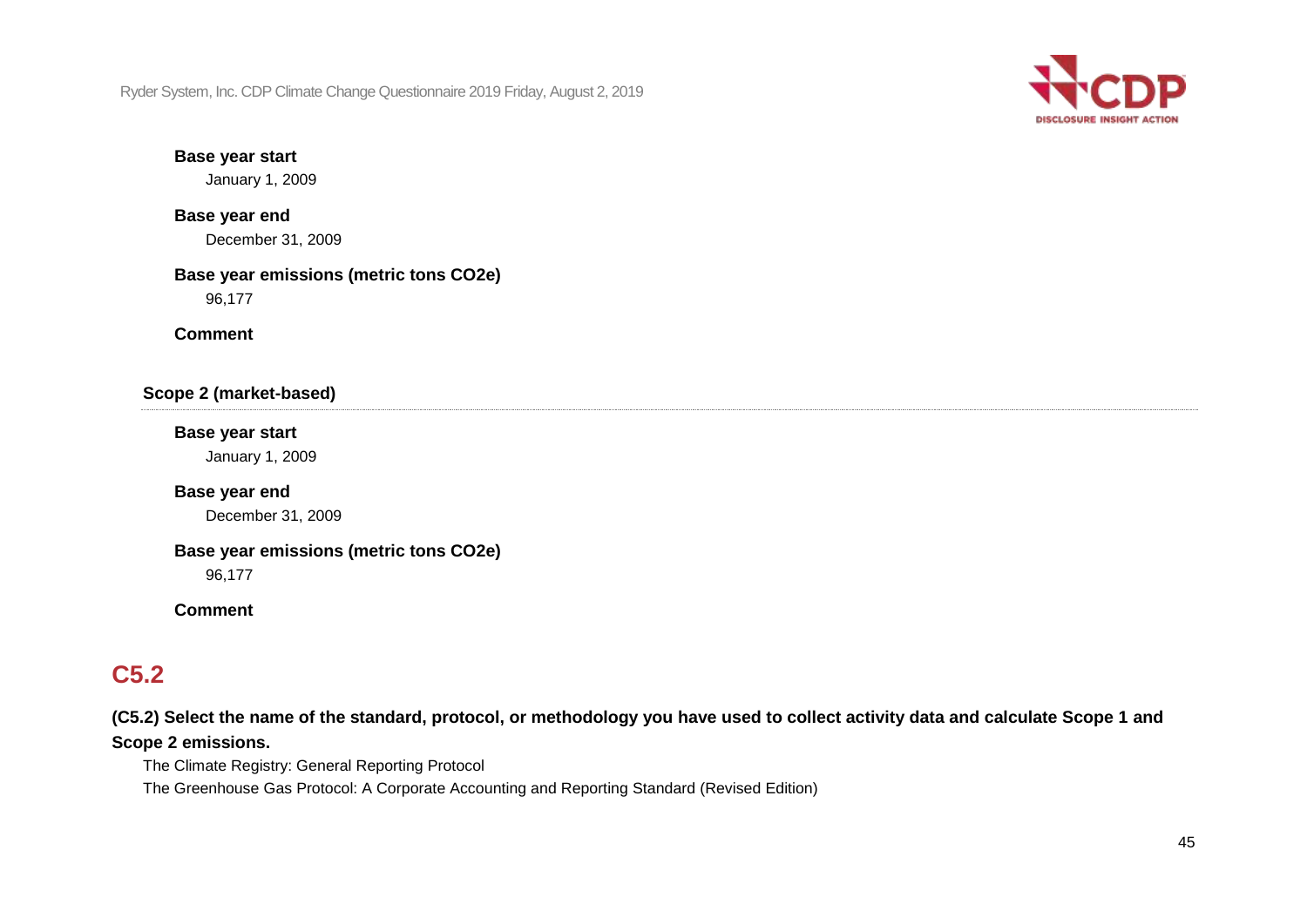**Base year start**

January 1, 2009

**Base year end**

December 31, 2009

**Base year emissions (metric tons CO2e)**

96,177

**Comment**

### Scope 2 (market-based)

**Base year start**

January 1, 2009

**Base year end**

December 31, 2009

**Base year emissions (metric tons CO2e)**

96,177

**Comment**

## C5.2

**(C5.2) Select the name of the standard, protocol, or methodology you have used to collect activity data and calculate Scope 1 and Scope 2 emissions.**

The Climate Registry: General Reporting Protocol

The Greenhouse Gas Protocol: A Corporate Accounting and Reporting Standard (Revised Edition)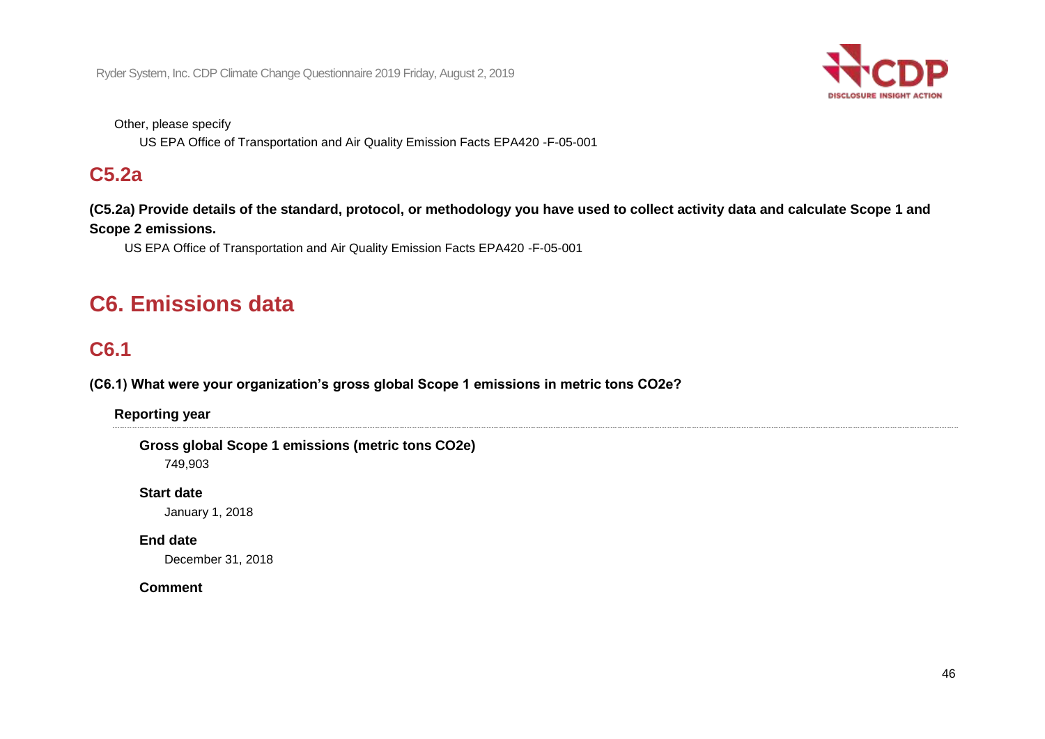Other, please specify

US EPA Office of Transportation and Air Quality Emission Facts EPA420 -F-05-001

## C5.2a

**(C5.2a) Provide details of the standard, protocol, or methodology you have used to collect activity data and calculate Scope 1 and Scope 2 emissions.**

US EPA Office of Transportation and Air Quality Emission Facts EPA420 -F-05-001

# C6. Emissions data

## C6.1

**(C6.1) What were your organization's gross global Scope 1 emissions in metric tons CO2e?**

**Reporting year**

**Gross global Scope 1 emissions (metric tons CO2e)**

749,903

**Start date**

January 1, 2018

**End date**

December 31, 2018

**Comment**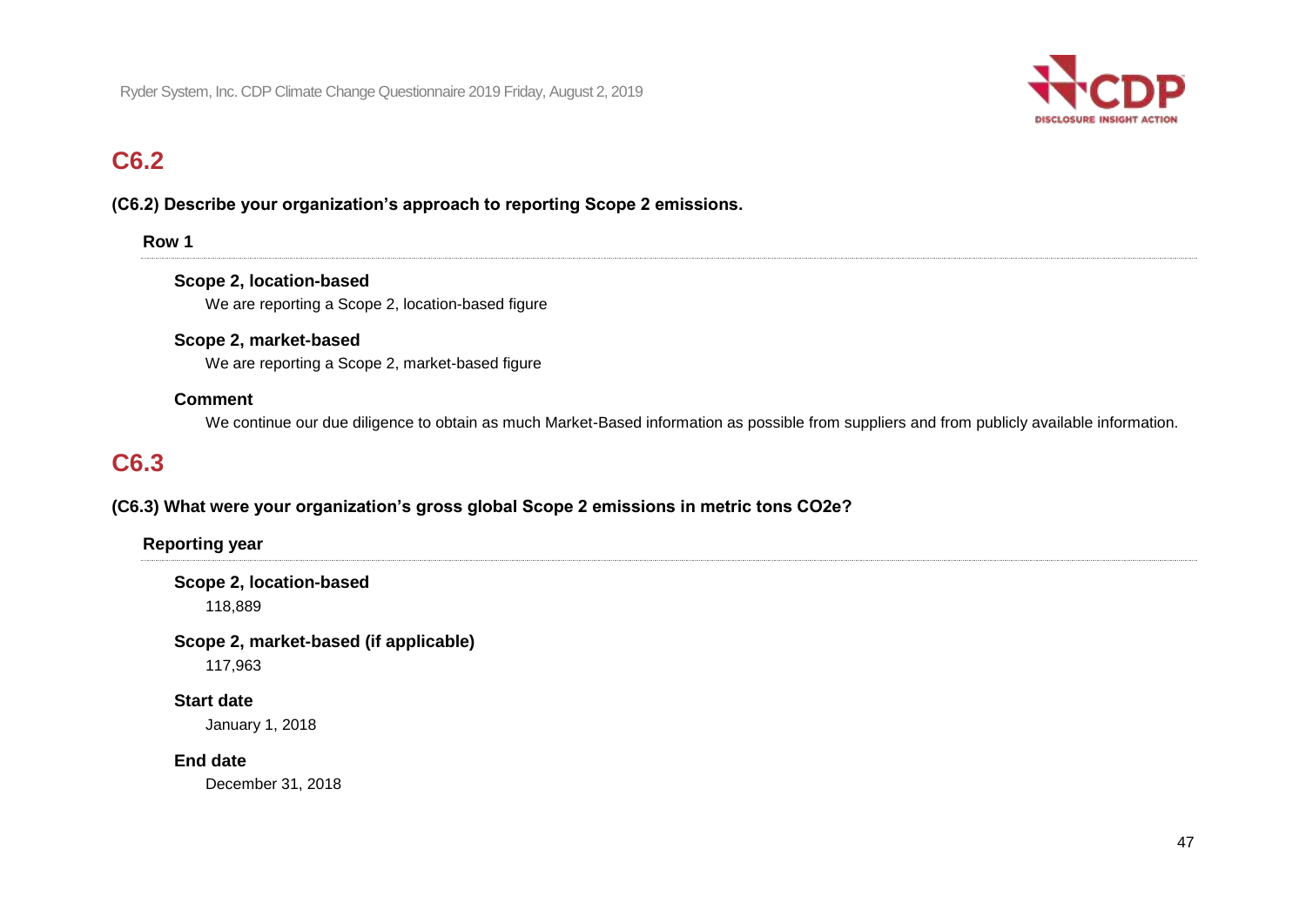## C6.2

**(C6.2) Describe your organization's approach to reporting Scope 2 emissions.**

**Row 1**

**Scope 2, location-based**

We are reporting a Scope 2, location-based figure

**Scope 2, market-based**

We are reporting a Scope 2, market-based figure

**Comment**

We continue our due diligence to obtain as much Market-Based information as possible from suppliers and from publicly available information.

## C6.3

**(C6.3) What were your organization's gross global Scope 2 emissions in metric tons CO2e?**

**Reporting year**

**Scope 2, location-based**

118,889

**Scope 2, market-based (if applicable)**

117,963

**Start date**

January 1, 2018

**End date**

December 31, 2018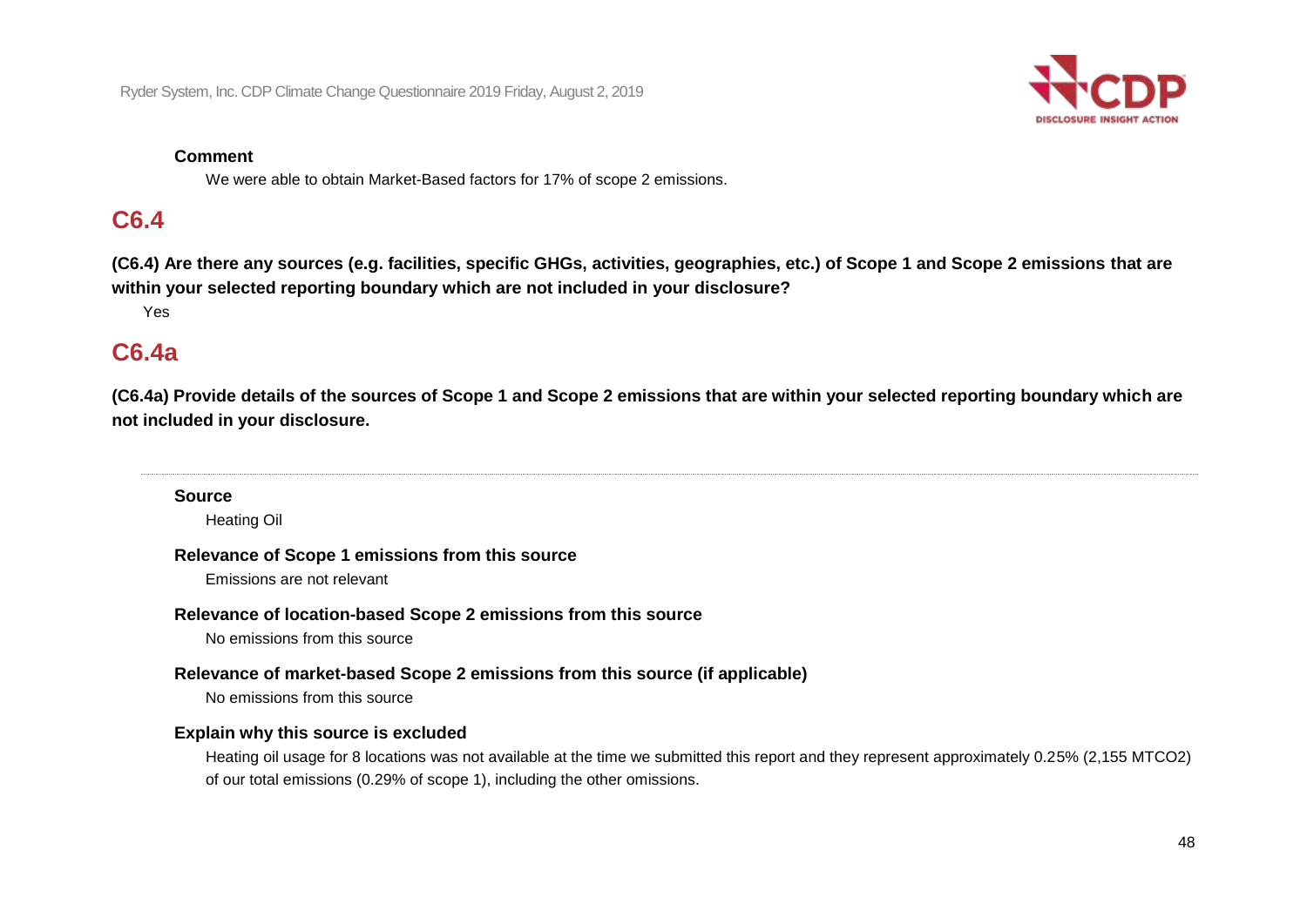**Comment**

We were able to obtain Market-Based factors for 17% of scope 2 emissions.

## C6.4

**(C6.4) Are there any sources (e.g. facilities, specific GHGs, activities, geographies, etc.) of Scope 1 and Scope 2 emissions that are within your selected reporting boundary which are not included in your disclosure?**

Yes

## C6.4a

**(C6.4a) Provide details of the sources of Scope 1 and Scope 2 emissions that are within your selected reporting boundary which are not included in your disclosure.**

---

**Source**

Heating Oil

**Relevance of Scope 1 emissions from this source**

Emissions are not relevant

**Relevance of location-based Scope 2 emissions from this source**

No emissions from this source

**Relevance of market-based Scope 2 emissions from this source (if applicable)**

No emissions from this source

**Explain why this source is excluded**

Heating oil usage for 8 locations was not available at the time we submitted this report and they represent approximately 0.25% (2,155 MTCO2) of our total emissions (0.29% of scope 1), including the other omissions.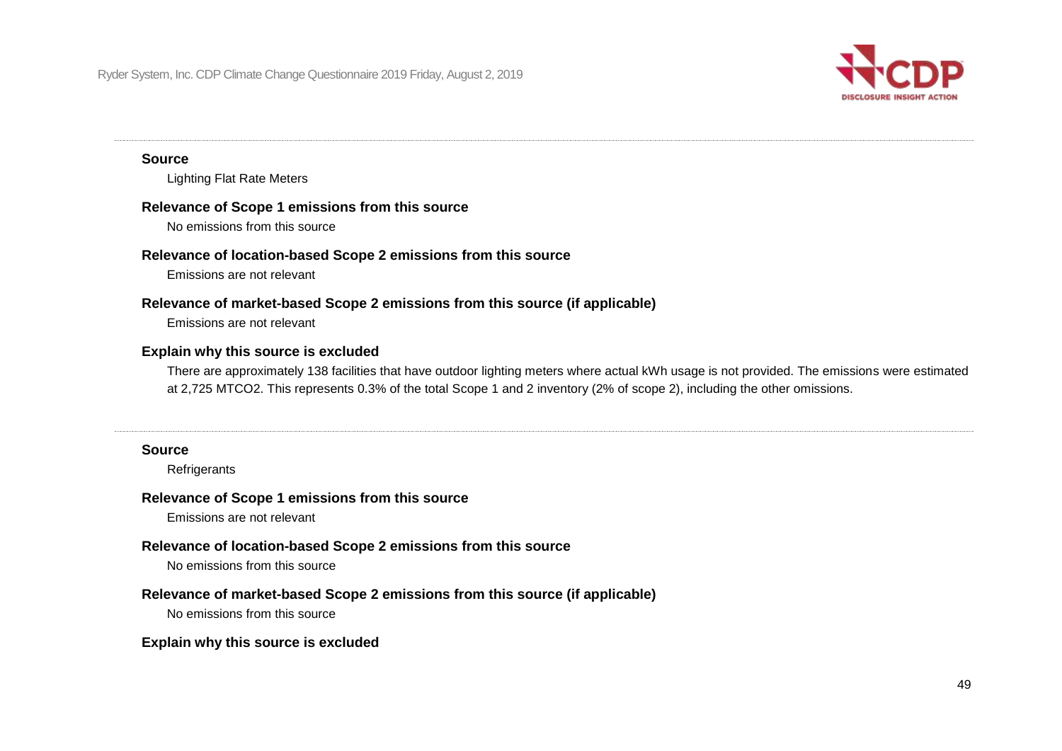**Source**

Lighting Flat Rate Meters

**Relevance of Scope 1 emissions from this source**

No emissions from this source

**Relevance of location-based Scope 2 emissions from this source**

Emissions are not relevant

**Relevance of market-based Scope 2 emissions from this source (if applicable)**

Emissions are not relevant

**Explain why this source is excluded**

There are approximately 138 facilities that have outdoor lighting meters where actual kWh usage is not provided. The emissions were estimated at 2,725 MTCO2. This represents 0.3% of the total Scope 1 and 2 inventory (2% of scope 2), including the other omissions.

---

**Source**

Refrigerants

**Relevance of Scope 1 emissions from this source**

Emissions are not relevant

**Relevance of location-based Scope 2 emissions from this source**

No emissions from this source

**Relevance of market-based Scope 2 emissions from this source (if applicable)**

No emissions from this source

**Explain why this source is excluded**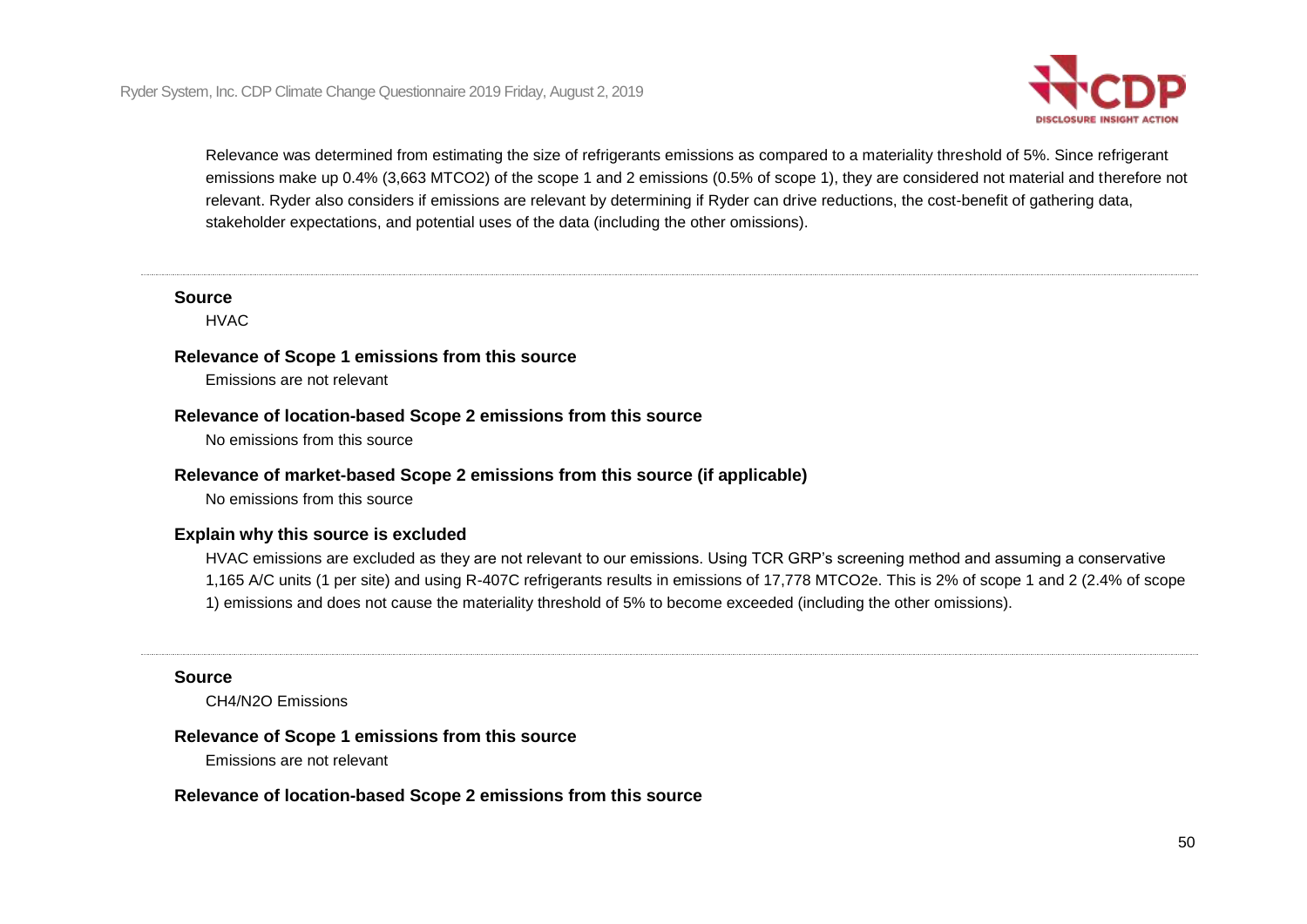Relevance was determined from estimating the size of refrigerants emissions as compared to a materiality threshold of 5%. Since refrigerant emissions make up 0.4% (3,663 MTCO2) of the scope 1 and 2 emissions (0.5% of scope 1), they are considered not material and therefore not relevant. Ryder also considers if emissions are relevant by determining if Ryder can drive reductions, the cost-benefit of gathering data, stakeholder expectations, and potential uses of the data (including the other omissions).

---

**Source**

HVAC

**Relevance of Scope 1 emissions from this source**

Emissions are not relevant

**Relevance of location-based Scope 2 emissions from this source**

No emissions from this source

**Relevance of market-based Scope 2 emissions from this source (if applicable)**

No emissions from this source

**Explain why this source is excluded**

HVAC emissions are excluded as they are not relevant to our emissions. Using TCR GRP's screening method and assuming a conservative 1,165 A/C units (1 per site) and using R-407C refrigerants results in emissions of 17,778 MTCO2e. This is 2% of scope 1 and 2 (2.4% of scope 1) emissions and does not cause the materiality threshold of 5% to become exceeded (including the other omissions).

---

**Source**

CH4/N2O Emissions

**Relevance of Scope 1 emissions from this source**

Emissions are not relevant

**Relevance of location-based Scope 2 emissions from this source**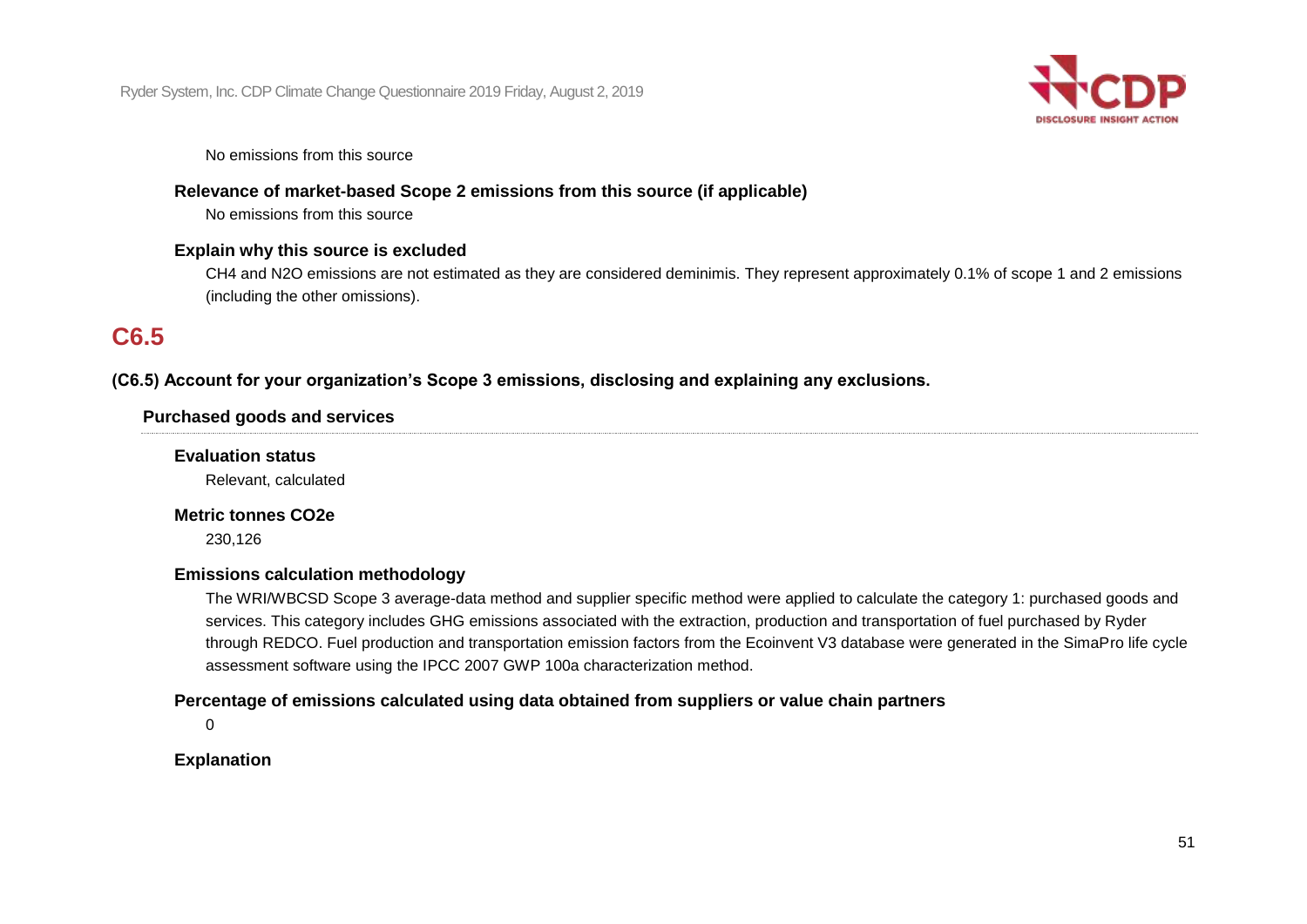No emissions from this source

**Relevance of market-based Scope 2 emissions from this source (if applicable)**

No emissions from this source

**Explain why this source is excluded**

CH4 and N2O emissions are not estimated as they are considered deminimis. They represent approximately 0.1% of scope 1 and 2 emissions (including the other omissions).

## C6.5

**(C6.5) Account for your organization's Scope 3 emissions, disclosing and explaining any exclusions.**

**Purchased goods and services**

**Evaluation status**

Relevant, calculated

**Metric tonnes CO2e**

230,126

**Emissions calculation methodology**

The WRI/WBCSD Scope 3 average-data method and supplier specific method were applied to calculate the category 1: purchased goods and services. This category includes GHG emissions associated with the extraction, production and transportation of fuel purchased by Ryder through REDCO. Fuel production and transportation emission factors from the Ecoinvent V3 database were generated in the SimaPro life cycle assessment software using the IPCC 2007 GWP 100a characterization method.

**Percentage of emissions calculated using data obtained from suppliers or value chain partners**

0

**Explanation**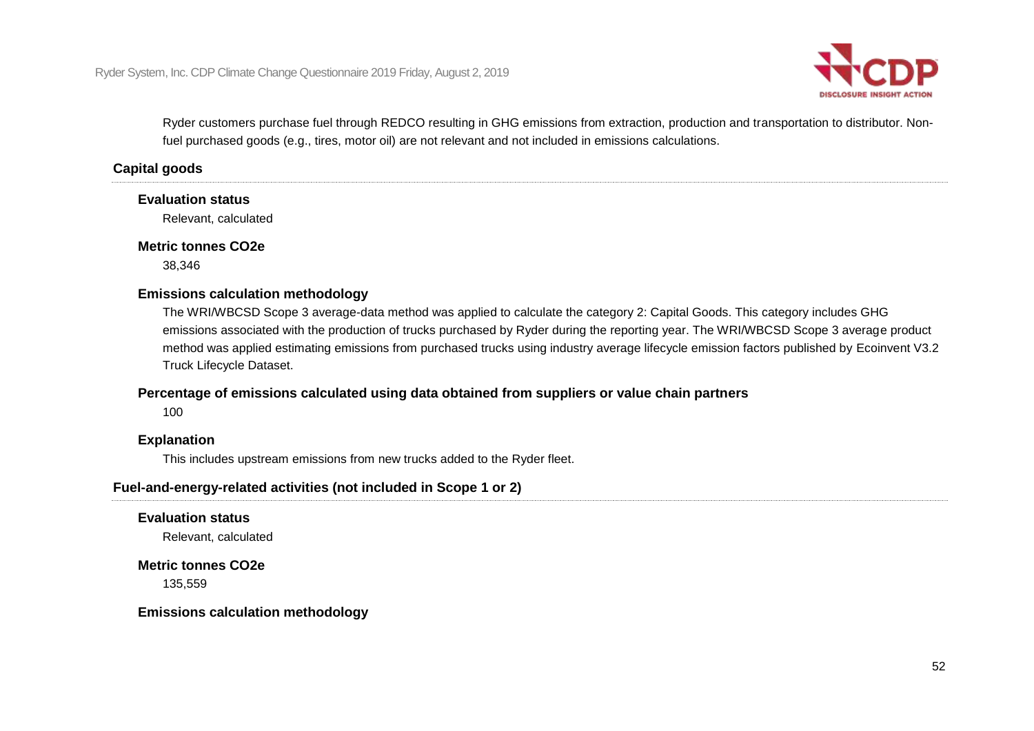Ryder customers purchase fuel through REDCO resulting in GHG emissions from extraction, production and transportation to distributor. Non-fuel purchased goods (e.g., tires, motor oil) are not relevant and not included in emissions calculations.

### Capital goods

**Evaluation status**

Relevant, calculated

**Metric tonnes CO2e**

38,346

**Emissions calculation methodology**

The WRI/WBCSD Scope 3 average-data method was applied to calculate the category 2: Capital Goods. This category includes GHG emissions associated with the production of trucks purchased by Ryder during the reporting year. The WRI/WBCSD Scope 3 average product method was applied estimating emissions from purchased trucks using industry average lifecycle emission factors published by Ecoinvent V3.2 Truck Lifecycle Dataset.

**Percentage of emissions calculated using data obtained from suppliers or value chain partners**

100

**Explanation**

This includes upstream emissions from new trucks added to the Ryder fleet.

### Fuel-and-energy-related activities (not included in Scope 1 or 2)

**Evaluation status**

Relevant, calculated

**Metric tonnes CO2e**

135,559

**Emissions calculation methodology**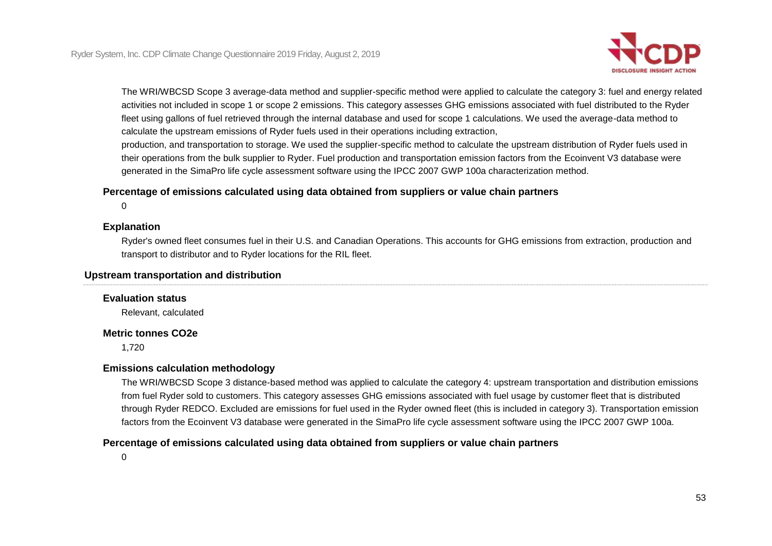The WRI/WBCSD Scope 3 average-data method and supplier-specific method were applied to calculate the category 3: fuel and energy related activities not included in scope 1 or scope 2 emissions. This category assesses GHG emissions associated with fuel distributed to the Ryder fleet using gallons of fuel retrieved through the internal database and used for scope 1 calculations. We used the average-data method to calculate the upstream emissions of Ryder fuels used in their operations including extraction,
production, and transportation to storage. We used the supplier-specific method to calculate the upstream distribution of Ryder fuels used in their operations from the bulk supplier to Ryder. Fuel production and transportation emission factors from the Ecoinvent V3 database were generated in the SimaPro life cycle assessment software using the IPCC 2007 GWP 100a characterization method.

**Percentage of emissions calculated using data obtained from suppliers or value chain partners**

0

**Explanation**

Ryder's owned fleet consumes fuel in their U.S. and Canadian Operations. This accounts for GHG emissions from extraction, production and transport to distributor and to Ryder locations for the RIL fleet.

### Upstream transportation and distribution

**Evaluation status**

Relevant, calculated

**Metric tonnes CO2e**

1,720

**Emissions calculation methodology**

The WRI/WBCSD Scope 3 distance-based method was applied to calculate the category 4: upstream transportation and distribution emissions from fuel Ryder sold to customers. This category assesses GHG emissions associated with fuel usage by customer fleet that is distributed through Ryder REDCO. Excluded are emissions for fuel used in the Ryder owned fleet (this is included in category 3). Transportation emission factors from the Ecoinvent V3 database were generated in the SimaPro life cycle assessment software using the IPCC 2007 GWP 100a.

**Percentage of emissions calculated using data obtained from suppliers or value chain partners**

0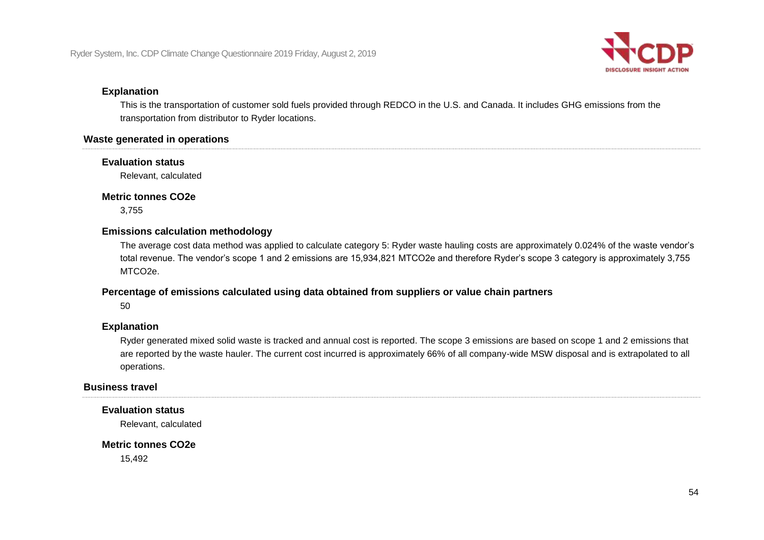#### Explanation

This is the transportation of customer sold fuels provided through REDCO in the U.S. and Canada. It includes GHG emissions from the transportation from distributor to Ryder locations.

### Waste generated in operations

#### Evaluation status

Relevant, calculated

#### Metric tonnes CO2e

3,755

#### Emissions calculation methodology

The average cost data method was applied to calculate category 5: Ryder waste hauling costs are approximately 0.024% of the waste vendor's total revenue. The vendor's scope 1 and 2 emissions are 15,934,821 MTCO2e and therefore Ryder's scope 3 category is approximately 3,755 MTCO2e.

#### Percentage of emissions calculated using data obtained from suppliers or value chain partners

50

#### Explanation

Ryder generated mixed solid waste is tracked and annual cost is reported. The scope 3 emissions are based on scope 1 and 2 emissions that are reported by the waste hauler. The current cost incurred is approximately 66% of all company-wide MSW disposal and is extrapolated to all operations.

### Business travel

#### Evaluation status

Relevant, calculated

#### Metric tonnes CO2e

15,492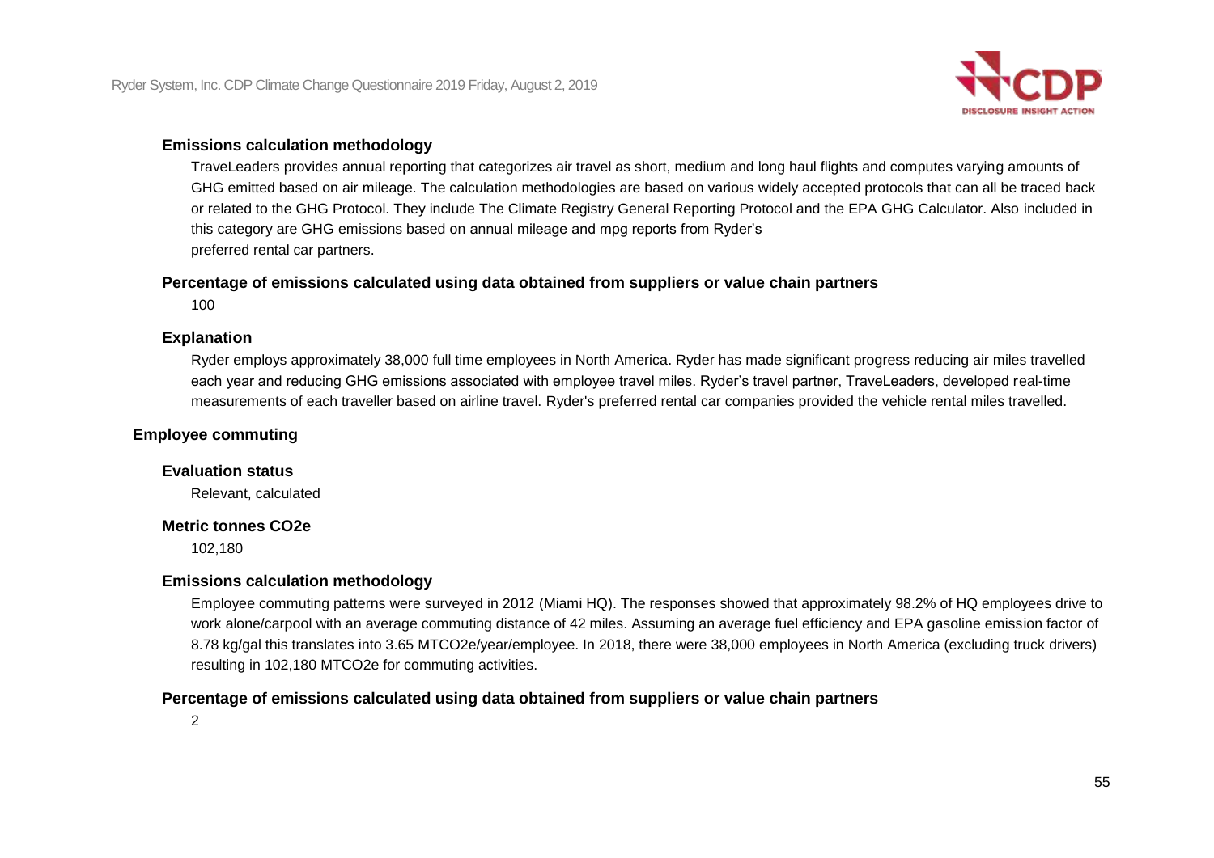#### Emissions calculation methodology

TraveLeaders provides annual reporting that categorizes air travel as short, medium and long haul flights and computes varying amounts of GHG emitted based on air mileage. The calculation methodologies are based on various widely accepted protocols that can all be traced back or related to the GHG Protocol. They include The Climate Registry General Reporting Protocol and the EPA GHG Calculator. Also included in this category are GHG emissions based on annual mileage and mpg reports from Ryder's preferred rental car partners.

#### Percentage of emissions calculated using data obtained from suppliers or value chain partners

100

#### Explanation

Ryder employs approximately 38,000 full time employees in North America. Ryder has made significant progress reducing air miles travelled each year and reducing GHG emissions associated with employee travel miles. Ryder's travel partner, TraveLeaders, developed real-time measurements of each traveller based on airline travel. Ryder's preferred rental car companies provided the vehicle rental miles travelled.

### Employee commuting

#### Evaluation status

Relevant, calculated

#### Metric tonnes CO2e

102,180

#### Emissions calculation methodology

Employee commuting patterns were surveyed in 2012 (Miami HQ). The responses showed that approximately 98.2% of HQ employees drive to work alone/carpool with an average commuting distance of 42 miles. Assuming an average fuel efficiency and EPA gasoline emission factor of 8.78 kg/gal this translates into 3.65 MTCO2e/year/employee. In 2018, there were 38,000 employees in North America (excluding truck drivers) resulting in 102,180 MTCO2e for commuting activities.

#### Percentage of emissions calculated using data obtained from suppliers or value chain partners

2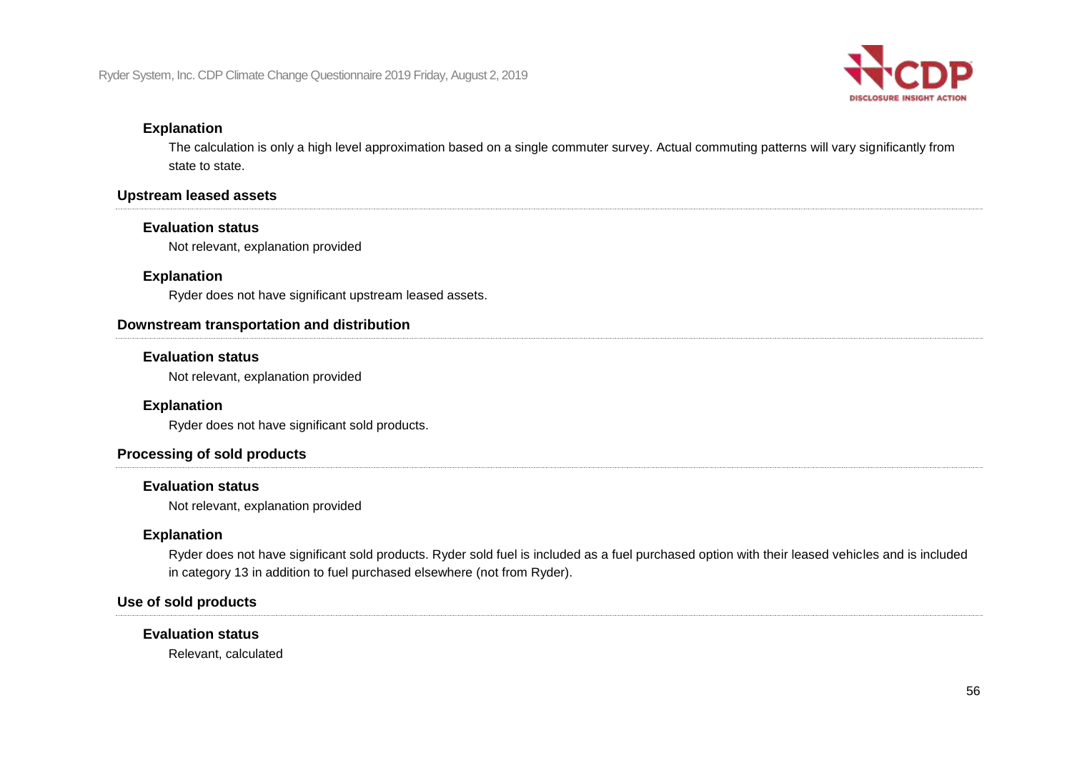#### Explanation

The calculation is only a high level approximation based on a single commuter survey. Actual commuting patterns will vary significantly from state to state.

### Upstream leased assets

#### Evaluation status

Not relevant, explanation provided

#### Explanation

Ryder does not have significant upstream leased assets.

### Downstream transportation and distribution

#### Evaluation status

Not relevant, explanation provided

#### Explanation

Ryder does not have significant sold products.

### Processing of sold products

#### Evaluation status

Not relevant, explanation provided

#### Explanation

Ryder does not have significant sold products. Ryder sold fuel is included as a fuel purchased option with their leased vehicles and is included in category 13 in addition to fuel purchased elsewhere (not from Ryder).

### Use of sold products

#### Evaluation status

Relevant, calculated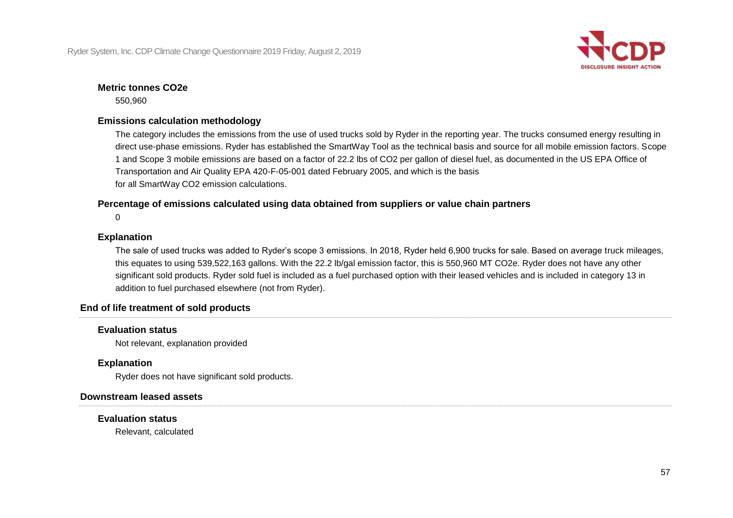**Metric tonnes CO2e**

550,960

**Emissions calculation methodology**

The category includes the emissions from the use of used trucks sold by Ryder in the reporting year. The trucks consumed energy resulting in direct use-phase emissions. Ryder has established the SmartWay Tool as the technical basis and source for all mobile emission factors. Scope 1 and Scope 3 mobile emissions are based on a factor of 22.2 lbs of CO2 per gallon of diesel fuel, as documented in the US EPA Office of Transportation and Air Quality EPA 420-F-05-001 dated February 2005, and which is the basis for all SmartWay CO2 emission calculations.

**Percentage of emissions calculated using data obtained from suppliers or value chain partners**

0

**Explanation**

The sale of used trucks was added to Ryder's scope 3 emissions. In 2018, Ryder held 6,900 trucks for sale. Based on average truck mileages, this equates to using 539,522,163 gallons. With the 22.2 lb/gal emission factor, this is 550,960 MT CO2e. Ryder does not have any other significant sold products. Ryder sold fuel is included as a fuel purchased option with their leased vehicles and is included in category 13 in addition to fuel purchased elsewhere (not from Ryder).

### End of life treatment of sold products

**Evaluation status**

Not relevant, explanation provided

**Explanation**

Ryder does not have significant sold products.

### Downstream leased assets

**Evaluation status**

Relevant, calculated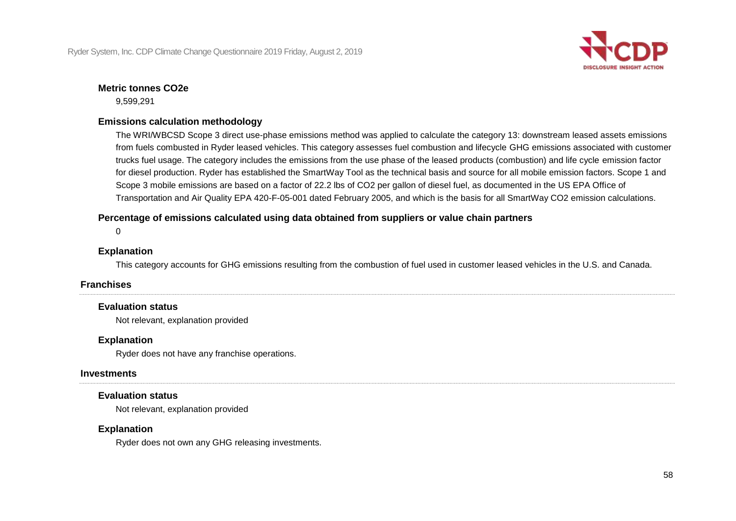**Metric tonnes CO2e**

9,599,291

**Emissions calculation methodology**

The WRI/WBCSD Scope 3 direct use-phase emissions method was applied to calculate the category 13: downstream leased assets emissions from fuels combusted in Ryder leased vehicles. This category assesses fuel combustion and lifecycle GHG emissions associated with customer trucks fuel usage. The category includes the emissions from the use phase of the leased products (combustion) and life cycle emission factor for diesel production. Ryder has established the SmartWay Tool as the technical basis and source for all mobile emission factors. Scope 1 and Scope 3 mobile emissions are based on a factor of 22.2 lbs of CO2 per gallon of diesel fuel, as documented in the US EPA Office of Transportation and Air Quality EPA 420-F-05-001 dated February 2005, and which is the basis for all SmartWay CO2 emission calculations.

**Percentage of emissions calculated using data obtained from suppliers or value chain partners**

0

**Explanation**

This category accounts for GHG emissions resulting from the combustion of fuel used in customer leased vehicles in the U.S. and Canada.

### Franchises

**Evaluation status**

Not relevant, explanation provided

**Explanation**

Ryder does not have any franchise operations.

### Investments

**Evaluation status**

Not relevant, explanation provided

**Explanation**

Ryder does not own any GHG releasing investments.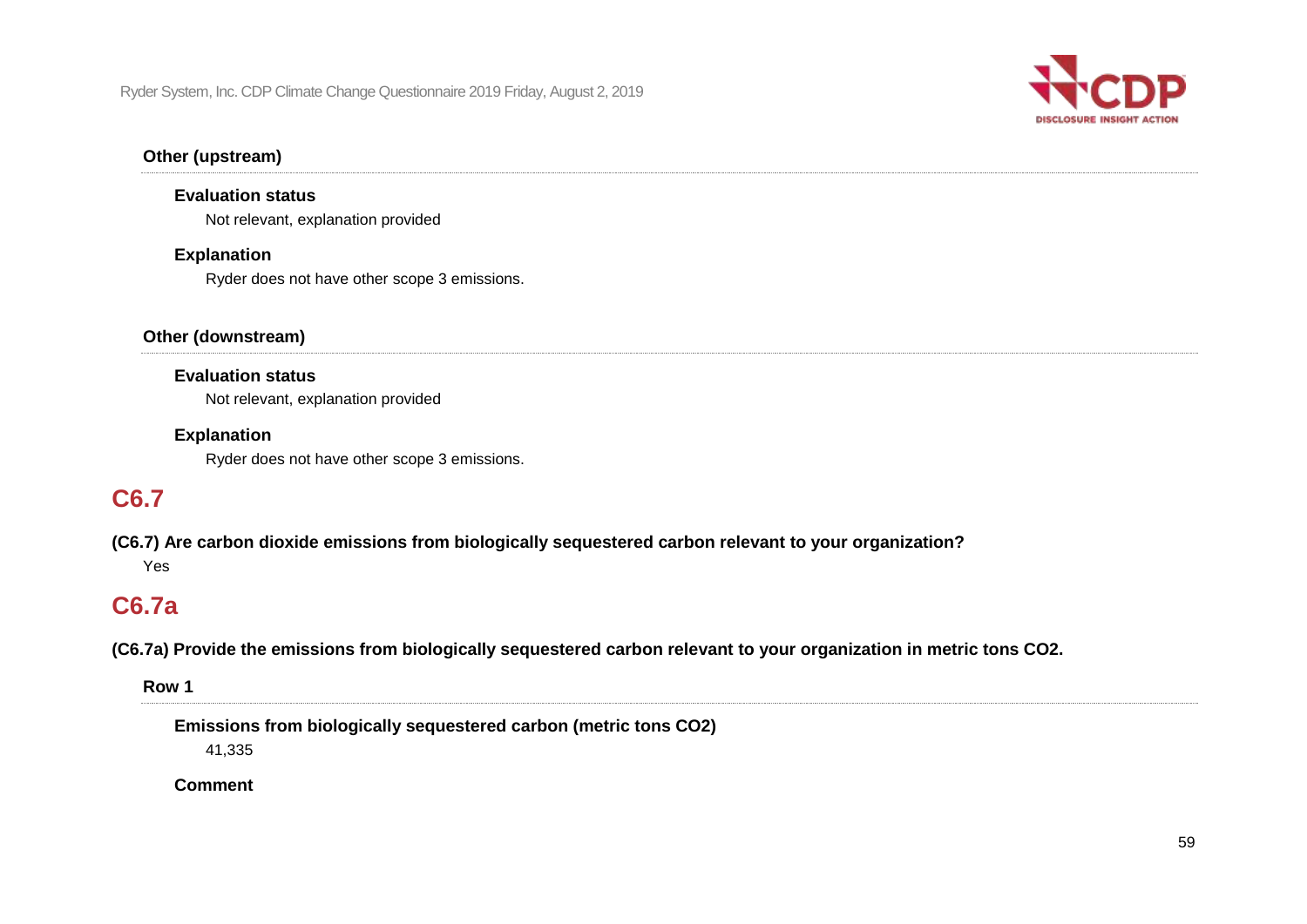#### Other (upstream)

**Evaluation status**

Not relevant, explanation provided

**Explanation**

Ryder does not have other scope 3 emissions.

#### Other (downstream)

**Evaluation status**

Not relevant, explanation provided

**Explanation**

Ryder does not have other scope 3 emissions.

## C6.7

**(C6.7) Are carbon dioxide emissions from biologically sequestered carbon relevant to your organization?**

Yes

## C6.7a

**(C6.7a) Provide the emissions from biologically sequestered carbon relevant to your organization in metric tons CO2.**

#### Row 1

**Emissions from biologically sequestered carbon (metric tons CO2)**

41,335

**Comment**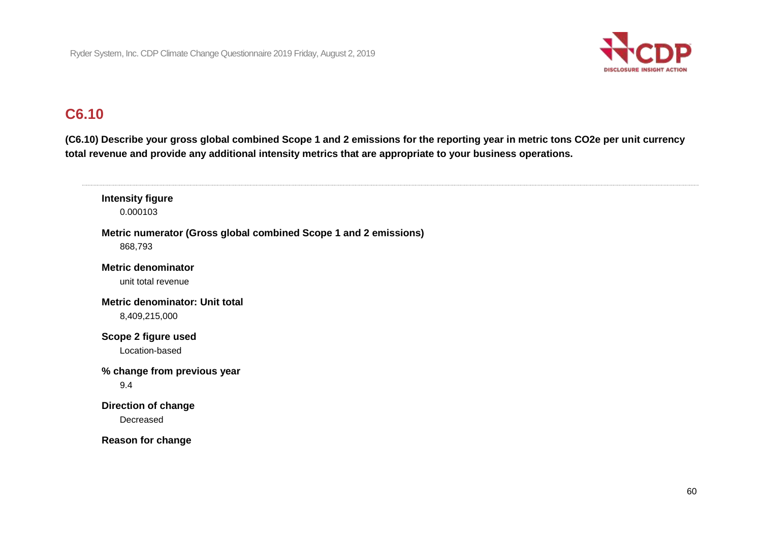## C6.10

**(C6.10) Describe your gross global combined Scope 1 and 2 emissions for the reporting year in metric tons CO2e per unit currency total revenue and provide any additional intensity metrics that are appropriate to your business operations.**

---

**Intensity figure**

0.000103

**Metric numerator (Gross global combined Scope 1 and 2 emissions)**

868,793

**Metric denominator**

unit total revenue

**Metric denominator: Unit total**

8,409,215,000

**Scope 2 figure used**

Location-based

**% change from previous year**

9.4

**Direction of change**

Decreased

**Reason for change**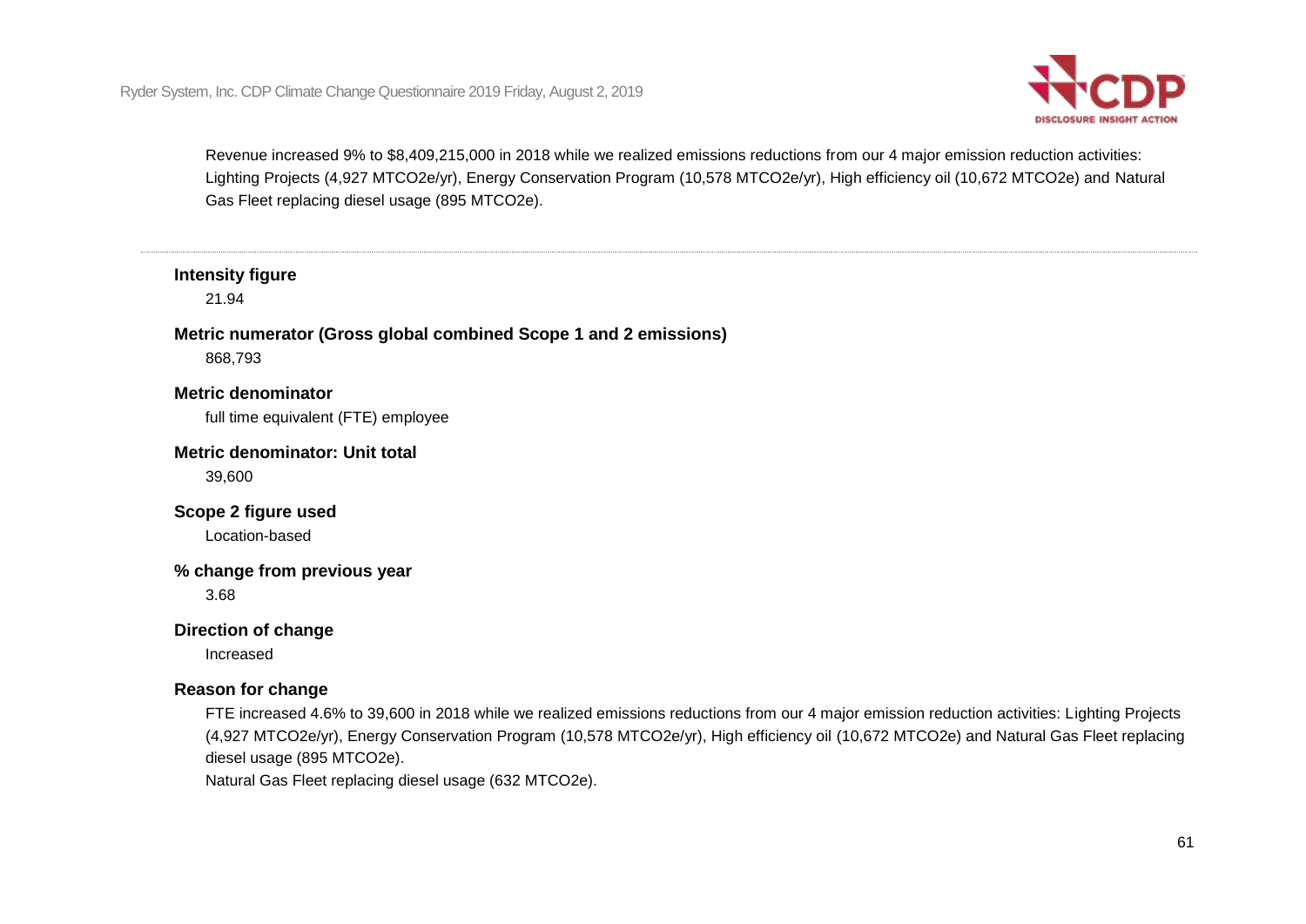Revenue increased 9% to $8,409,215,000 in 2018 while we realized emissions reductions from our 4 major emission reduction activities: Lighting Projects (4,927 MTCO2e/yr), Energy Conservation Program (10,578 MTCO2e/yr), High efficiency oil (10,672 MTCO2e) and Natural Gas Fleet replacing diesel usage (895 MTCO2e).

---

**Intensity figure**

21.94

**Metric numerator (Gross global combined Scope 1 and 2 emissions)**

868,793

**Metric denominator**

full time equivalent (FTE) employee

**Metric denominator: Unit total**

39,600

**Scope 2 figure used**

Location-based

**% change from previous year**

3.68

**Direction of change**

Increased

**Reason for change**

FTE increased 4.6% to 39,600 in 2018 while we realized emissions reductions from our 4 major emission reduction activities: Lighting Projects (4,927 MTCO2e/yr), Energy Conservation Program (10,578 MTCO2e/yr), High efficiency oil (10,672 MTCO2e) and Natural Gas Fleet replacing diesel usage (895 MTCO2e).
Natural Gas Fleet replacing diesel usage (632 MTCO2e).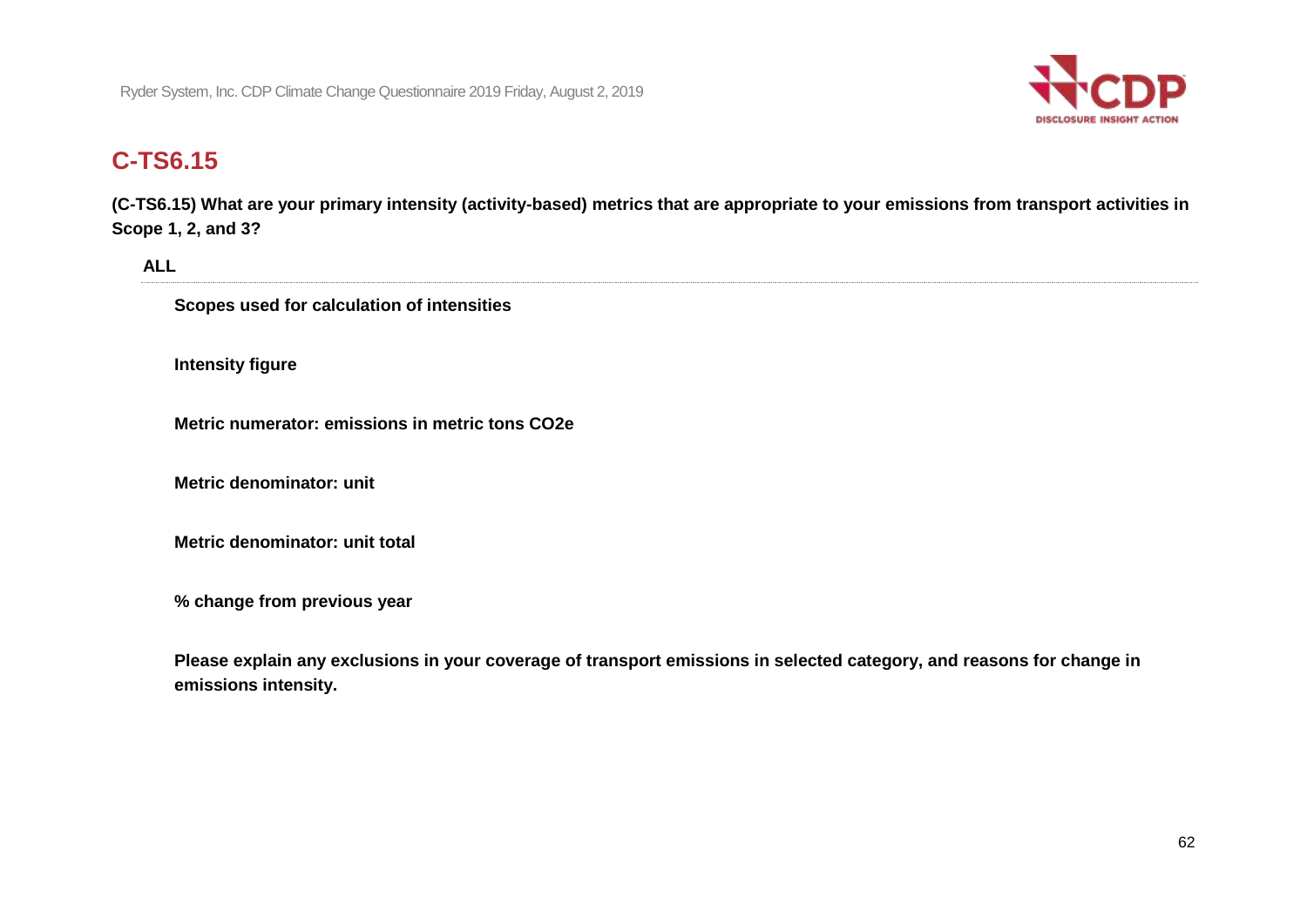## C-TS6.15

**(C-TS6.15) What are your primary intensity (activity-based) metrics that are appropriate to your emissions from transport activities in Scope 1, 2, and 3?**

**ALL**

**Scopes used for calculation of intensities**

**Intensity figure**

**Metric numerator: emissions in metric tons CO2e**

**Metric denominator: unit**

**Metric denominator: unit total**

**% change from previous year**

**Please explain any exclusions in your coverage of transport emissions in selected category, and reasons for change in emissions intensity.**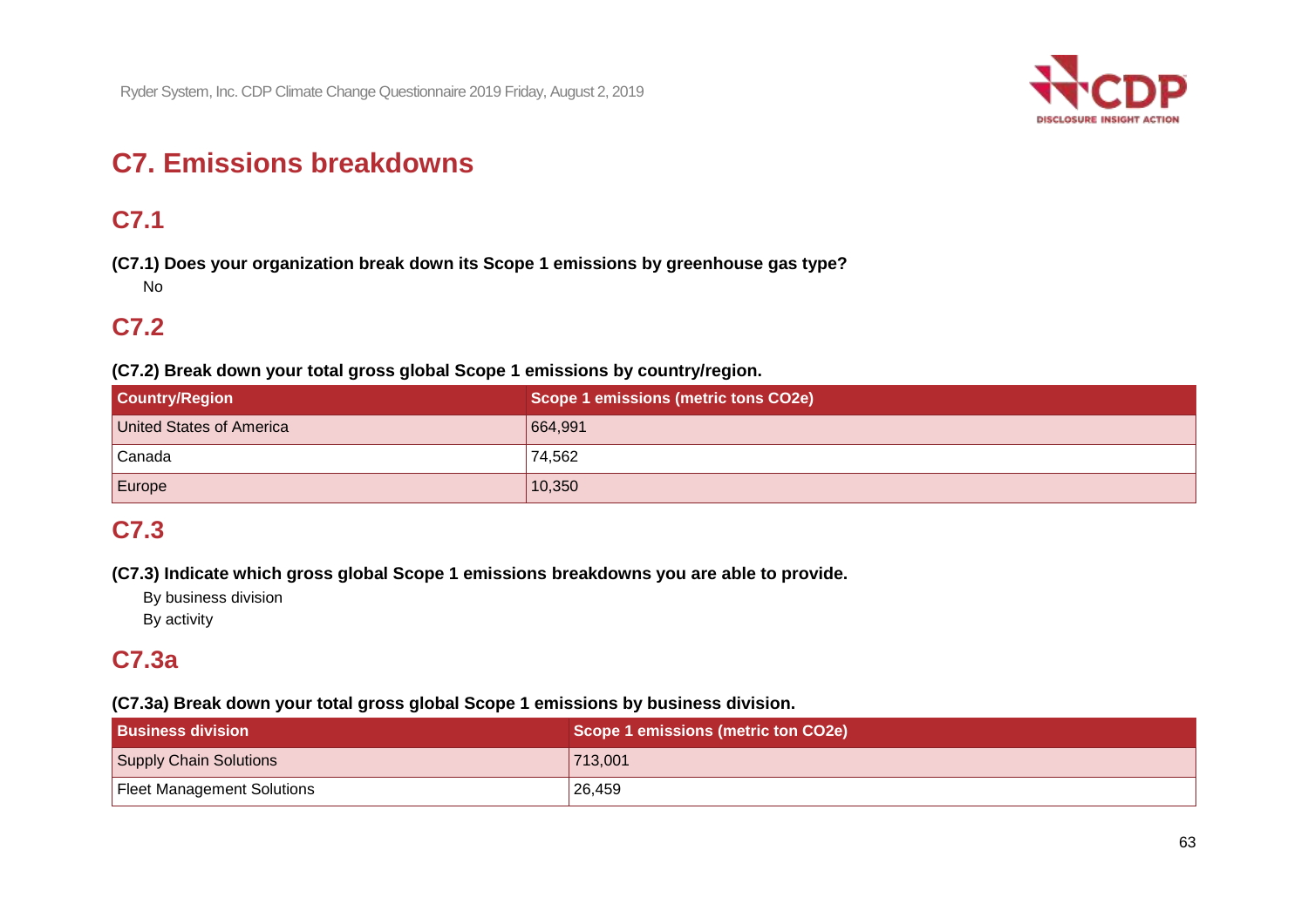# C7. Emissions breakdowns

## C7.1

**(C7.1) Does your organization break down its Scope 1 emissions by greenhouse gas type?**

No

## C7.2

**(C7.2) Break down your total gross global Scope 1 emissions by country/region.**

| Country/Region | Scope 1 emissions (metric tons CO2e) |
| --- | --- |
| United States of America | 664,991 |
| Canada | 74,562 |
| Europe | 10,350 |

## C7.3

**(C7.3) Indicate which gross global Scope 1 emissions breakdowns you are able to provide.**

By business division

By activity

## C7.3a

**(C7.3a) Break down your total gross global Scope 1 emissions by business division.**

| Business division | Scope 1 emissions (metric ton CO2e) |
| --- | --- |
| Supply Chain Solutions | 713,001 |
| Fleet Management Solutions | 26,459 |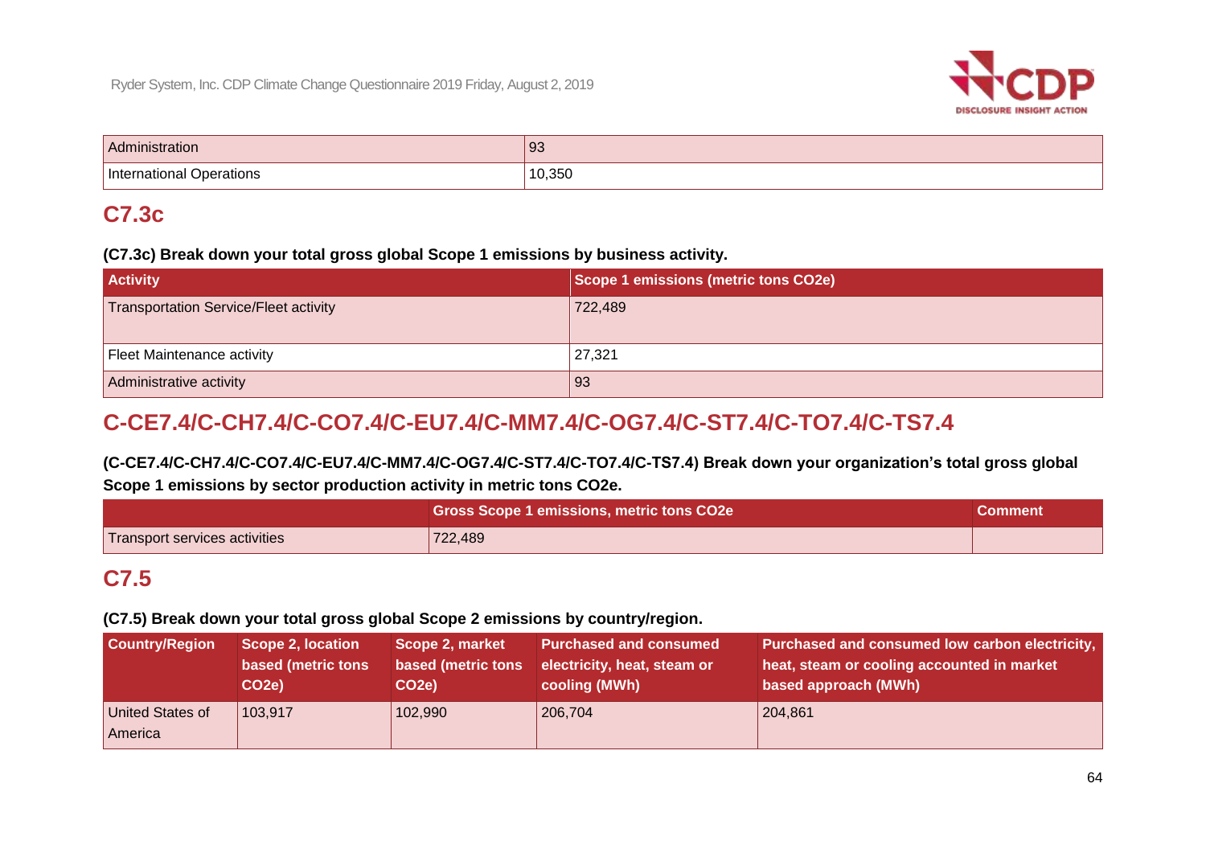| Administration | 93 |
|---|---|
| International Operations | 10,350 |

## C7.3c

**(C7.3c) Break down your total gross global Scope 1 emissions by business activity.**

| Activity | Scope 1 emissions (metric tons CO2e) |
|---|---|
| Transportation Service/Fleet activity | 722,489 |
| Fleet Maintenance activity | 27,321 |
| Administrative activity | 93 |

## C-CE7.4/C-CH7.4/C-CO7.4/C-EU7.4/C-MM7.4/C-OG7.4/C-ST7.4/C-TO7.4/C-TS7.4

**(C-CE7.4/C-CH7.4/C-CO7.4/C-EU7.4/C-MM7.4/C-OG7.4/C-ST7.4/C-TO7.4/C-TS7.4) Break down your organization's total gross global Scope 1 emissions by sector production activity in metric tons CO2e.**

| | Gross Scope 1 emissions, metric tons CO2e | Comment |
|---|---|---|
| Transport services activities | 722,489 | |

## C7.5

**(C7.5) Break down your total gross global Scope 2 emissions by country/region.**

| Country/Region | Scope 2, location based (metric tons CO2e) | Scope 2, market based (metric tons CO2e) | Purchased and consumed electricity, heat, steam or cooling (MWh) | Purchased and consumed low carbon electricity, heat, steam or cooling accounted in market based approach (MWh) |
|---|---|---|---|---|
| United States of America | 103,917 | 102,990 | 206,704 | 204,861 |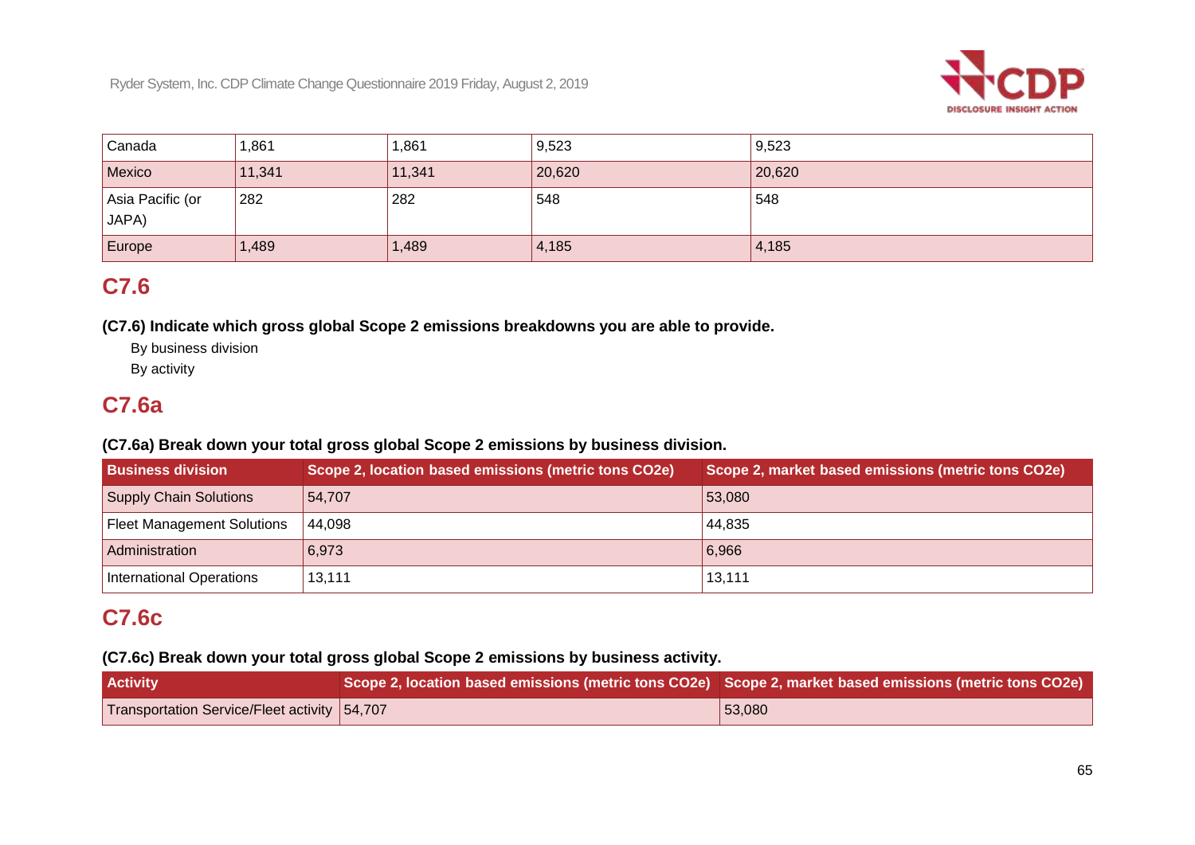| Canada | 1,861 | 1,861 | 9,523 | 9,523 |
|---|---|---|---|---|
| Mexico | 11,341 | 11,341 | 20,620 | 20,620 |
| Asia Pacific (or JAPA) | 282 | 282 | 548 | 548 |
| Europe | 1,489 | 1,489 | 4,185 | 4,185 |

## C7.6

**(C7.6) Indicate which gross global Scope 2 emissions breakdowns you are able to provide.**

By business division

By activity

## C7.6a

**(C7.6a) Break down your total gross global Scope 2 emissions by business division.**

| Business division | Scope 2, location based emissions (metric tons CO2e) | Scope 2, market based emissions (metric tons CO2e) |
|---|---|---|
| Supply Chain Solutions | 54,707 | 53,080 |
| Fleet Management Solutions | 44,098 | 44,835 |
| Administration | 6,973 | 6,966 |
| International Operations | 13,111 | 13,111 |

## C7.6c

**(C7.6c) Break down your total gross global Scope 2 emissions by business activity.**

| Activity | Scope 2, location based emissions (metric tons CO2e) | Scope 2, market based emissions (metric tons CO2e) |
|---|---|---|
| Transportation Service/Fleet activity | 54,707 | 53,080 |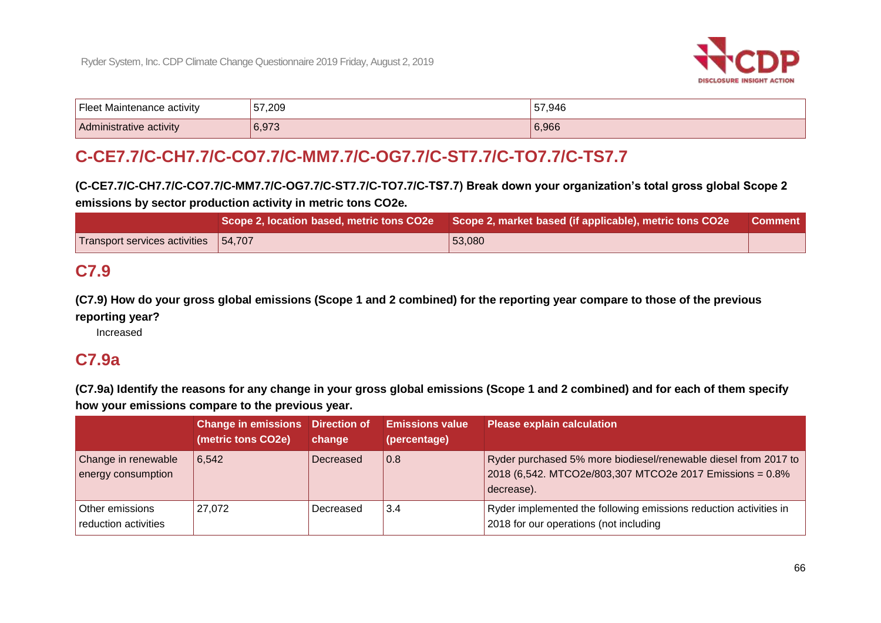| Fleet Maintenance activity | 57,209 | 57,946 |
|---|---|---|
| Administrative activity | 6,973 | 6,966 |

## C-CE7.7/C-CH7.7/C-CO7.7/C-MM7.7/C-OG7.7/C-ST7.7/C-TO7.7/C-TS7.7

**(C-CE7.7/C-CH7.7/C-CO7.7/C-MM7.7/C-OG7.7/C-ST7.7/C-TO7.7/C-TS7.7) Break down your organization's total gross global Scope 2 emissions by sector production activity in metric tons CO2e.**

| | Scope 2, location based, metric tons CO2e | Scope 2, market based (if applicable), metric tons CO2e | Comment |
|---|---|---|---|
| Transport services activities | 54,707 | 53,080 | |

## C7.9

**(C7.9) How do your gross global emissions (Scope 1 and 2 combined) for the reporting year compare to those of the previous reporting year?**

Increased

## C7.9a

**(C7.9a) Identify the reasons for any change in your gross global emissions (Scope 1 and 2 combined) and for each of them specify how your emissions compare to the previous year.**

| | Change in emissions (metric tons CO2e) | Direction of change | Emissions value (percentage) | Please explain calculation |
|---|---|---|---|---|
| Change in renewable energy consumption | 6,542 | Decreased | 0.8 | Ryder purchased 5% more biodiesel/renewable diesel from 2017 to 2018 (6,542. MTCO2e/803,307 MTCO2e 2017 Emissions = 0.8% decrease). |
| Other emissions reduction activities | 27,072 | Decreased | 3.4 | Ryder implemented the following emissions reduction activities in 2018 for our operations (not including |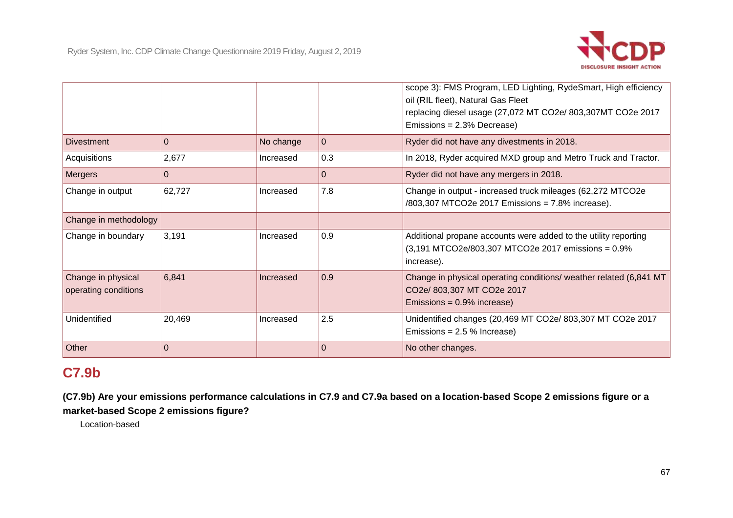| | | | | |
|---|---|---|---|---|
| | | | | scope 3): FMS Program, LED Lighting, RydeSmart, High efficiency oil (RIL fleet), Natural Gas Fleet replacing diesel usage (27,072 MT CO2e/ 803,307MT CO2e 2017 Emissions = 2.3% Decrease) |
| Divestment | 0 | No change | 0 | Ryder did not have any divestments in 2018. |
| Acquisitions | 2,677 | Increased | 0.3 | In 2018, Ryder acquired MXD group and Metro Truck and Tractor. |
| Mergers | 0 | | 0 | Ryder did not have any mergers in 2018. |
| Change in output | 62,727 | Increased | 7.8 | Change in output - increased truck mileages (62,272 MTCO2e /803,307 MTCO2e 2017 Emissions = 7.8% increase). |
| Change in methodology | | | | |
| Change in boundary | 3,191 | Increased | 0.9 | Additional propane accounts were added to the utility reporting (3,191 MTCO2e/803,307 MTCO2e 2017 emissions = 0.9% increase). |
| Change in physical operating conditions | 6,841 | Increased | 0.9 | Change in physical operating conditions/ weather related (6,841 MT CO2e/ 803,307 MT CO2e 2017 Emissions = 0.9% increase) |
| Unidentified | 20,469 | Increased | 2.5 | Unidentified changes (20,469 MT CO2e/ 803,307 MT CO2e 2017 Emissions = 2.5 % Increase) |
| Other | 0 | | 0 | No other changes. |

## C7.9b

**(C7.9b) Are your emissions performance calculations in C7.9 and C7.9a based on a location-based Scope 2 emissions figure or a market-based Scope 2 emissions figure?**

Location-based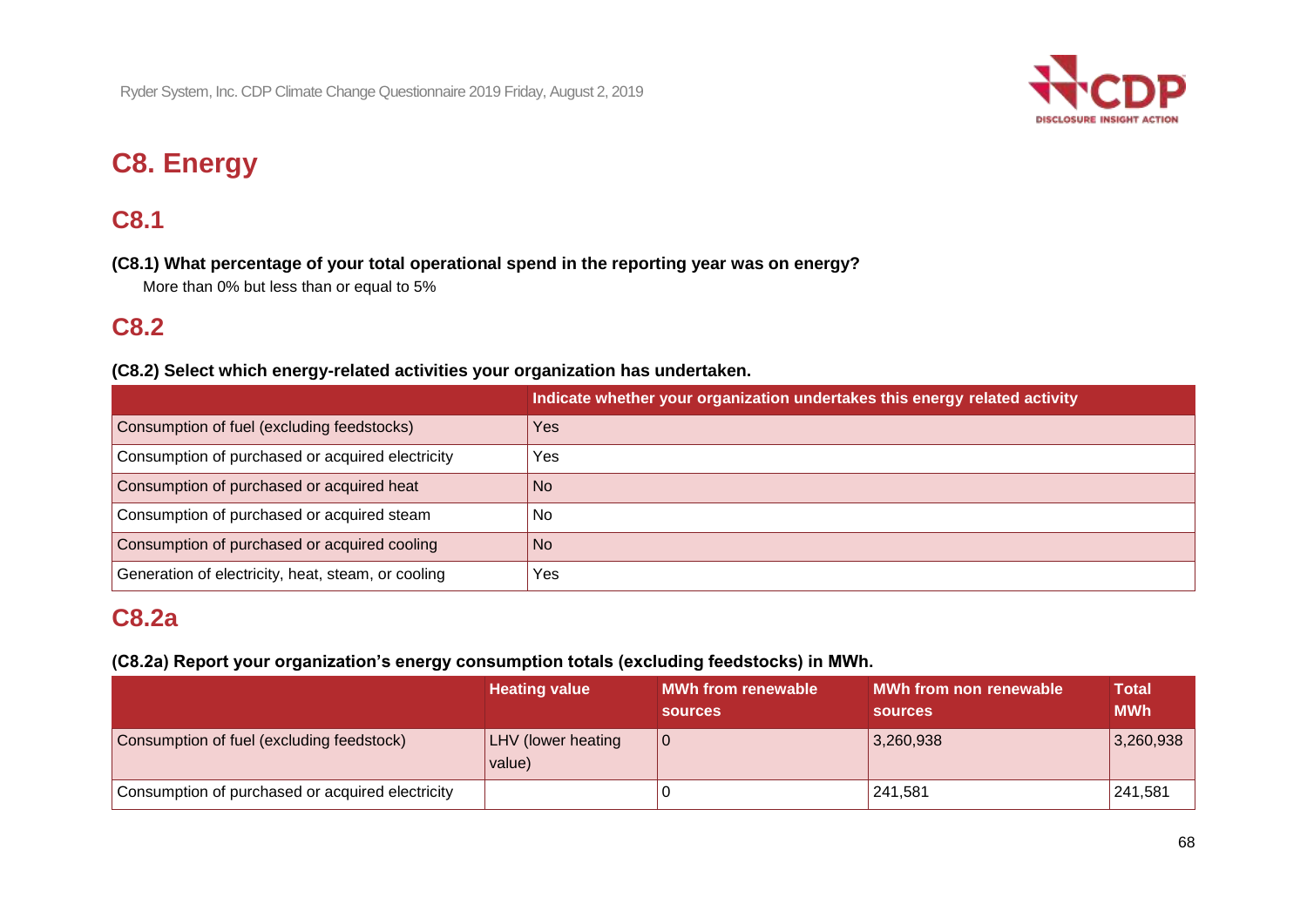# C8. Energy

## C8.1

**(C8.1) What percentage of your total operational spend in the reporting year was on energy?**

More than 0% but less than or equal to 5%

## C8.2

**(C8.2) Select which energy-related activities your organization has undertaken.**

| | Indicate whether your organization undertakes this energy related activity |
|---|---|
| Consumption of fuel (excluding feedstocks) | Yes |
| Consumption of purchased or acquired electricity | Yes |
| Consumption of purchased or acquired heat | No |
| Consumption of purchased or acquired steam | No |
| Consumption of purchased or acquired cooling | No |
| Generation of electricity, heat, steam, or cooling | Yes |

## C8.2a

**(C8.2a) Report your organization's energy consumption totals (excluding feedstocks) in MWh.**

| | Heating value | MWh from renewable sources | MWh from non renewable sources | Total MWh |
|---|---|---|---|---|
| Consumption of fuel (excluding feedstock) | LHV (lower heating value) | 0 | 3,260,938 | 3,260,938 |
| Consumption of purchased or acquired electricity | | 0 | 241,581 | 241,581 |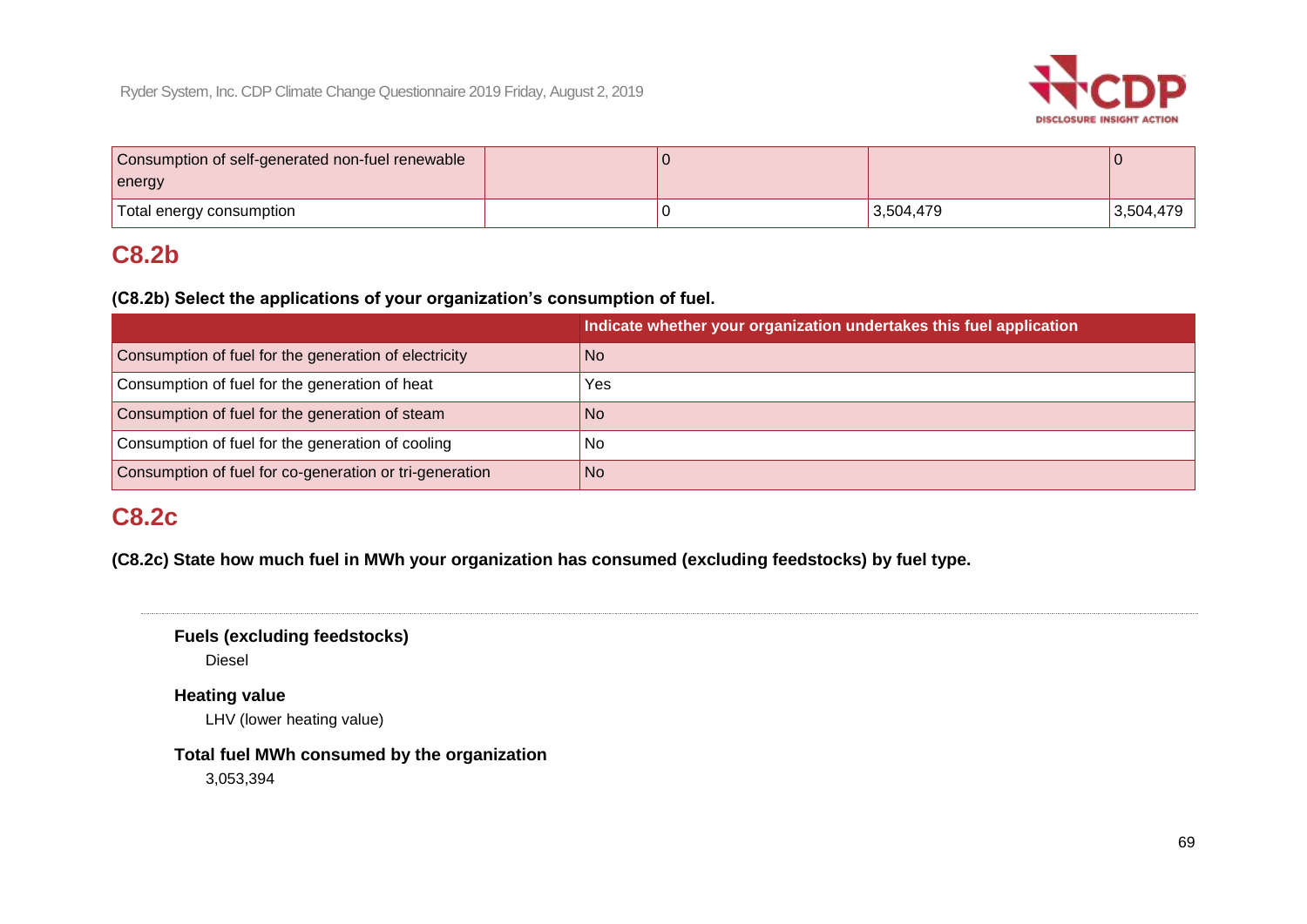| Consumption of self-generated non-fuel renewable energy | | 0 | | 0 |
|---|---|---|---|---|
| Total energy consumption | | 0 | 3,504,479 | 3,504,479 |

## C8.2b

**(C8.2b) Select the applications of your organization's consumption of fuel.**

| | Indicate whether your organization undertakes this fuel application |
|---|---|
| Consumption of fuel for the generation of electricity | No |
| Consumption of fuel for the generation of heat | Yes |
| Consumption of fuel for the generation of steam | No |
| Consumption of fuel for the generation of cooling | No |
| Consumption of fuel for co-generation or tri-generation | No |

## C8.2c

**(C8.2c) State how much fuel in MWh your organization has consumed (excluding feedstocks) by fuel type.**

**Fuels (excluding feedstocks)**

Diesel

**Heating value**

LHV (lower heating value)

**Total fuel MWh consumed by the organization**

3,053,394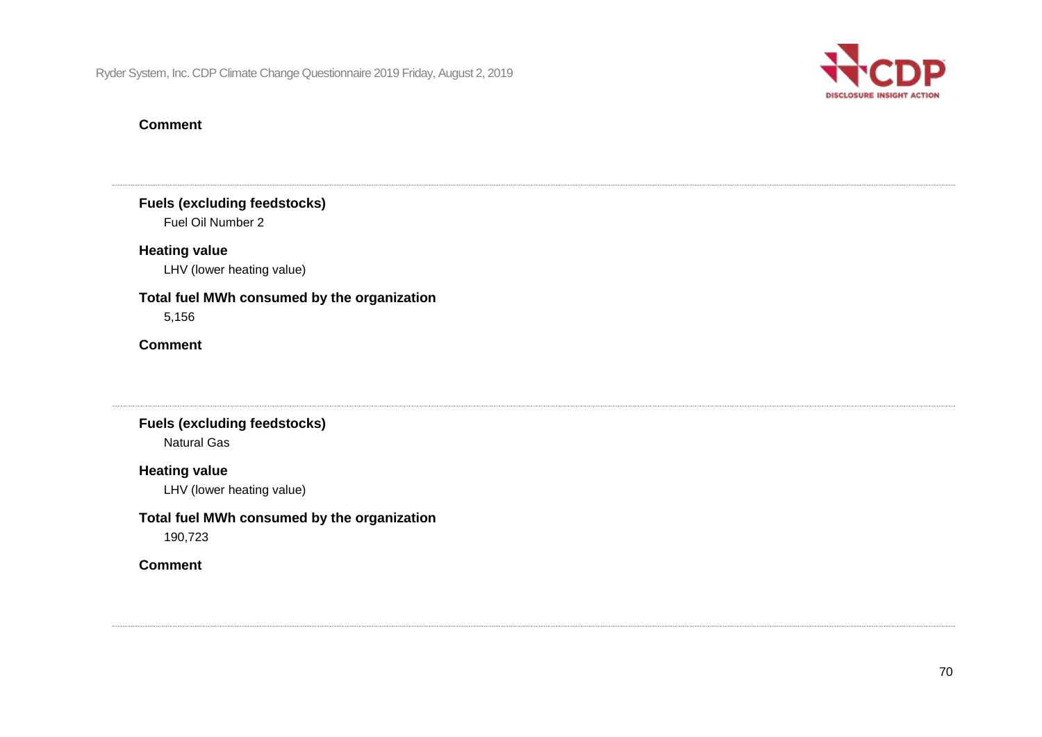**Comment**

---

**Fuels (excluding feedstocks)**

Fuel Oil Number 2

**Heating value**

LHV (lower heating value)

**Total fuel MWh consumed by the organization**

5,156

**Comment**

---

**Fuels (excluding feedstocks)**

Natural Gas

**Heating value**

LHV (lower heating value)

**Total fuel MWh consumed by the organization**

190,723

**Comment**

---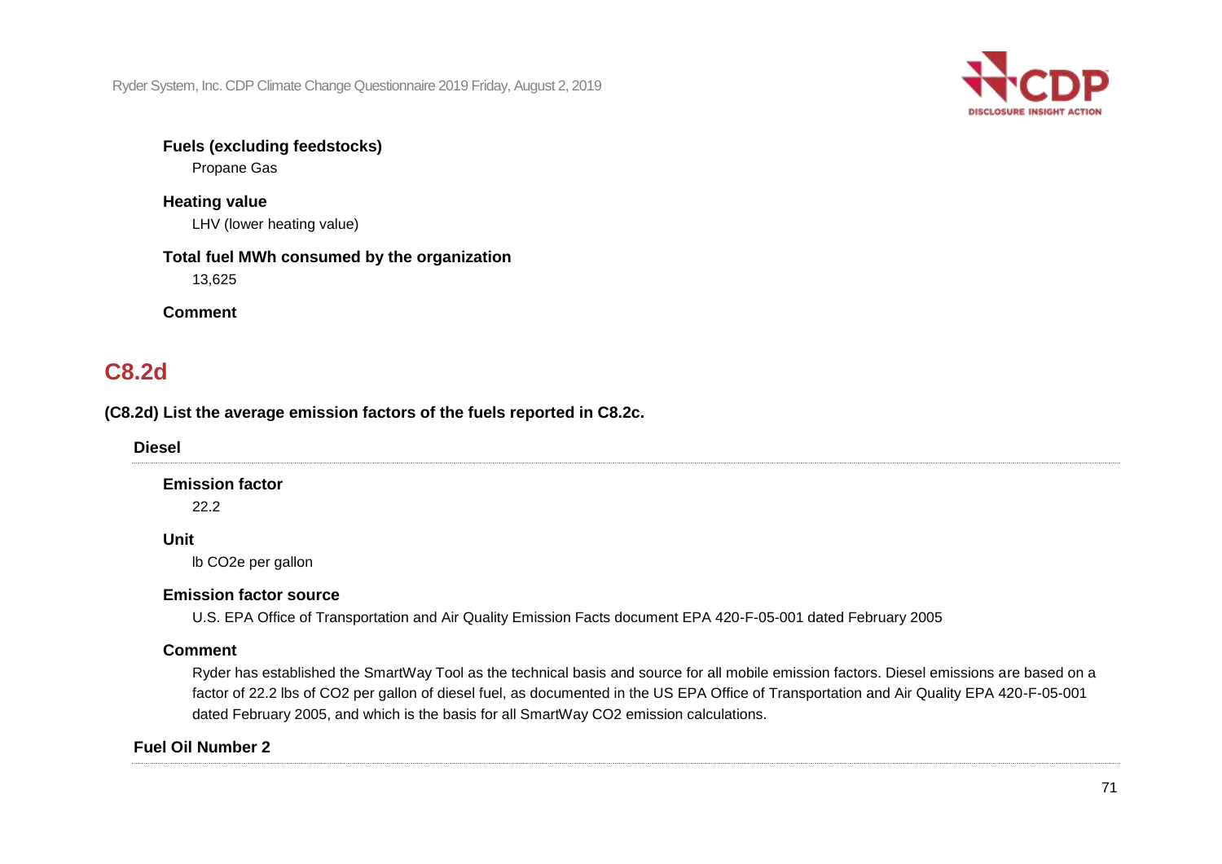**Fuels (excluding feedstocks)**

Propane Gas

**Heating value**

LHV (lower heating value)

**Total fuel MWh consumed by the organization**

13,625

**Comment**

## C8.2d

**(C8.2d) List the average emission factors of the fuels reported in C8.2c.**

### Diesel

**Emission factor**

22.2

**Unit**

lb CO2e per gallon

**Emission factor source**

U.S. EPA Office of Transportation and Air Quality Emission Facts document EPA 420-F-05-001 dated February 2005

**Comment**

Ryder has established the SmartWay Tool as the technical basis and source for all mobile emission factors. Diesel emissions are based on a factor of 22.2 lbs of CO2 per gallon of diesel fuel, as documented in the US EPA Office of Transportation and Air Quality EPA 420-F-05-001 dated February 2005, and which is the basis for all SmartWay CO2 emission calculations.

### Fuel Oil Number 2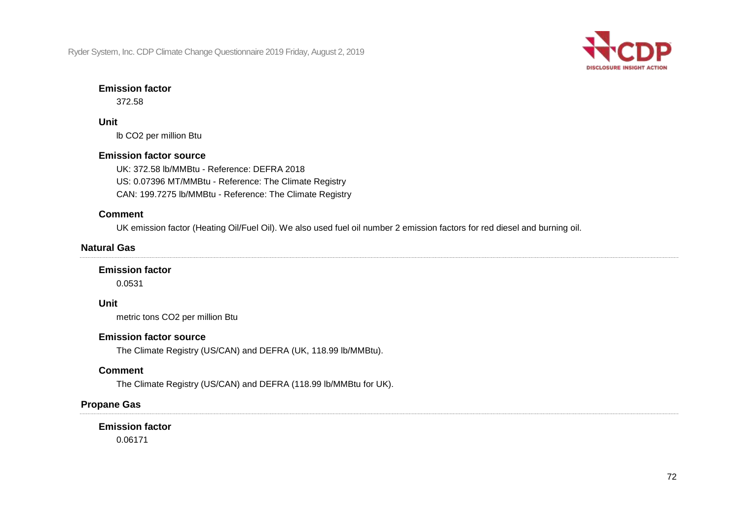#### Emission factor

372.58

#### Unit

lb CO2 per million Btu

#### Emission factor source

UK: 372.58 lb/MMBtu - Reference: DEFRA 2018
US: 0.07396 MT/MMBtu - Reference: The Climate Registry
CAN: 199.7275 lb/MMBtu - Reference: The Climate Registry

#### Comment

UK emission factor (Heating Oil/Fuel Oil). We also used fuel oil number 2 emission factors for red diesel and burning oil.

### Natural Gas

#### Emission factor

0.0531

#### Unit

metric tons CO2 per million Btu

#### Emission factor source

The Climate Registry (US/CAN) and DEFRA (UK, 118.99 lb/MMBtu).

#### Comment

The Climate Registry (US/CAN) and DEFRA (118.99 lb/MMBtu for UK).

### Propane Gas

#### Emission factor

0.06171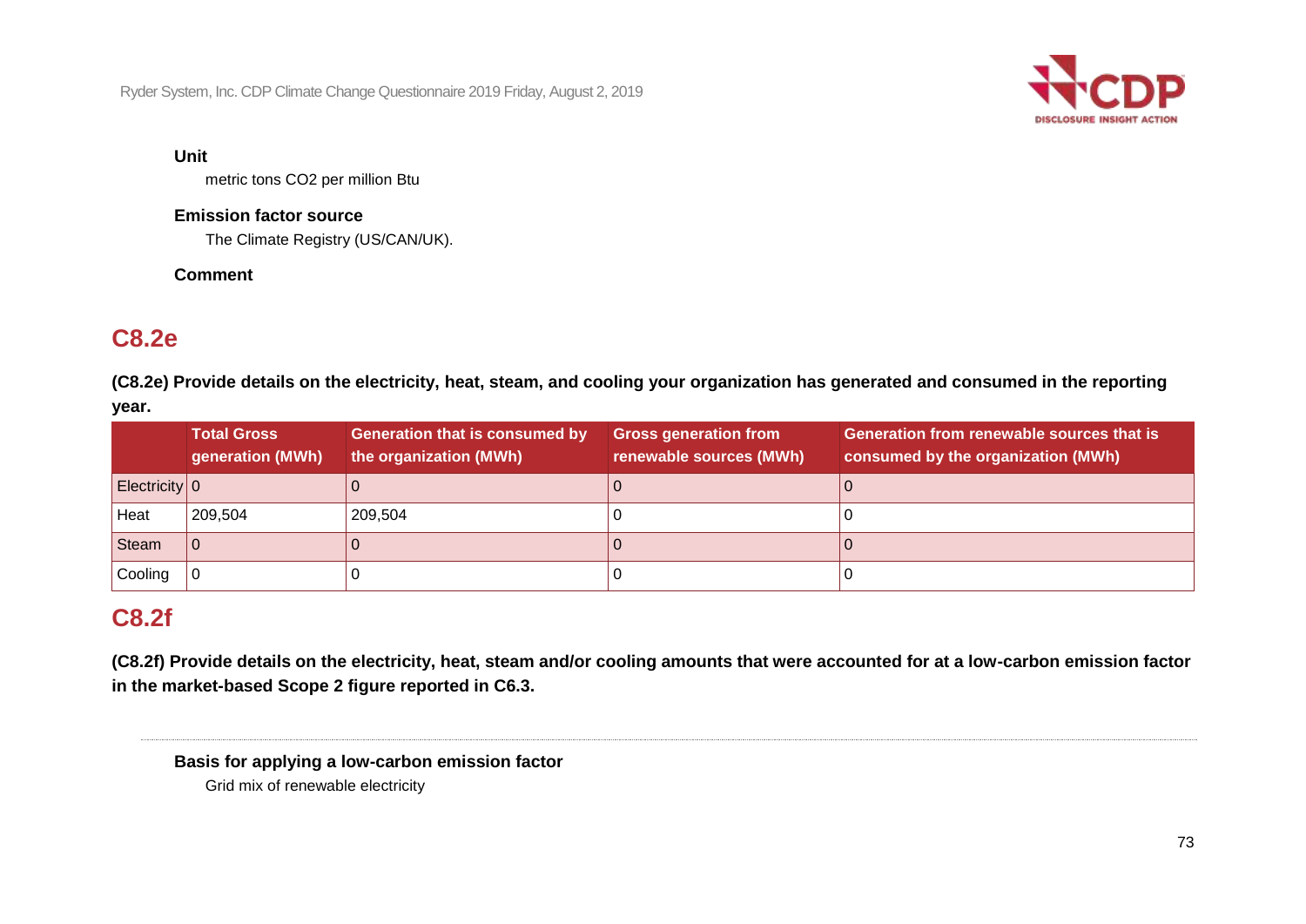**Unit**

metric tons CO2 per million Btu

**Emission factor source**

The Climate Registry (US/CAN/UK).

**Comment**

## C8.2e

**(C8.2e) Provide details on the electricity, heat, steam, and cooling your organization has generated and consumed in the reporting year.**

| | Total Gross generation (MWh) | Generation that is consumed by the organization (MWh) | Gross generation from renewable sources (MWh) | Generation from renewable sources that is consumed by the organization (MWh) |
|---|---|---|---|---|
| Electricity | 0 | 0 | 0 | 0 |
| Heat | 209,504 | 209,504 | 0 | 0 |
| Steam | 0 | 0 | 0 | 0 |
| Cooling | 0 | 0 | 0 | 0 |

## C8.2f

**(C8.2f) Provide details on the electricity, heat, steam and/or cooling amounts that were accounted for at a low-carbon emission factor in the market-based Scope 2 figure reported in C6.3.**

---

**Basis for applying a low-carbon emission factor**

Grid mix of renewable electricity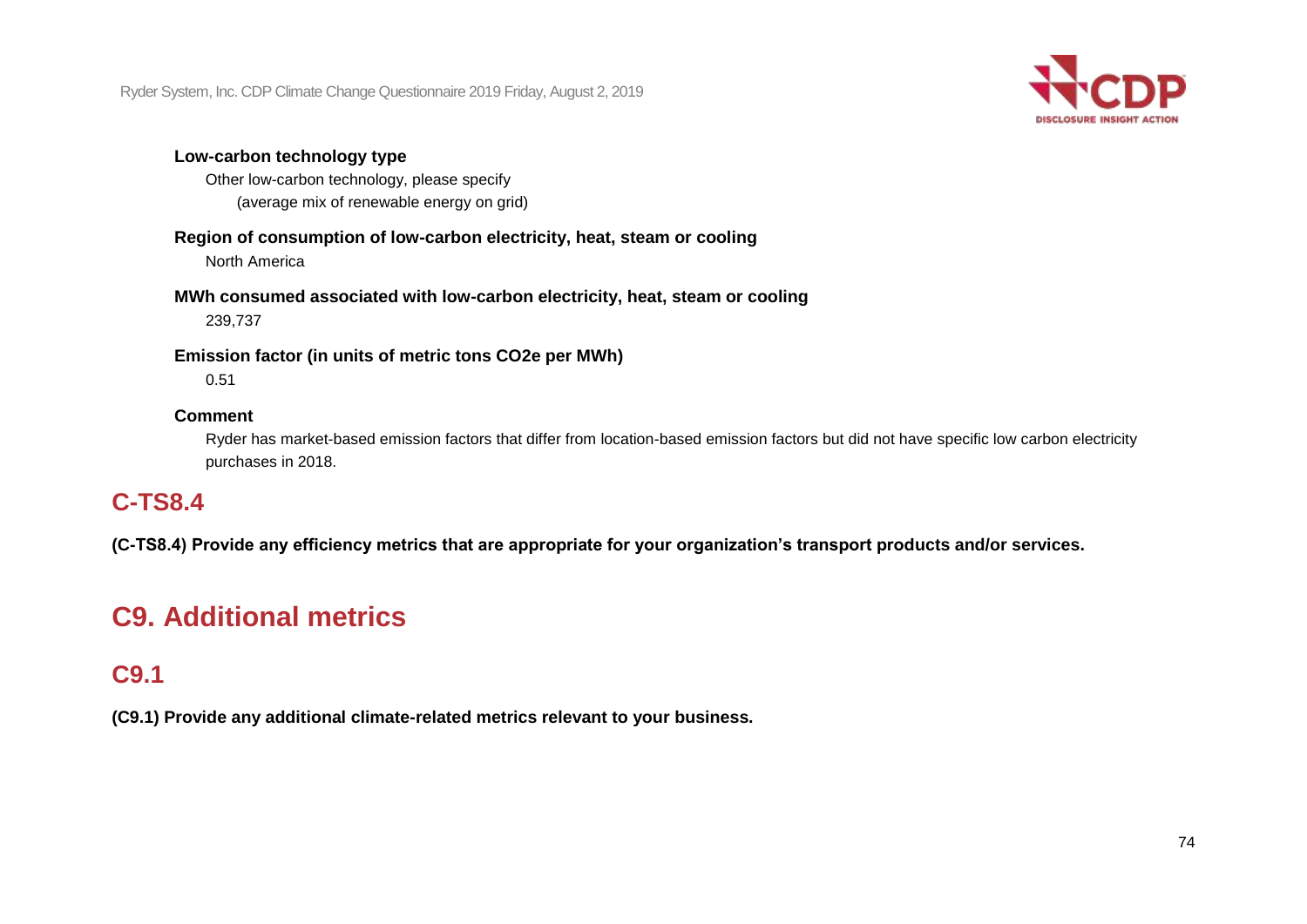**Low-carbon technology type**

Other low-carbon technology, please specify

(average mix of renewable energy on grid)

**Region of consumption of low-carbon electricity, heat, steam or cooling**

North America

**MWh consumed associated with low-carbon electricity, heat, steam or cooling**

239,737

**Emission factor (in units of metric tons CO2e per MWh)**

0.51

**Comment**

Ryder has market-based emission factors that differ from location-based emission factors but did not have specific low carbon electricity purchases in 2018.

## C-TS8.4

**(C-TS8.4) Provide any efficiency metrics that are appropriate for your organization's transport products and/or services.**

# C9. Additional metrics

## C9.1

**(C9.1) Provide any additional climate-related metrics relevant to your business.**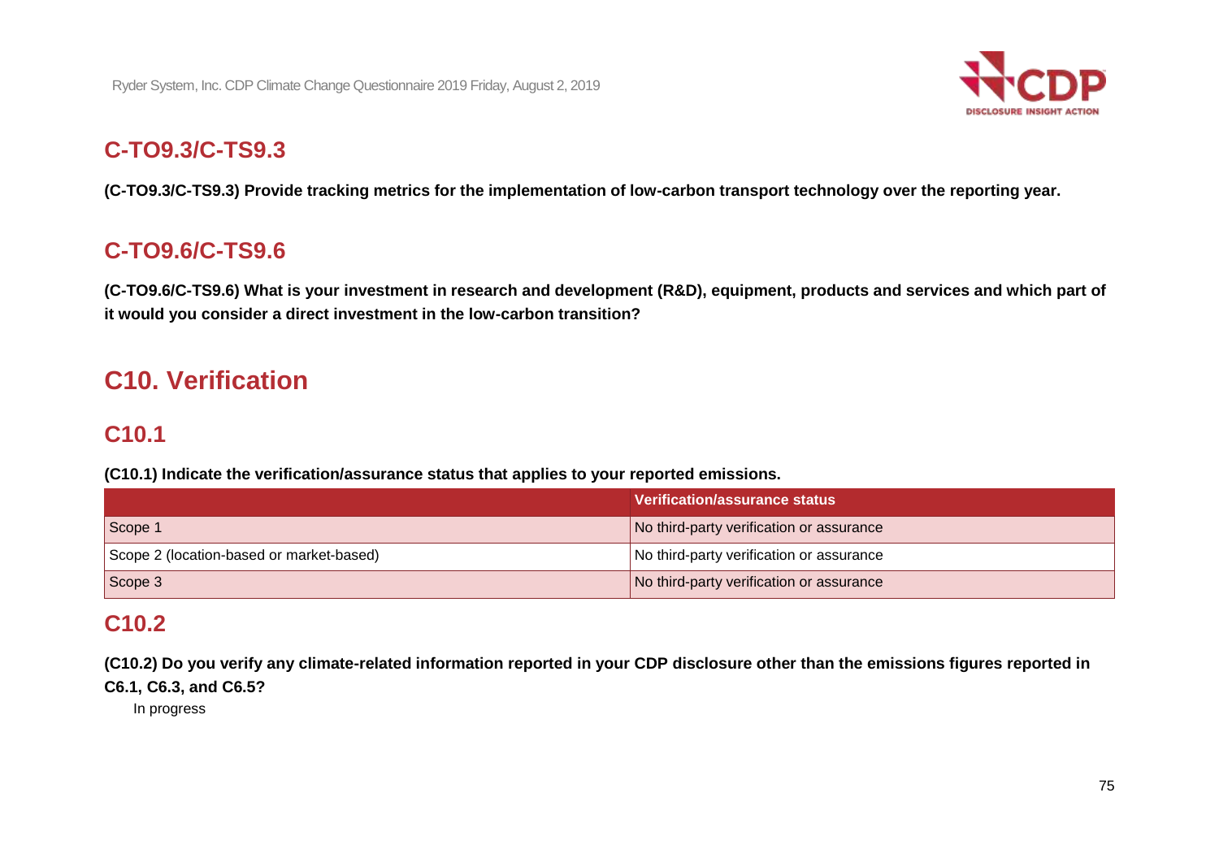## C-TO9.3/C-TS9.3

**(C-TO9.3/C-TS9.3) Provide tracking metrics for the implementation of low-carbon transport technology over the reporting year.**

## C-TO9.6/C-TS9.6

**(C-TO9.6/C-TS9.6) What is your investment in research and development (R&D), equipment, products and services and which part of it would you consider a direct investment in the low-carbon transition?**

# C10. Verification

## C10.1

**(C10.1) Indicate the verification/assurance status that applies to your reported emissions.**

| | Verification/assurance status |
|---|---|
| Scope 1 | No third-party verification or assurance |
| Scope 2 (location-based or market-based) | No third-party verification or assurance |
| Scope 3 | No third-party verification or assurance |

## C10.2

**(C10.2) Do you verify any climate-related information reported in your CDP disclosure other than the emissions figures reported in C6.1, C6.3, and C6.5?**

In progress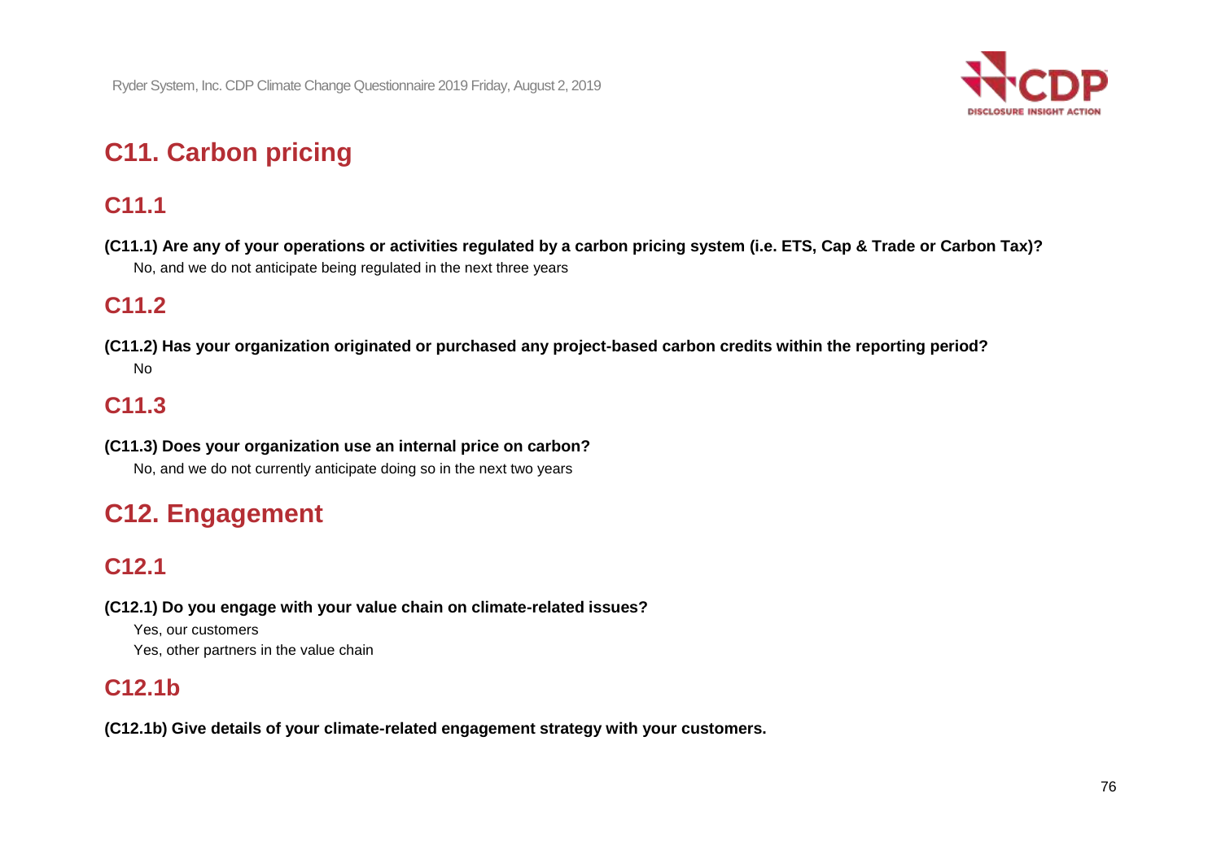# C11. Carbon pricing

## C11.1

**(C11.1) Are any of your operations or activities regulated by a carbon pricing system (i.e. ETS, Cap & Trade or Carbon Tax)?**

No, and we do not anticipate being regulated in the next three years

## C11.2

**(C11.2) Has your organization originated or purchased any project-based carbon credits within the reporting period?**

No

## C11.3

**(C11.3) Does your organization use an internal price on carbon?**

No, and we do not currently anticipate doing so in the next two years

# C12. Engagement

## C12.1

**(C12.1) Do you engage with your value chain on climate-related issues?**

Yes, our customers

Yes, other partners in the value chain

## C12.1b

**(C12.1b) Give details of your climate-related engagement strategy with your customers.**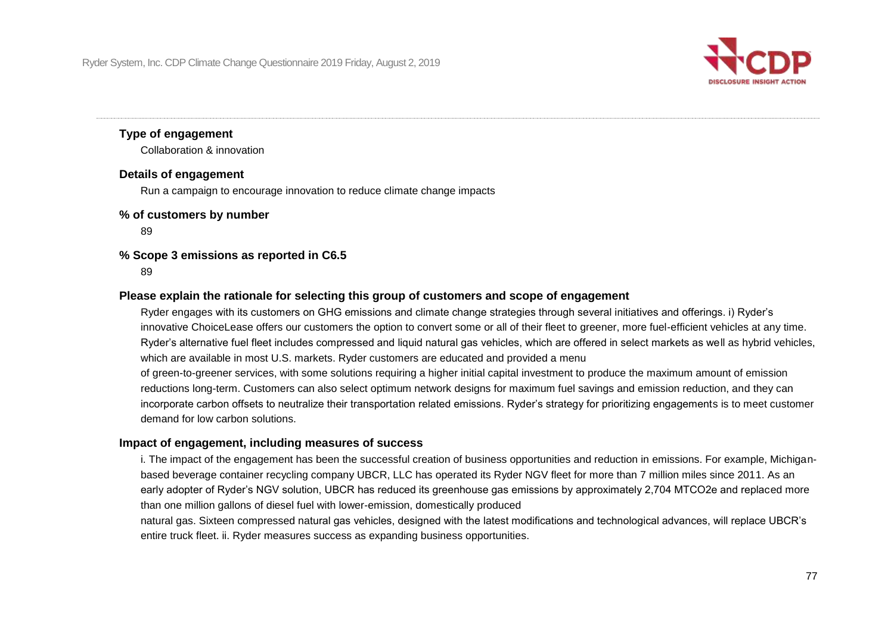**Type of engagement**

Collaboration & innovation

**Details of engagement**

Run a campaign to encourage innovation to reduce climate change impacts

**% of customers by number**

89

**% Scope 3 emissions as reported in C6.5**

89

**Please explain the rationale for selecting this group of customers and scope of engagement**

Ryder engages with its customers on GHG emissions and climate change strategies through several initiatives and offerings. i) Ryder's innovative ChoiceLease offers our customers the option to convert some or all of their fleet to greener, more fuel-efficient vehicles at any time. Ryder's alternative fuel fleet includes compressed and liquid natural gas vehicles, which are offered in select markets as well as hybrid vehicles, which are available in most U.S. markets. Ryder customers are educated and provided a menu of green-to-greener services, with some solutions requiring a higher initial capital investment to produce the maximum amount of emission reductions long-term. Customers can also select optimum network designs for maximum fuel savings and emission reduction, and they can incorporate carbon offsets to neutralize their transportation related emissions. Ryder's strategy for prioritizing engagements is to meet customer demand for low carbon solutions.

**Impact of engagement, including measures of success**

i. The impact of the engagement has been the successful creation of business opportunities and reduction in emissions. For example, Michigan-based beverage container recycling company UBCR, LLC has operated its Ryder NGV fleet for more than 7 million miles since 2011. As an early adopter of Ryder's NGV solution, UBCR has reduced its greenhouse gas emissions by approximately 2,704 MTCO2e and replaced more than one million gallons of diesel fuel with lower-emission, domestically produced natural gas. Sixteen compressed natural gas vehicles, designed with the latest modifications and technological advances, will replace UBCR's entire truck fleet. ii. Ryder measures success as expanding business opportunities.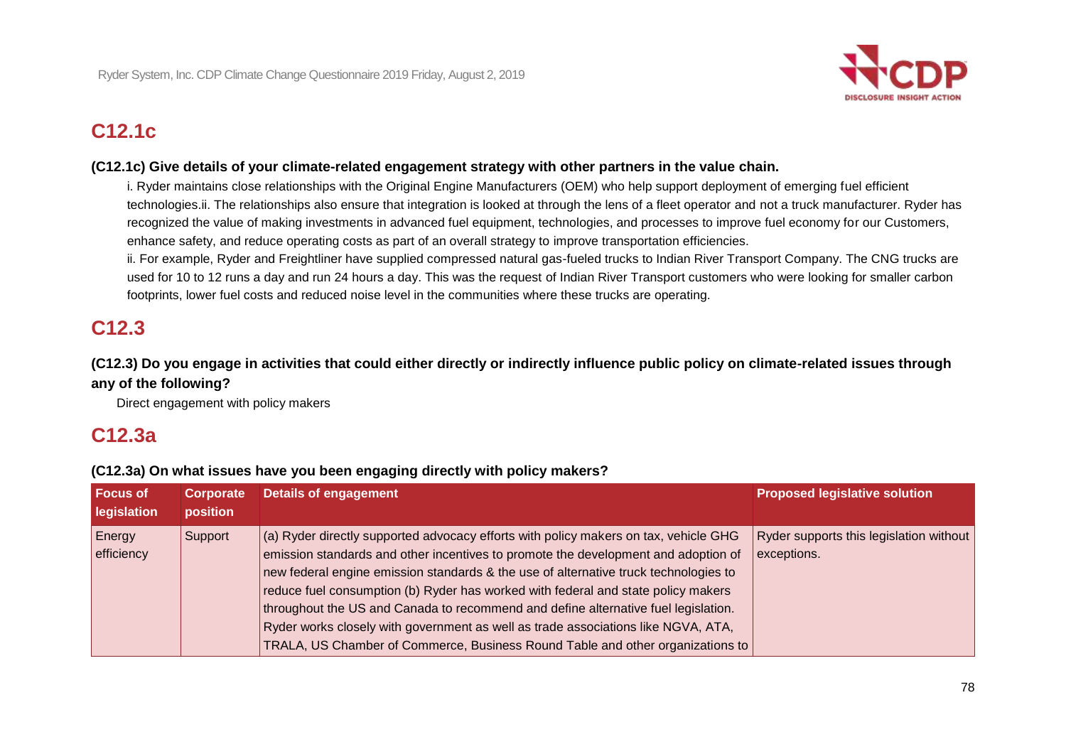## C12.1c

**(C12.1c) Give details of your climate-related engagement strategy with other partners in the value chain.**

i. Ryder maintains close relationships with the Original Engine Manufacturers (OEM) who help support deployment of emerging fuel efficient technologies.ii. The relationships also ensure that integration is looked at through the lens of a fleet operator and not a truck manufacturer. Ryder has recognized the value of making investments in advanced fuel equipment, technologies, and processes to improve fuel economy for our Customers, enhance safety, and reduce operating costs as part of an overall strategy to improve transportation efficiencies.

ii. For example, Ryder and Freightliner have supplied compressed natural gas-fueled trucks to Indian River Transport Company. The CNG trucks are used for 10 to 12 runs a day and run 24 hours a day. This was the request of Indian River Transport customers who were looking for smaller carbon footprints, lower fuel costs and reduced noise level in the communities where these trucks are operating.

## C12.3

**(C12.3) Do you engage in activities that could either directly or indirectly influence public policy on climate-related issues through any of the following?**

Direct engagement with policy makers

## C12.3a

**(C12.3a) On what issues have you been engaging directly with policy makers?**

| Focus of legislation | Corporate position | Details of engagement | Proposed legislative solution |
|---|---|---|---|
| Energy efficiency | Support | (a) Ryder directly supported advocacy efforts with policy makers on tax, vehicle GHG emission standards and other incentives to promote the development and adoption of new federal engine emission standards & the use of alternative truck technologies to reduce fuel consumption (b) Ryder has worked with federal and state policy makers throughout the US and Canada to recommend and define alternative fuel legislation. Ryder works closely with government as well as trade associations like NGVA, ATA, TRALA, US Chamber of Commerce, Business Round Table and other organizations to | Ryder supports this legislation without exceptions. |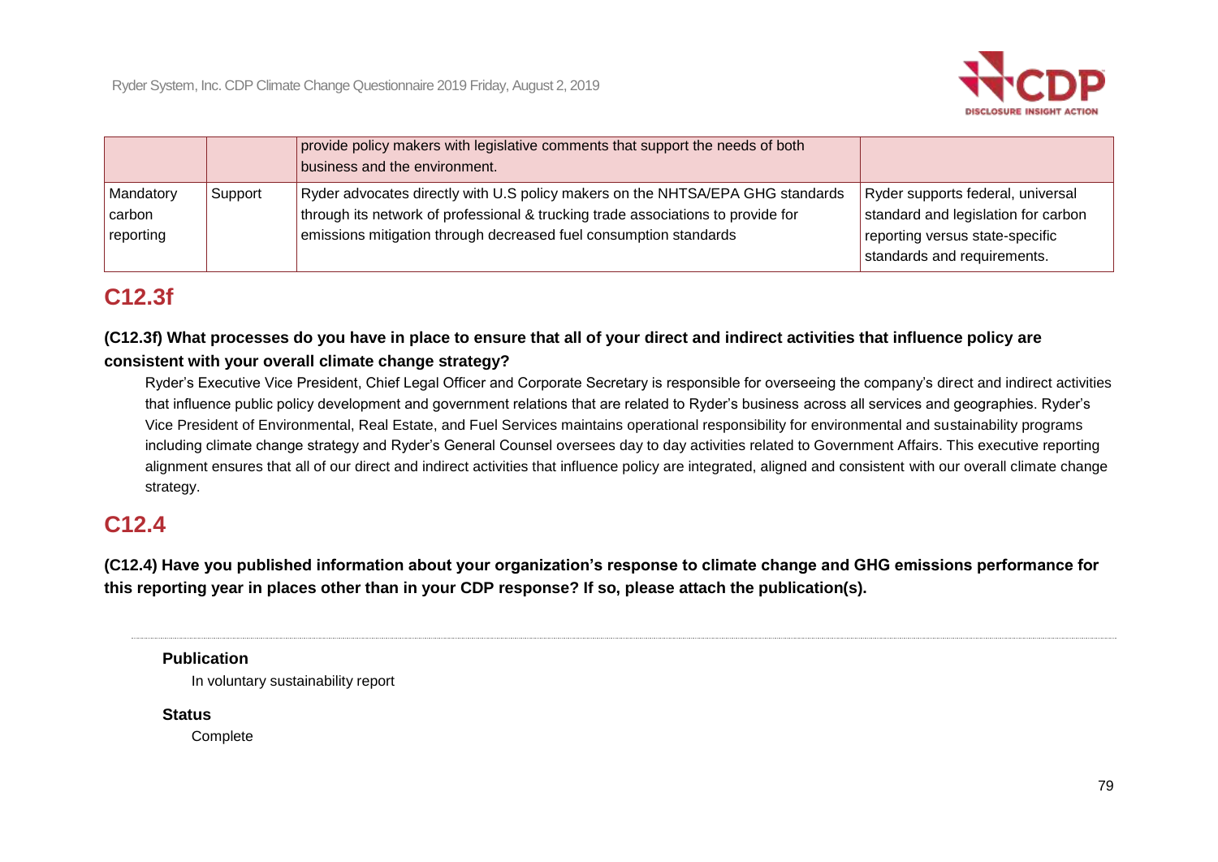| | | | |
|---|---|---|---|
| | | provide policy makers with legislative comments that support the needs of both business and the environment. | |
| Mandatory carbon reporting | Support | Ryder advocates directly with U.S policy makers on the NHTSA/EPA GHG standards through its network of professional & trucking trade associations to provide for emissions mitigation through decreased fuel consumption standards | Ryder supports federal, universal standard and legislation for carbon reporting versus state-specific standards and requirements. |

## C12.3f

**(C12.3f) What processes do you have in place to ensure that all of your direct and indirect activities that influence policy are consistent with your overall climate change strategy?**

Ryder's Executive Vice President, Chief Legal Officer and Corporate Secretary is responsible for overseeing the company's direct and indirect activities that influence public policy development and government relations that are related to Ryder's business across all services and geographies. Ryder's Vice President of Environmental, Real Estate, and Fuel Services maintains operational responsibility for environmental and sustainability programs including climate change strategy and Ryder's General Counsel oversees day to day activities related to Government Affairs. This executive reporting alignment ensures that all of our direct and indirect activities that influence policy are integrated, aligned and consistent with our overall climate change strategy.

## C12.4

**(C12.4) Have you published information about your organization's response to climate change and GHG emissions performance for this reporting year in places other than in your CDP response? If so, please attach the publication(s).**

**Publication**

In voluntary sustainability report

**Status**

Complete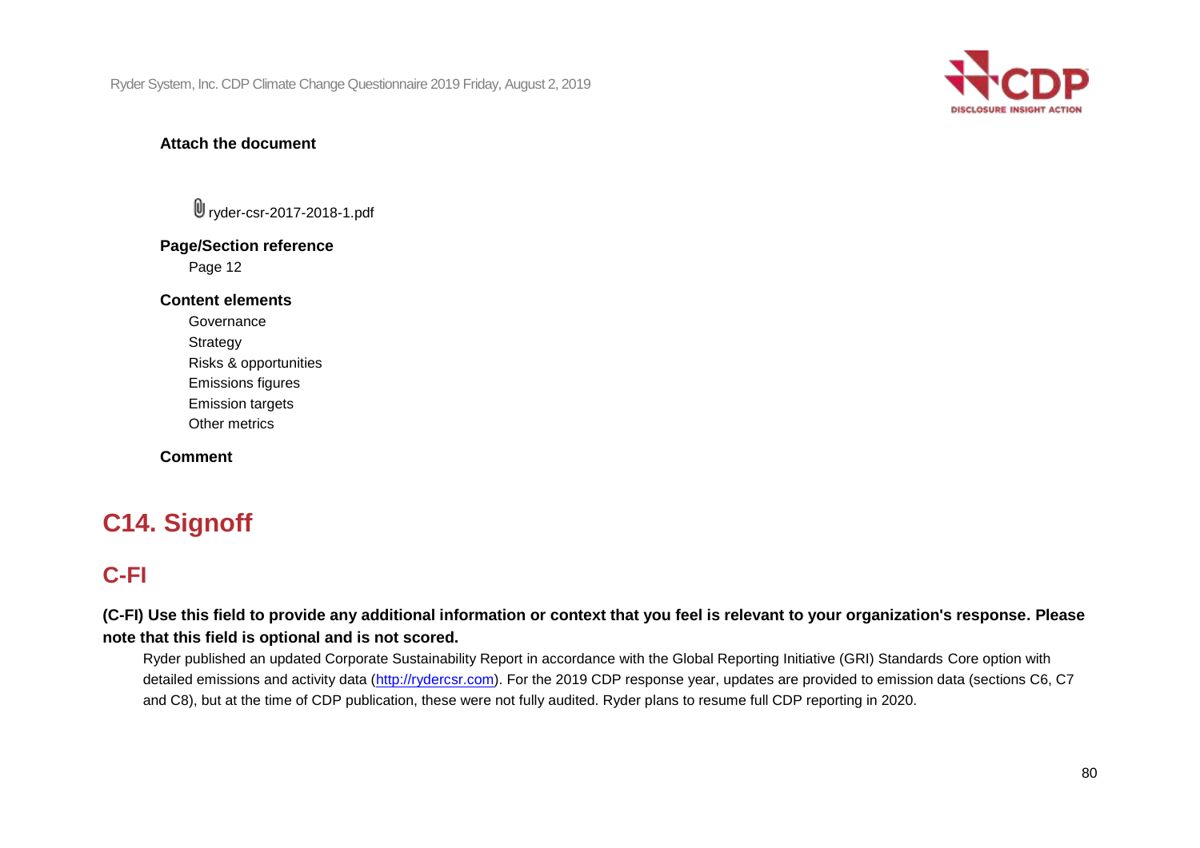**Attach the document**

ryder-csr-2017-2018-1.pdf

**Page/Section reference**

Page 12

**Content elements**

Governance
Strategy
Risks & opportunities
Emissions figures
Emission targets
Other metrics

**Comment**

# C14. Signoff

## C-FI

**(C-FI) Use this field to provide any additional information or context that you feel is relevant to your organization's response. Please note that this field is optional and is not scored.**

Ryder published an updated Corporate Sustainability Report in accordance with the Global Reporting Initiative (GRI) Standards Core option with detailed emissions and activity data (http://rydercsr.com). For the 2019 CDP response year, updates are provided to emission data (sections C6, C7 and C8), but at the time of CDP publication, these were not fully audited. Ryder plans to resume full CDP reporting in 2020.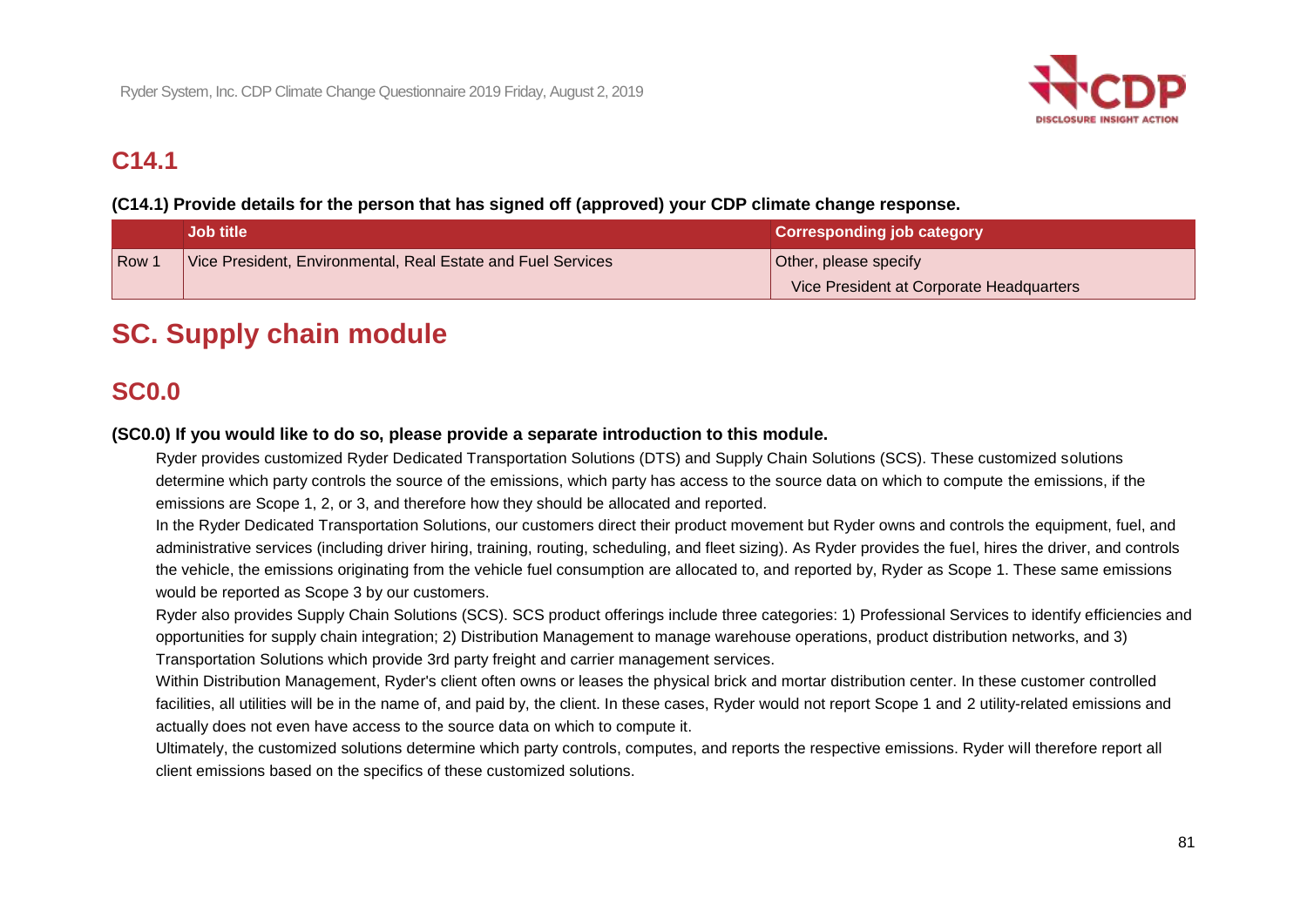## C14.1

**(C14.1) Provide details for the person that has signed off (approved) your CDP climate change response.**

| | Job title | Corresponding job category |
|---|---|---|
| Row 1 | Vice President, Environmental, Real Estate and Fuel Services | Other, please specify<br>Vice President at Corporate Headquarters |

# SC. Supply chain module

## SC0.0

**(SC0.0) If you would like to do so, please provide a separate introduction to this module.**

Ryder provides customized Ryder Dedicated Transportation Solutions (DTS) and Supply Chain Solutions (SCS). These customized solutions determine which party controls the source of the emissions, which party has access to the source data on which to compute the emissions, if the emissions are Scope 1, 2, or 3, and therefore how they should be allocated and reported.

In the Ryder Dedicated Transportation Solutions, our customers direct their product movement but Ryder owns and controls the equipment, fuel, and administrative services (including driver hiring, training, routing, scheduling, and fleet sizing). As Ryder provides the fuel, hires the driver, and controls the vehicle, the emissions originating from the vehicle fuel consumption are allocated to, and reported by, Ryder as Scope 1. These same emissions would be reported as Scope 3 by our customers.

Ryder also provides Supply Chain Solutions (SCS). SCS product offerings include three categories: 1) Professional Services to identify efficiencies and opportunities for supply chain integration; 2) Distribution Management to manage warehouse operations, product distribution networks, and 3) Transportation Solutions which provide 3rd party freight and carrier management services.

Within Distribution Management, Ryder's client often owns or leases the physical brick and mortar distribution center. In these customer controlled facilities, all utilities will be in the name of, and paid by, the client. In these cases, Ryder would not report Scope 1 and 2 utility-related emissions and actually does not even have access to the source data on which to compute it.

Ultimately, the customized solutions determine which party controls, computes, and reports the respective emissions. Ryder will therefore report all client emissions based on the specifics of these customized solutions.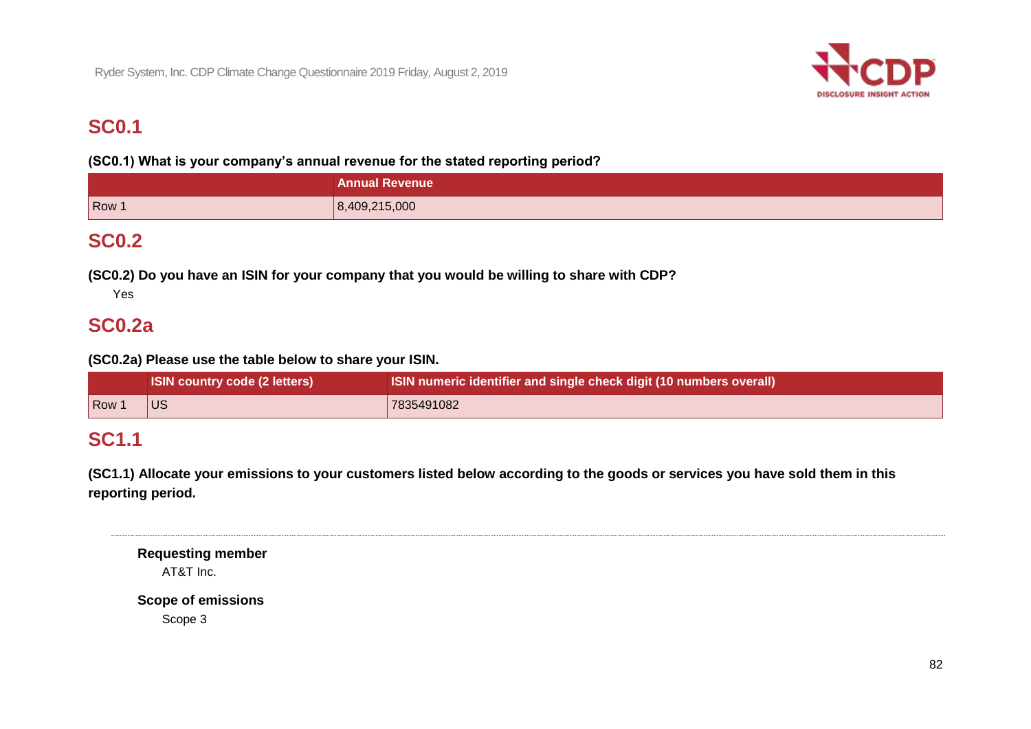## SC0.1

**(SC0.1) What is your company's annual revenue for the stated reporting period?**

| | Annual Revenue |
|---|---|
| Row 1 | 8,409,215,000 |

## SC0.2

**(SC0.2) Do you have an ISIN for your company that you would be willing to share with CDP?**

Yes

## SC0.2a

**(SC0.2a) Please use the table below to share your ISIN.**

| | ISIN country code (2 letters) | ISIN numeric identifier and single check digit (10 numbers overall) |
|---|---|---|
| Row 1 | US | 7835491082 |

## SC1.1

**(SC1.1) Allocate your emissions to your customers listed below according to the goods or services you have sold them in this reporting period.**

---

**Requesting member**

AT&T Inc.

**Scope of emissions**

Scope 3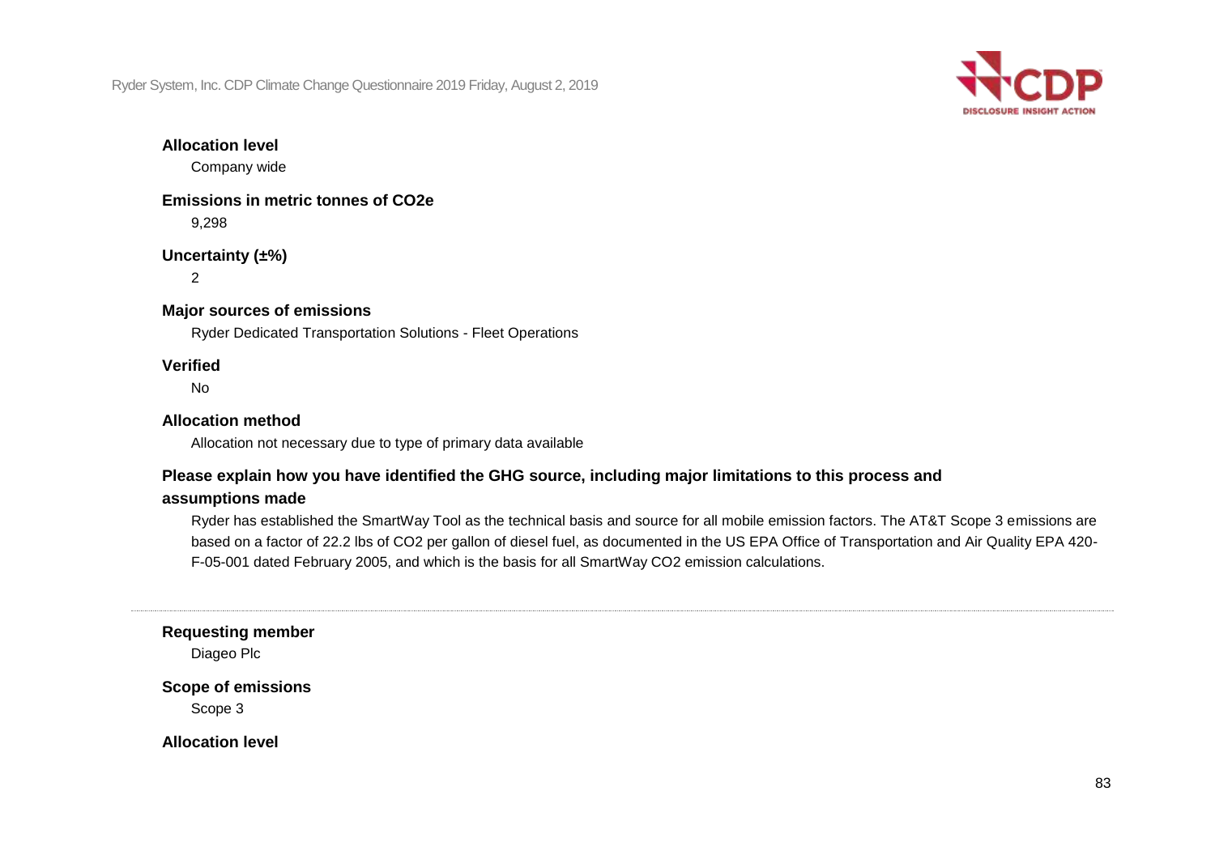**Allocation level**

Company wide

**Emissions in metric tonnes of CO2e**

9,298

**Uncertainty (±%)**

2

**Major sources of emissions**

Ryder Dedicated Transportation Solutions - Fleet Operations

**Verified**

No

**Allocation method**

Allocation not necessary due to type of primary data available

**Please explain how you have identified the GHG source, including major limitations to this process and assumptions made**

Ryder has established the SmartWay Tool as the technical basis and source for all mobile emission factors. The AT&T Scope 3 emissions are based on a factor of 22.2 lbs of CO2 per gallon of diesel fuel, as documented in the US EPA Office of Transportation and Air Quality EPA 420-F-05-001 dated February 2005, and which is the basis for all SmartWay CO2 emission calculations.

---

**Requesting member**

Diageo Plc

**Scope of emissions**

Scope 3

**Allocation level**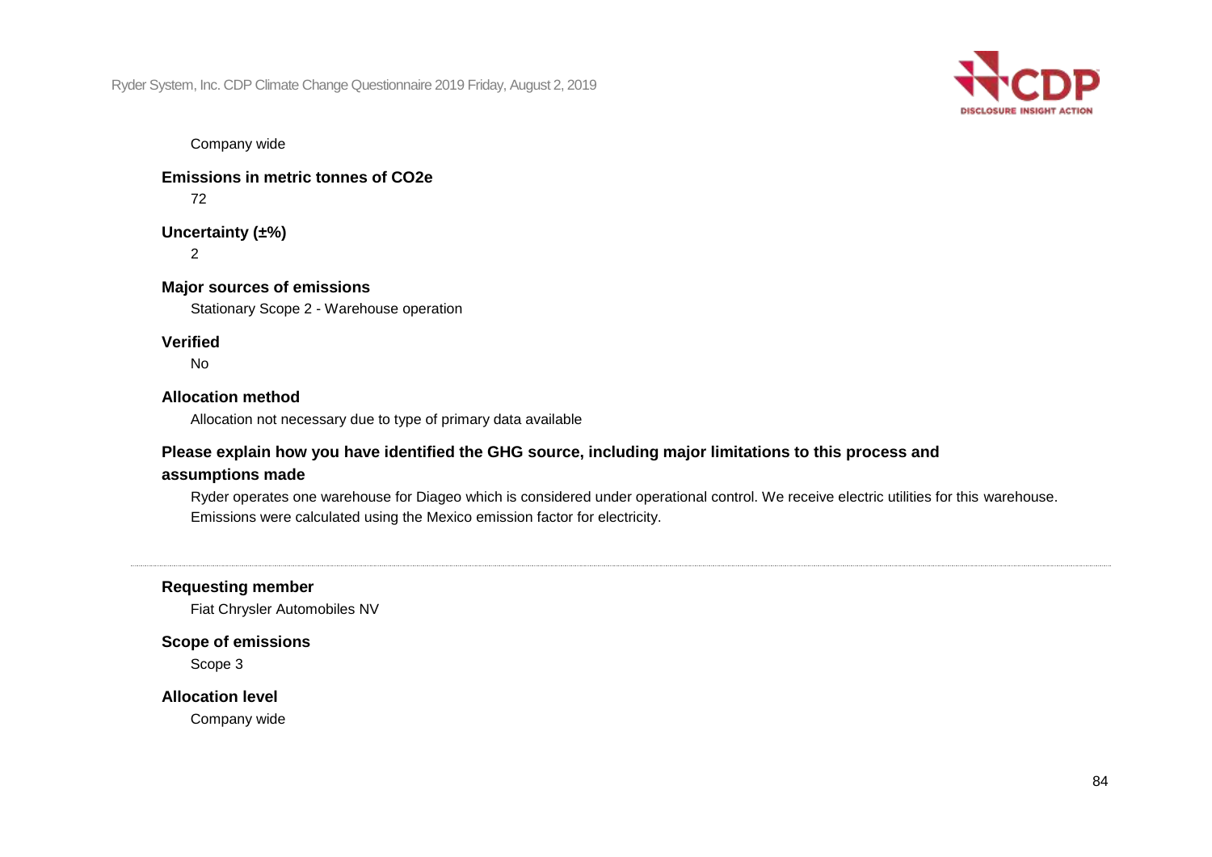Company wide

**Emissions in metric tonnes of CO2e**

72

**Uncertainty (±%)**

2

**Major sources of emissions**

Stationary Scope 2 - Warehouse operation

**Verified**

No

**Allocation method**

Allocation not necessary due to type of primary data available

**Please explain how you have identified the GHG source, including major limitations to this process and assumptions made**

Ryder operates one warehouse for Diageo which is considered under operational control. We receive electric utilities for this warehouse. Emissions were calculated using the Mexico emission factor for electricity.

---

**Requesting member**

Fiat Chrysler Automobiles NV

**Scope of emissions**

Scope 3

**Allocation level**

Company wide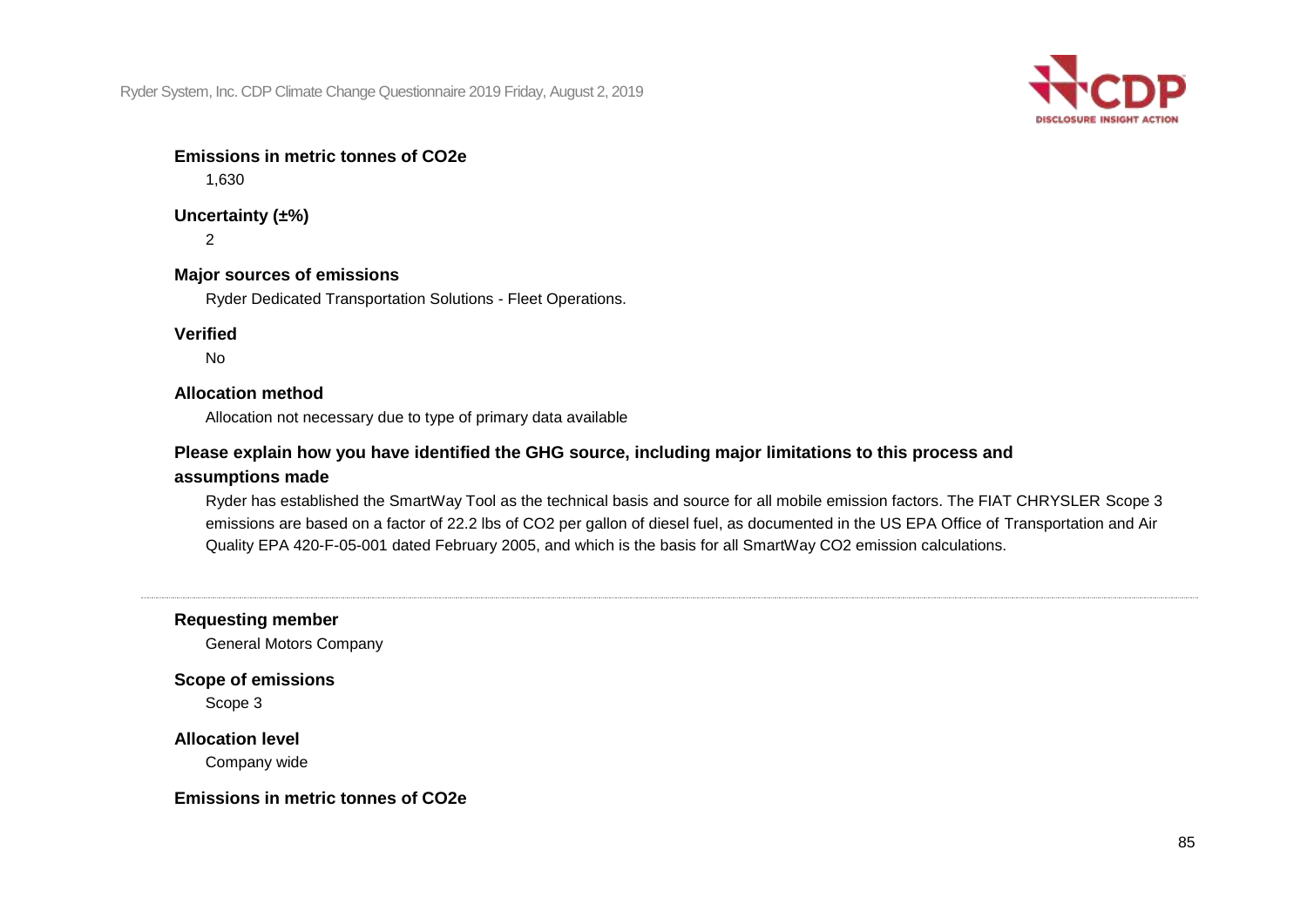**Emissions in metric tonnes of CO2e**

1,630

**Uncertainty (±%)**

2

**Major sources of emissions**

Ryder Dedicated Transportation Solutions - Fleet Operations.

**Verified**

No

**Allocation method**

Allocation not necessary due to type of primary data available

**Please explain how you have identified the GHG source, including major limitations to this process and assumptions made**

Ryder has established the SmartWay Tool as the technical basis and source for all mobile emission factors. The FIAT CHRYSLER Scope 3 emissions are based on a factor of 22.2 lbs of CO2 per gallon of diesel fuel, as documented in the US EPA Office of Transportation and Air Quality EPA 420-F-05-001 dated February 2005, and which is the basis for all SmartWay CO2 emission calculations.

---

**Requesting member**

General Motors Company

**Scope of emissions**

Scope 3

**Allocation level**

Company wide

**Emissions in metric tonnes of CO2e**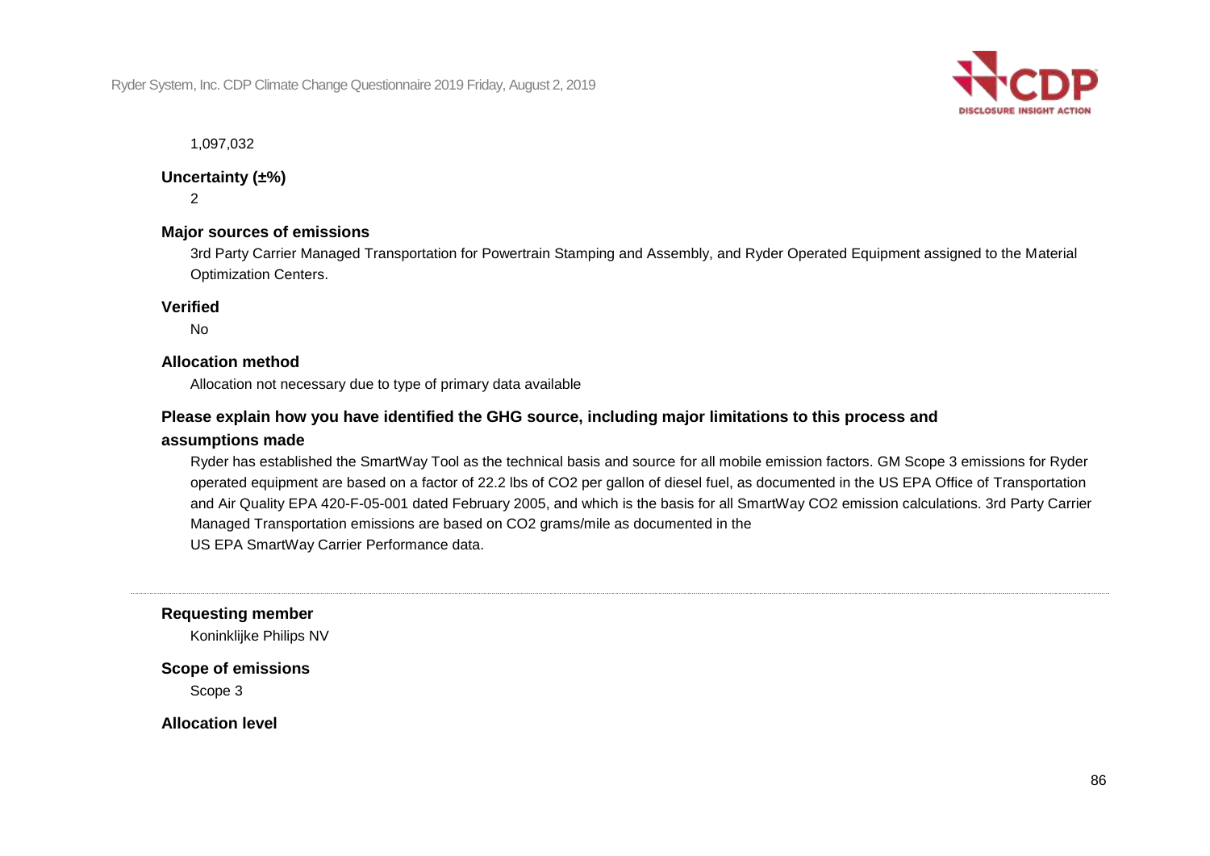1,097,032

**Uncertainty (±%)**

2

**Major sources of emissions**

3rd Party Carrier Managed Transportation for Powertrain Stamping and Assembly, and Ryder Operated Equipment assigned to the Material Optimization Centers.

**Verified**

No

**Allocation method**

Allocation not necessary due to type of primary data available

**Please explain how you have identified the GHG source, including major limitations to this process and assumptions made**

Ryder has established the SmartWay Tool as the technical basis and source for all mobile emission factors. GM Scope 3 emissions for Ryder operated equipment are based on a factor of 22.2 lbs of $CO_2$ per gallon of diesel fuel, as documented in the US EPA Office of Transportation and Air Quality EPA 420-F-05-001 dated February 2005, and which is the basis for all SmartWay $CO_2$ emission calculations. 3rd Party Carrier Managed Transportation emissions are based on $CO_2$ grams/mile as documented in the
US EPA SmartWay Carrier Performance data.

---

**Requesting member**

Koninklijke Philips NV

**Scope of emissions**

Scope 3

**Allocation level**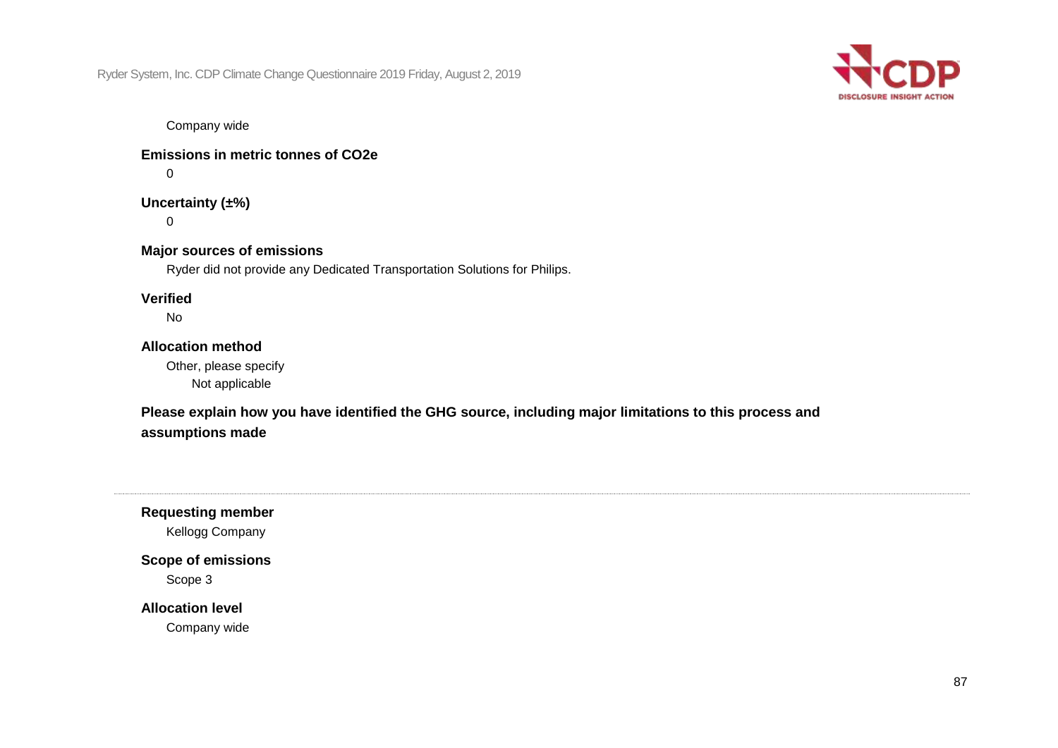Company wide

**Emissions in metric tonnes of CO2e**

0

**Uncertainty (±%)**

0

**Major sources of emissions**

Ryder did not provide any Dedicated Transportation Solutions for Philips.

**Verified**

No

**Allocation method**

Other, please specify

Not applicable

**Please explain how you have identified the GHG source, including major limitations to this process and assumptions made**

---

**Requesting member**

Kellogg Company

**Scope of emissions**

Scope 3

**Allocation level**

Company wide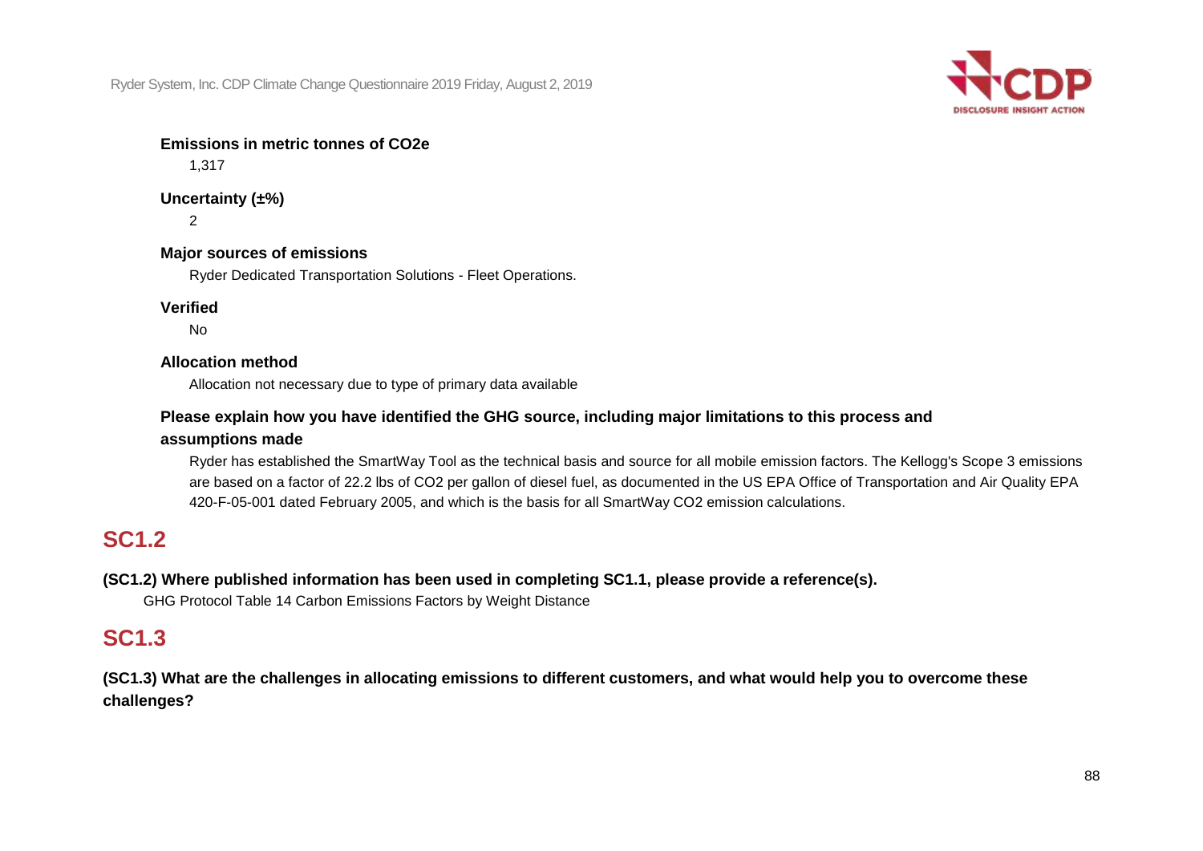**Emissions in metric tonnes of CO2e**

1,317

**Uncertainty (±%)**

2

**Major sources of emissions**

Ryder Dedicated Transportation Solutions - Fleet Operations.

**Verified**

No

**Allocation method**

Allocation not necessary due to type of primary data available

**Please explain how you have identified the GHG source, including major limitations to this process and assumptions made**

Ryder has established the SmartWay Tool as the technical basis and source for all mobile emission factors. The Kellogg's Scope 3 emissions are based on a factor of 22.2 lbs of CO2 per gallon of diesel fuel, as documented in the US EPA Office of Transportation and Air Quality EPA 420-F-05-001 dated February 2005, and which is the basis for all SmartWay CO2 emission calculations.

## SC1.2

**(SC1.2) Where published information has been used in completing SC1.1, please provide a reference(s).**

GHG Protocol Table 14 Carbon Emissions Factors by Weight Distance

## SC1.3

**(SC1.3) What are the challenges in allocating emissions to different customers, and what would help you to overcome these challenges?**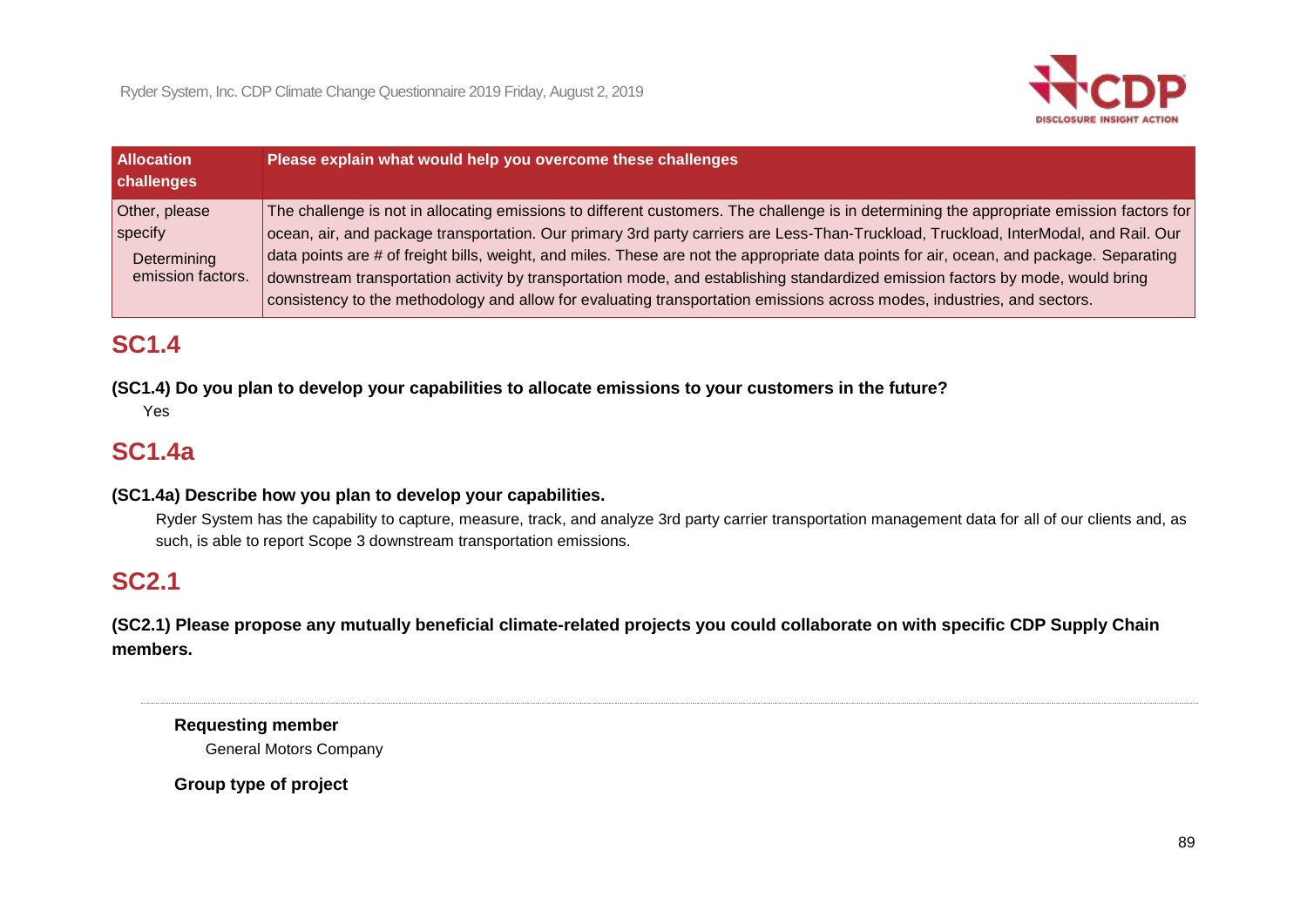| Allocation challenges | Please explain what would help you overcome these challenges |
|---|---|
| Other, please specify<br>Determining emission factors. | The challenge is not in allocating emissions to different customers. The challenge is in determining the appropriate emission factors for ocean, air, and package transportation. Our primary 3rd party carriers are Less-Than-Truckload, Truckload, InterModal, and Rail. Our data points are # of freight bills, weight, and miles. These are not the appropriate data points for air, ocean, and package. Separating downstream transportation activity by transportation mode, and establishing standardized emission factors by mode, would bring consistency to the methodology and allow for evaluating transportation emissions across modes, industries, and sectors. |

## SC1.4

**(SC1.4) Do you plan to develop your capabilities to allocate emissions to your customers in the future?**

Yes

## SC1.4a

**(SC1.4a) Describe how you plan to develop your capabilities.**

Ryder System has the capability to capture, measure, track, and analyze 3rd party carrier transportation management data for all of our clients and, as such, is able to report Scope 3 downstream transportation emissions.

## SC2.1

**(SC2.1) Please propose any mutually beneficial climate-related projects you could collaborate on with specific CDP Supply Chain members.**

---

**Requesting member**

General Motors Company

**Group type of project**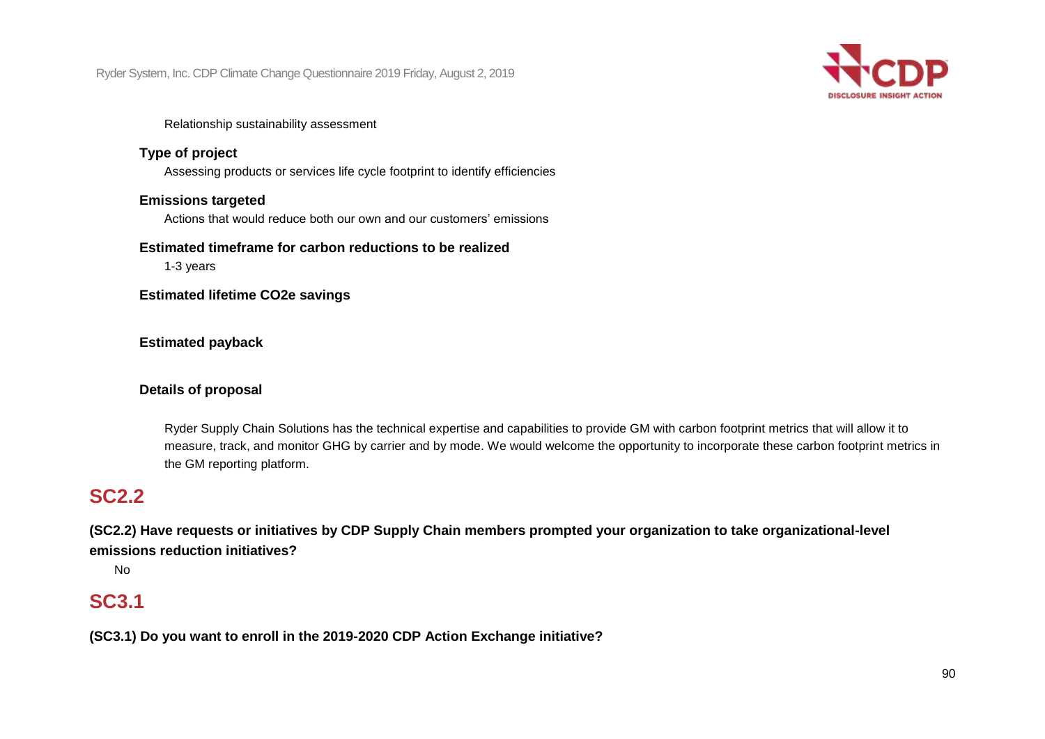Relationship sustainability assessment

**Type of project**

Assessing products or services life cycle footprint to identify efficiencies

**Emissions targeted**

Actions that would reduce both our own and our customers' emissions

**Estimated timeframe for carbon reductions to be realized**

1-3 years

**Estimated lifetime CO2e savings**

**Estimated payback**

**Details of proposal**

Ryder Supply Chain Solutions has the technical expertise and capabilities to provide GM with carbon footprint metrics that will allow it to measure, track, and monitor GHG by carrier and by mode. We would welcome the opportunity to incorporate these carbon footprint metrics in the GM reporting platform.

## SC2.2

**(SC2.2) Have requests or initiatives by CDP Supply Chain members prompted your organization to take organizational-level emissions reduction initiatives?**

No

## SC3.1

**(SC3.1) Do you want to enroll in the 2019-2020 CDP Action Exchange initiative?**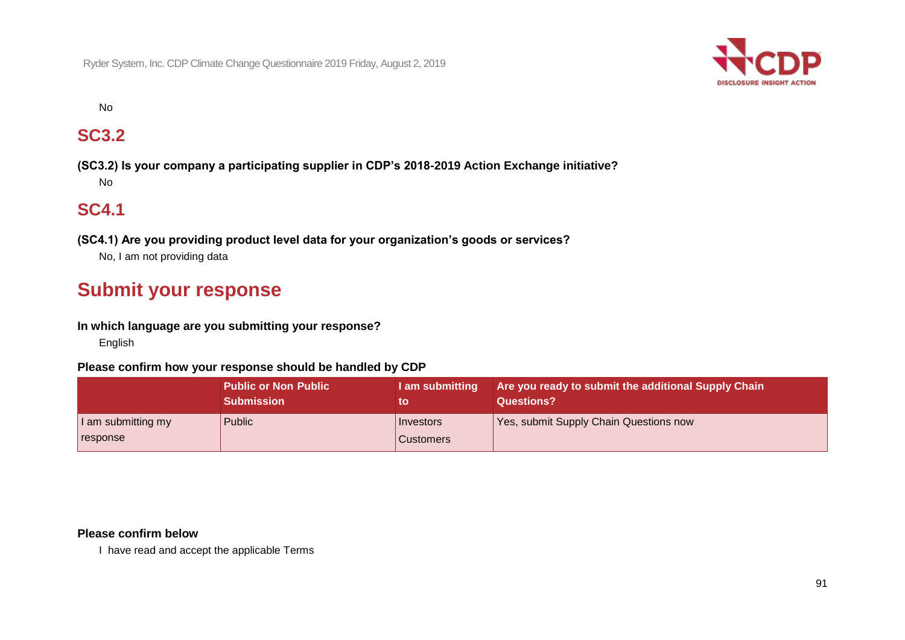No

## SC3.2

**(SC3.2) Is your company a participating supplier in CDP's 2018-2019 Action Exchange initiative?**

No

## SC4.1

**(SC4.1) Are you providing product level data for your organization's goods or services?**

No, I am not providing data

# Submit your response

**In which language are you submitting your response?**

English

**Please confirm how your response should be handled by CDP**

| | Public or Non Public Submission | I am submitting to | Are you ready to submit the additional Supply Chain Questions? |
|---|---|---|---|
| I am submitting my response | Public | Investors<br>Customers | Yes, submit Supply Chain Questions now |

**Please confirm below**

I have read and accept the applicable Terms